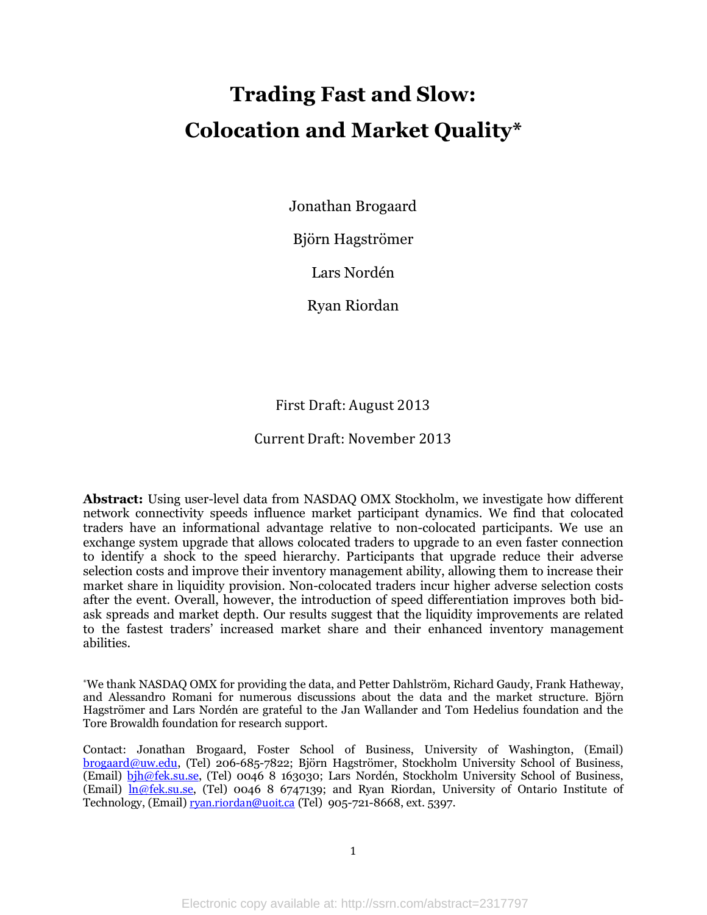# Trading Fast and Slow: Colocation and Market Quality*

Jonathan Brogaard

Björn Hagströmer

Lars Nordén

Ryan Riordan

First Draft: August 2013

Current Draft: November 2013

**Abstract:** Using user-level data from NASDAQ OMX Stockholm, we investigate how different network connectivity speeds influence market participant dynamics. We find that colocated traders have an informational advantage relative to non-colocated participants. We use an exchange system upgrade that allows colocated traders to upgrade to an even faster connection to identify a shock to the speed hierarchy. Participants that upgrade reduce their adverse selection costs and improve their inventory management ability, allowing them to increase their market share in liquidity provision. Non-colocated traders incur higher adverse selection costs after the event. Overall, however, the introduction of speed differentiation improves both bid-ask spreads and market depth. Our results suggest that the liquidity improvements are related to the fastest traders' increased market share and their enhanced inventory management abilities.

*We thank NASDAQ OMX for providing the data, and Petter Dahlström, Richard Gaudy, Frank Hatheway, and Alessandro Romani for numerous discussions about the data and the market structure. Björn Hagströmer and Lars Nordén are grateful to the Jan Wallander and Tom Hedelius foundation and the Tore Browaldh foundation for research support.

Contact: Jonathan Brogaard, Foster School of Business, University of Washington, (Email) brogaard@uw.edu, (Tel) 206-685-7822; Björn Hagströmer, Stockholm University School of Business, (Email) bjh@fek.su.se, (Tel) 0046 8 163030; Lars Nordén, Stockholm University School of Business, (Email) ln@fek.su.se, (Tel) 0046 8 6747139; and Ryan Riordan, University of Ontario Institute of Technology, (Email) ryan.riordan@uoit.ca (Tel) 905-721-8668, ext. 5397.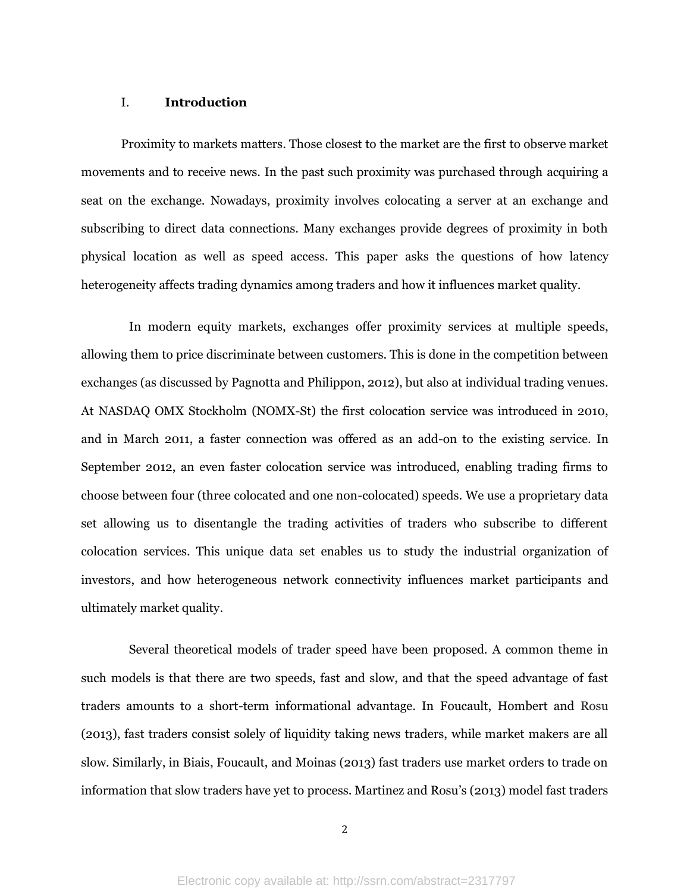## I. Introduction

Proximity to markets matters. Those closest to the market are the first to observe market movements and to receive news. In the past such proximity was purchased through acquiring a seat on the exchange. Nowadays, proximity involves colocating a server at an exchange and subscribing to direct data connections. Many exchanges provide degrees of proximity in both physical location as well as speed access. This paper asks the questions of how latency heterogeneity affects trading dynamics among traders and how it influences market quality.

In modern equity markets, exchanges offer proximity services at multiple speeds, allowing them to price discriminate between customers. This is done in the competition between exchanges (as discussed by Pagnotta and Philippon, 2012), but also at individual trading venues. At NASDAQ OMX Stockholm (NOMX-St) the first colocation service was introduced in 2010, and in March 2011, a faster connection was offered as an add-on to the existing service. In September 2012, an even faster colocation service was introduced, enabling trading firms to choose between four (three colocated and one non-colocated) speeds. We use a proprietary data set allowing us to disentangle the trading activities of traders who subscribe to different colocation services. This unique data set enables us to study the industrial organization of investors, and how heterogeneous network connectivity influences market participants and ultimately market quality.

Several theoretical models of trader speed have been proposed. A common theme in such models is that there are two speeds, fast and slow, and that the speed advantage of fast traders amounts to a short-term informational advantage. In Foucault, Hombert and Rosu (2013), fast traders consist solely of liquidity taking news traders, while market makers are all slow. Similarly, in Biais, Foucault, and Moinas (2013) fast traders use market orders to trade on information that slow traders have yet to process. Martinez and Rosu's (2013) model fast traders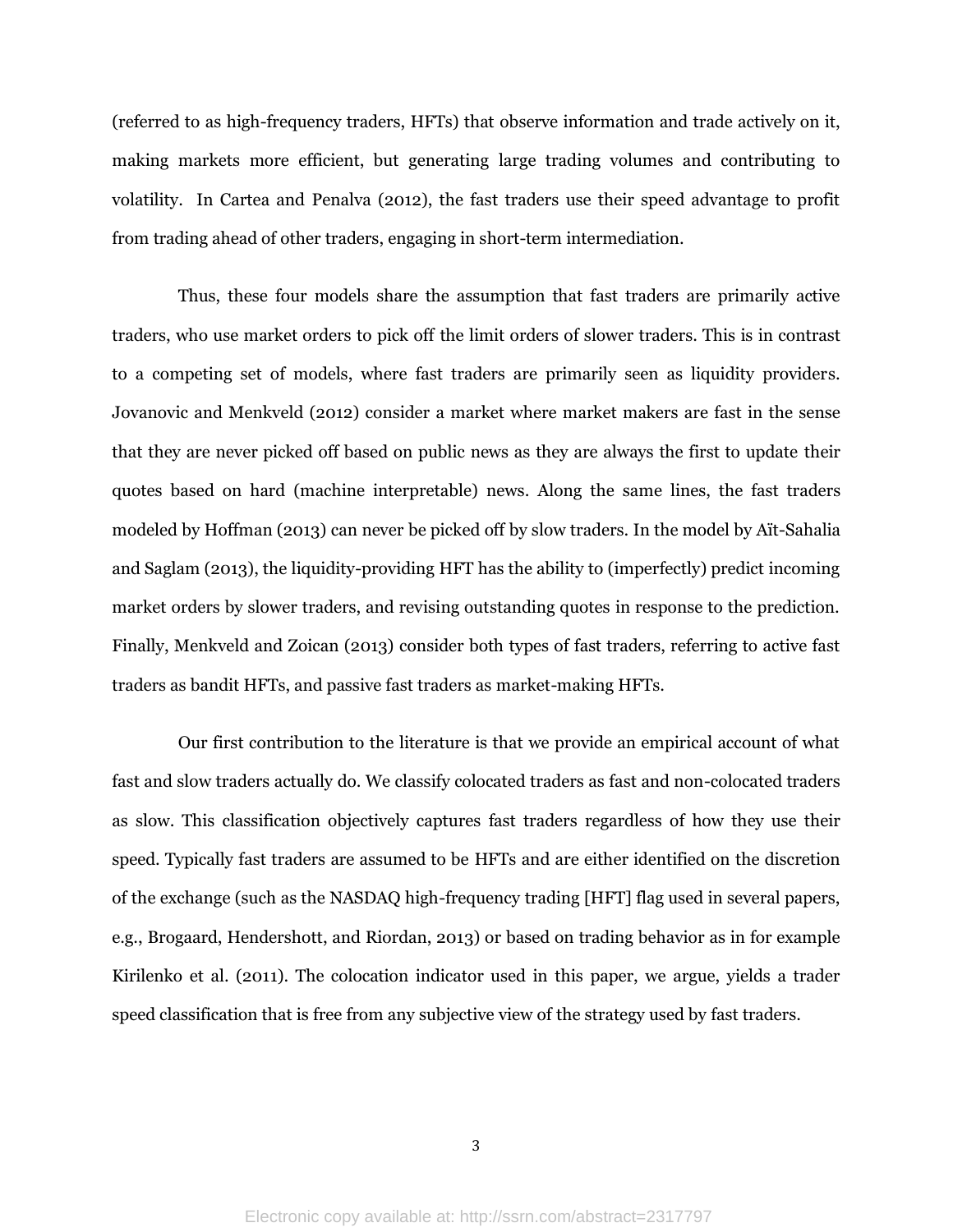(referred to as high-frequency traders, HFTs) that observe information and trade actively on it, making markets more efficient, but generating large trading volumes and contributing to volatility. In Cartea and Penalva (2012), the fast traders use their speed advantage to profit from trading ahead of other traders, engaging in short-term intermediation.

Thus, these four models share the assumption that fast traders are primarily active traders, who use market orders to pick off the limit orders of slower traders. This is in contrast to a competing set of models, where fast traders are primarily seen as liquidity providers. Jovanovic and Menkveld (2012) consider a market where market makers are fast in the sense that they are never picked off based on public news as they are always the first to update their quotes based on hard (machine interpretable) news. Along the same lines, the fast traders modeled by Hoffman (2013) can never be picked off by slow traders. In the model by Aït-Sahalia and Saglam (2013), the liquidity-providing HFT has the ability to (imperfectly) predict incoming market orders by slower traders, and revising outstanding quotes in response to the prediction. Finally, Menkveld and Zoican (2013) consider both types of fast traders, referring to active fast traders as bandit HFTs, and passive fast traders as market-making HFTs.

Our first contribution to the literature is that we provide an empirical account of what fast and slow traders actually do. We classify colocated traders as fast and non-colocated traders as slow. This classification objectively captures fast traders regardless of how they use their speed. Typically fast traders are assumed to be HFTs and are either identified on the discretion of the exchange (such as the NASDAQ high-frequency trading [HFT] flag used in several papers, e.g., Brogaard, Hendershott, and Riordan, 2013) or based on trading behavior as in for example Kirilenko et al. (2011). The colocation indicator used in this paper, we argue, yields a trader speed classification that is free from any subjective view of the strategy used by fast traders.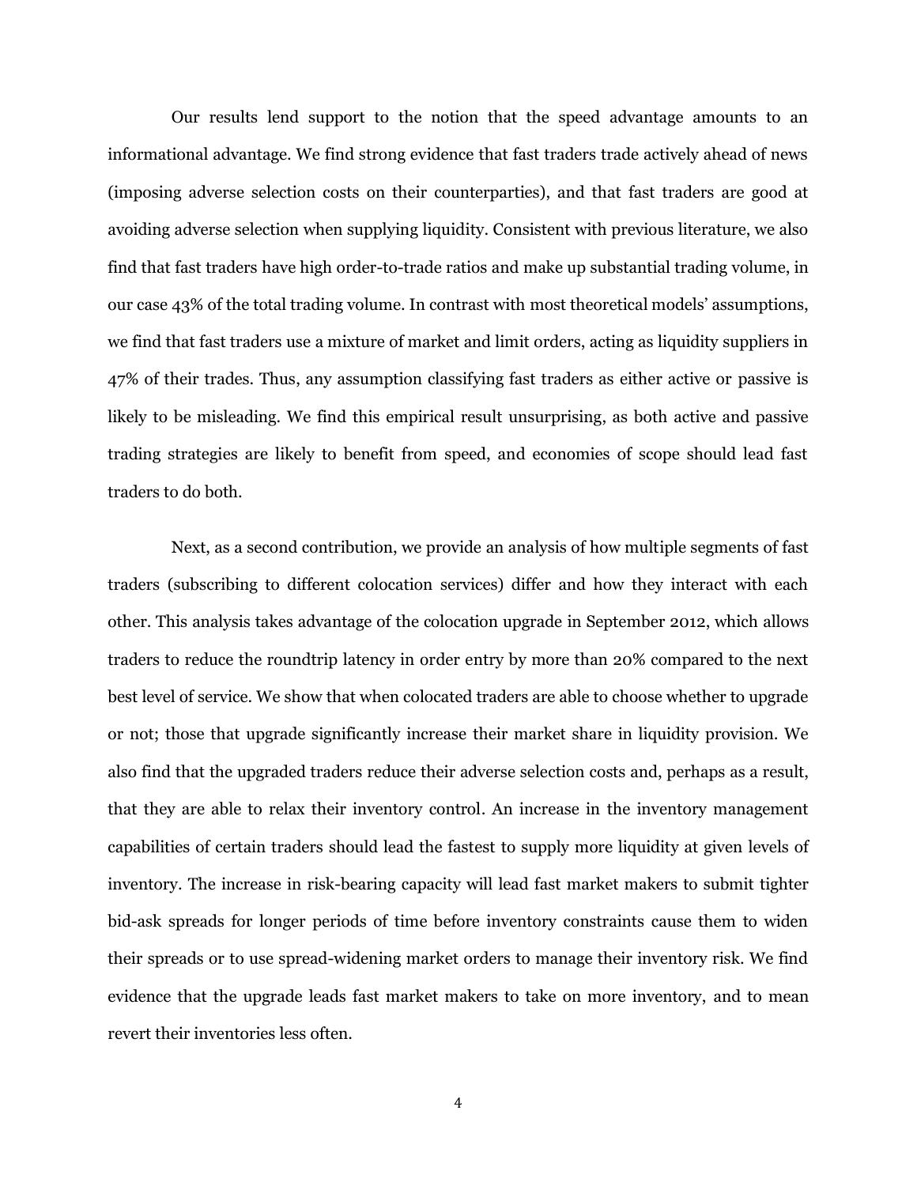Our results lend support to the notion that the speed advantage amounts to an informational advantage. We find strong evidence that fast traders trade actively ahead of news (imposing adverse selection costs on their counterparties), and that fast traders are good at avoiding adverse selection when supplying liquidity. Consistent with previous literature, we also find that fast traders have high order-to-trade ratios and make up substantial trading volume, in our case 43% of the total trading volume. In contrast with most theoretical models' assumptions, we find that fast traders use a mixture of market and limit orders, acting as liquidity suppliers in 47% of their trades. Thus, any assumption classifying fast traders as either active or passive is likely to be misleading. We find this empirical result unsurprising, as both active and passive trading strategies are likely to benefit from speed, and economies of scope should lead fast traders to do both.

Next, as a second contribution, we provide an analysis of how multiple segments of fast traders (subscribing to different colocation services) differ and how they interact with each other. This analysis takes advantage of the colocation upgrade in September 2012, which allows traders to reduce the roundtrip latency in order entry by more than 20% compared to the next best level of service. We show that when colocated traders are able to choose whether to upgrade or not; those that upgrade significantly increase their market share in liquidity provision. We also find that the upgraded traders reduce their adverse selection costs and, perhaps as a result, that they are able to relax their inventory control. An increase in the inventory management capabilities of certain traders should lead the fastest to supply more liquidity at given levels of inventory. The increase in risk-bearing capacity will lead fast market makers to submit tighter bid-ask spreads for longer periods of time before inventory constraints cause them to widen their spreads or to use spread-widening market orders to manage their inventory risk. We find evidence that the upgrade leads fast market makers to take on more inventory, and to mean revert their inventories less often.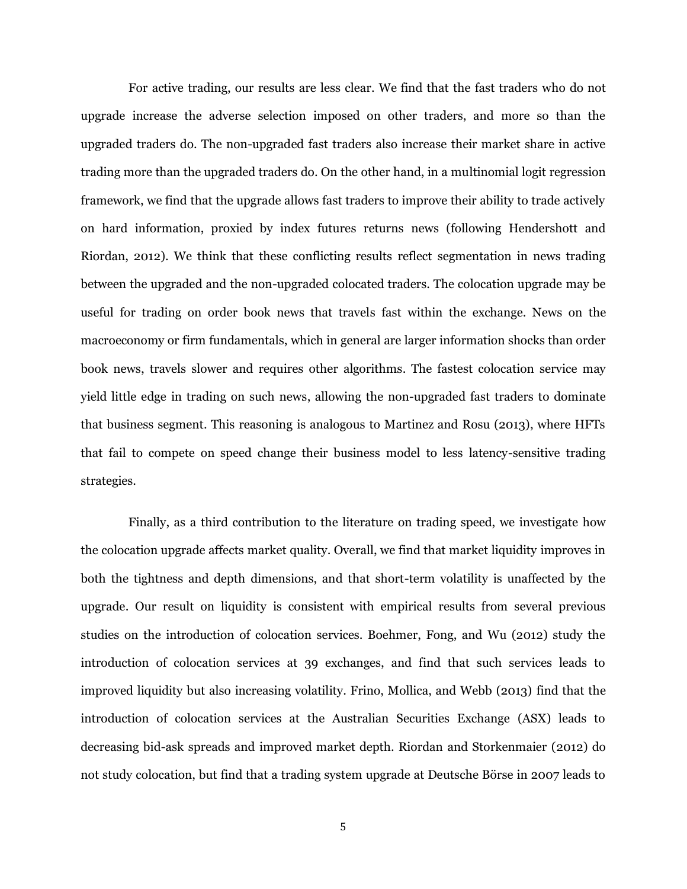For active trading, our results are less clear. We find that the fast traders who do not upgrade increase the adverse selection imposed on other traders, and more so than the upgraded traders do. The non-upgraded fast traders also increase their market share in active trading more than the upgraded traders do. On the other hand, in a multinomial logit regression framework, we find that the upgrade allows fast traders to improve their ability to trade actively on hard information, proxied by index futures returns news (following Hendershott and Riordan, 2012). We think that these conflicting results reflect segmentation in news trading between the upgraded and the non-upgraded colocated traders. The colocation upgrade may be useful for trading on order book news that travels fast within the exchange. News on the macroeconomy or firm fundamentals, which in general are larger information shocks than order book news, travels slower and requires other algorithms. The fastest colocation service may yield little edge in trading on such news, allowing the non-upgraded fast traders to dominate that business segment. This reasoning is analogous to Martinez and Rosu (2013), where HFTs that fail to compete on speed change their business model to less latency-sensitive trading strategies.

Finally, as a third contribution to the literature on trading speed, we investigate how the colocation upgrade affects market quality. Overall, we find that market liquidity improves in both the tightness and depth dimensions, and that short-term volatility is unaffected by the upgrade. Our result on liquidity is consistent with empirical results from several previous studies on the introduction of colocation services. Boehmer, Fong, and Wu (2012) study the introduction of colocation services at 39 exchanges, and find that such services leads to improved liquidity but also increasing volatility. Frino, Mollica, and Webb (2013) find that the introduction of colocation services at the Australian Securities Exchange (ASX) leads to decreasing bid-ask spreads and improved market depth. Riordan and Storkenmaier (2012) do not study colocation, but find that a trading system upgrade at Deutsche Börse in 2007 leads to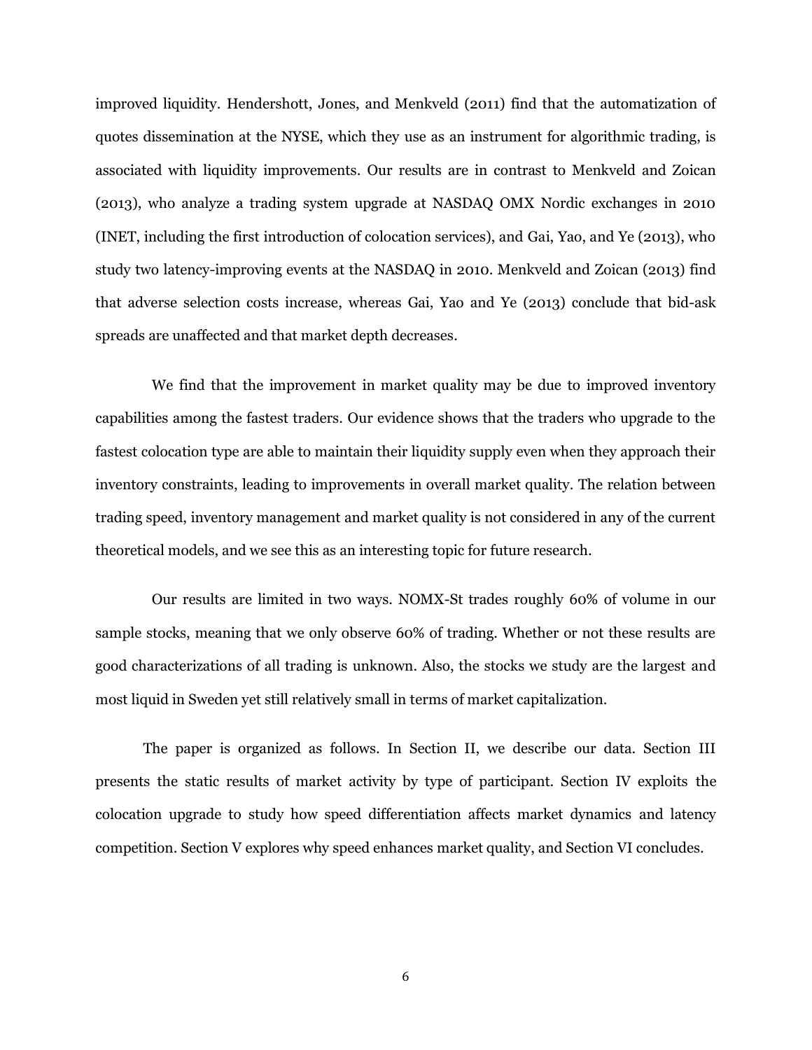improved liquidity. Hendershott, Jones, and Menkveld (2011) find that the automatization of quotes dissemination at the NYSE, which they use as an instrument for algorithmic trading, is associated with liquidity improvements. Our results are in contrast to Menkveld and Zoican (2013), who analyze a trading system upgrade at NASDAQ OMX Nordic exchanges in 2010 (INET, including the first introduction of colocation services), and Gai, Yao, and Ye (2013), who study two latency-improving events at the NASDAQ in 2010. Menkveld and Zoican (2013) find that adverse selection costs increase, whereas Gai, Yao and Ye (2013) conclude that bid-ask spreads are unaffected and that market depth decreases.

We find that the improvement in market quality may be due to improved inventory capabilities among the fastest traders. Our evidence shows that the traders who upgrade to the fastest colocation type are able to maintain their liquidity supply even when they approach their inventory constraints, leading to improvements in overall market quality. The relation between trading speed, inventory management and market quality is not considered in any of the current theoretical models, and we see this as an interesting topic for future research.

Our results are limited in two ways. NOMX-St trades roughly 60% of volume in our sample stocks, meaning that we only observe 60% of trading. Whether or not these results are good characterizations of all trading is unknown. Also, the stocks we study are the largest and most liquid in Sweden yet still relatively small in terms of market capitalization.

The paper is organized as follows. In Section II, we describe our data. Section III presents the static results of market activity by type of participant. Section IV exploits the colocation upgrade to study how speed differentiation affects market dynamics and latency competition. Section V explores why speed enhances market quality, and Section VI concludes.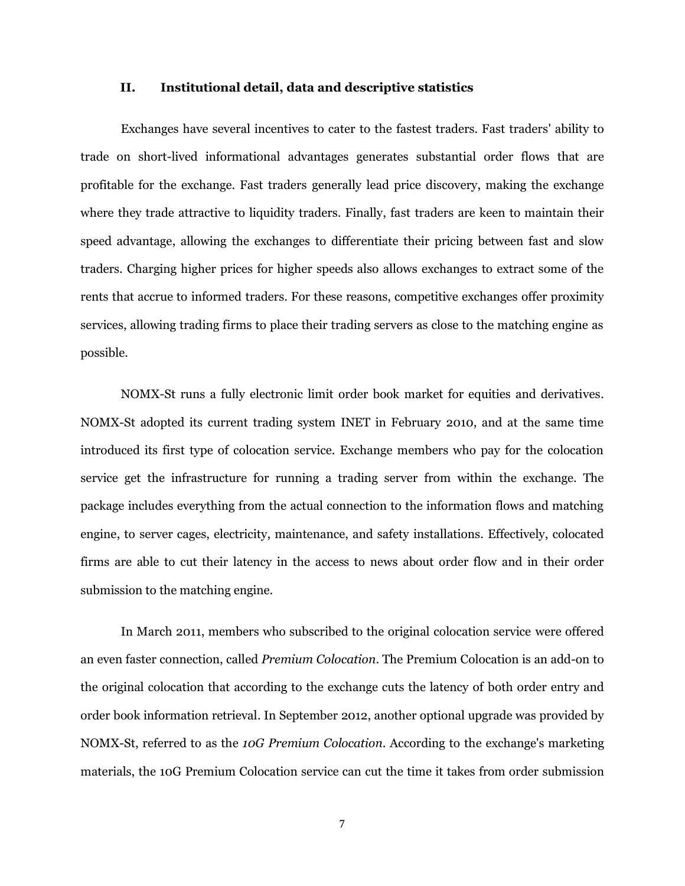## II. Institutional detail, data and descriptive statistics

Exchanges have several incentives to cater to the fastest traders. Fast traders' ability to trade on short-lived informational advantages generates substantial order flows that are profitable for the exchange. Fast traders generally lead price discovery, making the exchange where they trade attractive to liquidity traders. Finally, fast traders are keen to maintain their speed advantage, allowing the exchanges to differentiate their pricing between fast and slow traders. Charging higher prices for higher speeds also allows exchanges to extract some of the rents that accrue to informed traders. For these reasons, competitive exchanges offer proximity services, allowing trading firms to place their trading servers as close to the matching engine as possible.

NOMX-St runs a fully electronic limit order book market for equities and derivatives. NOMX-St adopted its current trading system INET in February 2010, and at the same time introduced its first type of colocation service. Exchange members who pay for the colocation service get the infrastructure for running a trading server from within the exchange. The package includes everything from the actual connection to the information flows and matching engine, to server cages, electricity, maintenance, and safety installations. Effectively, colocated firms are able to cut their latency in the access to news about order flow and in their order submission to the matching engine.

In March 2011, members who subscribed to the original colocation service were offered an even faster connection, called *Premium Colocation*. The Premium Colocation is an add-on to the original colocation that according to the exchange cuts the latency of both order entry and order book information retrieval. In September 2012, another optional upgrade was provided by NOMX-St, referred to as the *10G Premium Colocation*. According to the exchange's marketing materials, the 10G Premium Colocation service can cut the time it takes from order submission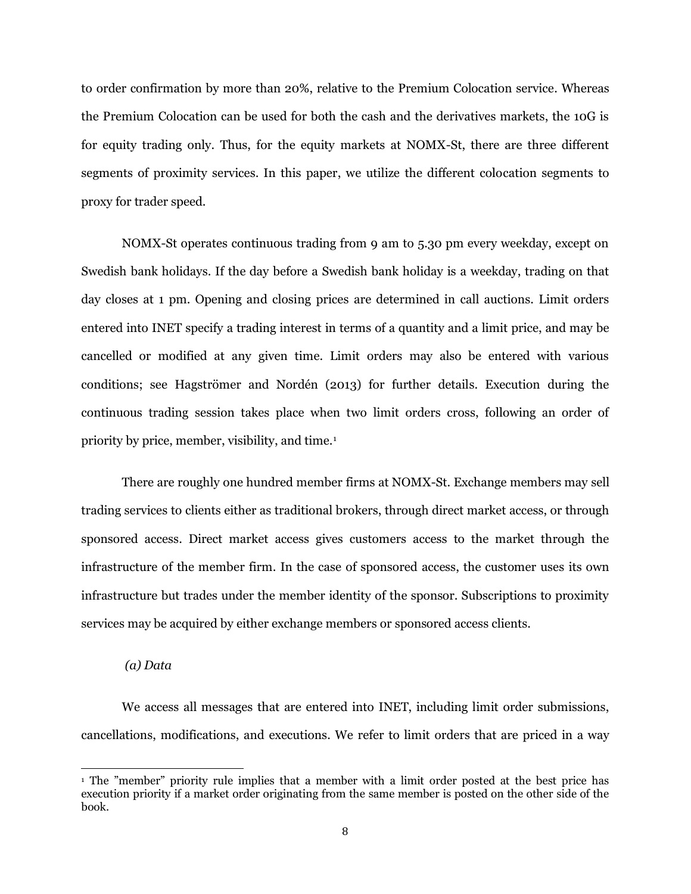to order confirmation by more than 20%, relative to the Premium Colocation service. Whereas the Premium Colocation can be used for both the cash and the derivatives markets, the 10G is for equity trading only. Thus, for the equity markets at NOMX-St, there are three different segments of proximity services. In this paper, we utilize the different colocation segments to proxy for trader speed.

NOMX-St operates continuous trading from 9 am to 5.30 pm every weekday, except on Swedish bank holidays. If the day before a Swedish bank holiday is a weekday, trading on that day closes at 1 pm. Opening and closing prices are determined in call auctions. Limit orders entered into INET specify a trading interest in terms of a quantity and a limit price, and may be cancelled or modified at any given time. Limit orders may also be entered with various conditions; see Hagströmer and Nordén (2013) for further details. Execution during the continuous trading session takes place when two limit orders cross, following an order of priority by price, member, visibility, and time.[1]

There are roughly one hundred member firms at NOMX-St. Exchange members may sell trading services to clients either as traditional brokers, through direct market access, or through sponsored access. Direct market access gives customers access to the market through the infrastructure of the member firm. In the case of sponsored access, the customer uses its own infrastructure but trades under the member identity of the sponsor. Subscriptions to proximity services may be acquired by either exchange members or sponsored access clients.

### *(a) Data*

We access all messages that are entered into INET, including limit order submissions, cancellations, modifications, and executions. We refer to limit orders that are priced in a way

---

[1] The "member" priority rule implies that a member with a limit order posted at the best price has execution priority if a market order originating from the same member is posted on the other side of the book.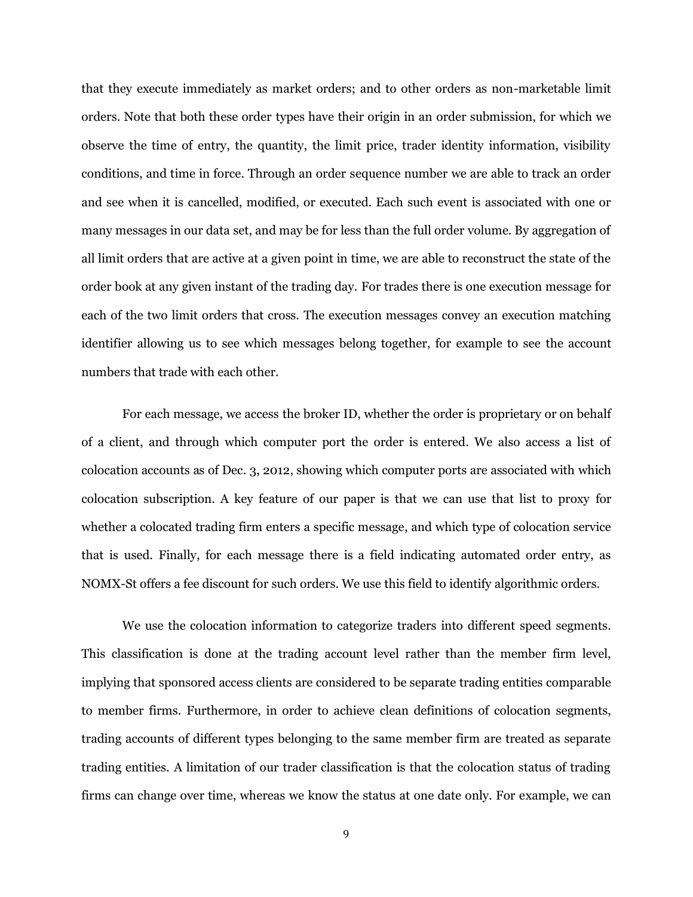that they execute immediately as market orders; and to other orders as non-marketable limit orders. Note that both these order types have their origin in an order submission, for which we observe the time of entry, the quantity, the limit price, trader identity information, visibility conditions, and time in force. Through an order sequence number we are able to track an order and see when it is cancelled, modified, or executed. Each such event is associated with one or many messages in our data set, and may be for less than the full order volume. By aggregation of all limit orders that are active at a given point in time, we are able to reconstruct the state of the order book at any given instant of the trading day. For trades there is one execution message for each of the two limit orders that cross. The execution messages convey an execution matching identifier allowing us to see which messages belong together, for example to see the account numbers that trade with each other.

For each message, we access the broker ID, whether the order is proprietary or on behalf of a client, and through which computer port the order is entered. We also access a list of colocation accounts as of Dec. 3, 2012, showing which computer ports are associated with which colocation subscription. A key feature of our paper is that we can use that list to proxy for whether a colocated trading firm enters a specific message, and which type of colocation service that is used. Finally, for each message there is a field indicating automated order entry, as NOMX-St offers a fee discount for such orders. We use this field to identify algorithmic orders.

We use the colocation information to categorize traders into different speed segments. This classification is done at the trading account level rather than the member firm level, implying that sponsored access clients are considered to be separate trading entities comparable to member firms. Furthermore, in order to achieve clean definitions of colocation segments, trading accounts of different types belonging to the same member firm are treated as separate trading entities. A limitation of our trader classification is that the colocation status of trading firms can change over time, whereas we know the status at one date only. For example, we can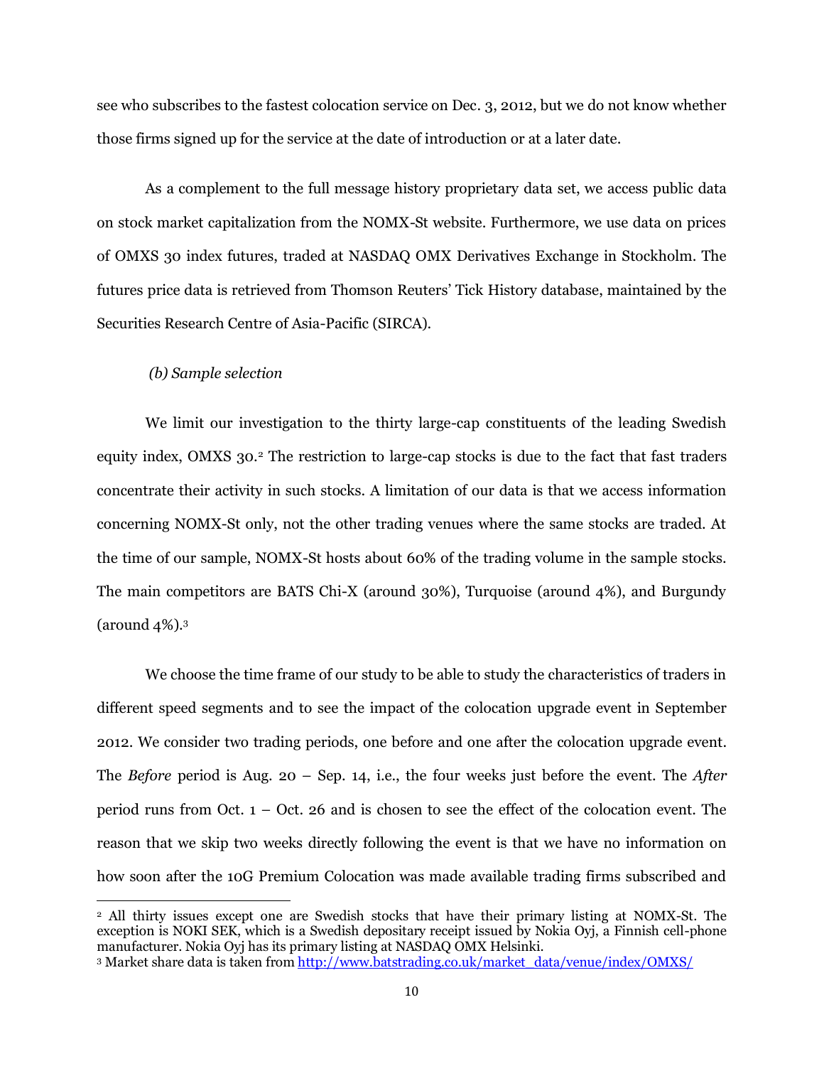see who subscribes to the fastest colocation service on Dec. 3, 2012, but we do not know whether those firms signed up for the service at the date of introduction or at a later date.

As a complement to the full message history proprietary data set, we access public data on stock market capitalization from the NOMX-St website. Furthermore, we use data on prices of OMXS 30 index futures, traded at NASDAQ OMX Derivatives Exchange in Stockholm. The futures price data is retrieved from Thomson Reuters' Tick History database, maintained by the Securities Research Centre of Asia-Pacific (SIRCA).

*(b) Sample selection*

We limit our investigation to the thirty large-cap constituents of the leading Swedish equity index, OMXS 30.[2] The restriction to large-cap stocks is due to the fact that fast traders concentrate their activity in such stocks. A limitation of our data is that we access information concerning NOMX-St only, not the other trading venues where the same stocks are traded. At the time of our sample, NOMX-St hosts about 60% of the trading volume in the sample stocks. The main competitors are BATS Chi-X (around 30%), Turquoise (around 4%), and Burgundy (around 4%).[3]

We choose the time frame of our study to be able to study the characteristics of traders in different speed segments and to see the impact of the colocation upgrade event in September 2012. We consider two trading periods, one before and one after the colocation upgrade event. The *Before* period is Aug. 20 – Sep. 14, i.e., the four weeks just before the event. The *After* period runs from Oct. 1 – Oct. 26 and is chosen to see the effect of the colocation event. The reason that we skip two weeks directly following the event is that we have no information on how soon after the 10G Premium Colocation was made available trading firms subscribed and

[2] All thirty issues except one are Swedish stocks that have their primary listing at NOMX-St. The exception is NOKI SEK, which is a Swedish depositary receipt issued by Nokia Oyj, a Finnish cell-phone manufacturer. Nokia Oyj has its primary listing at NASDAQ OMX Helsinki.

[3] Market share data is taken from http://www.batstrading.co.uk/market_data/venue/index/OMXS/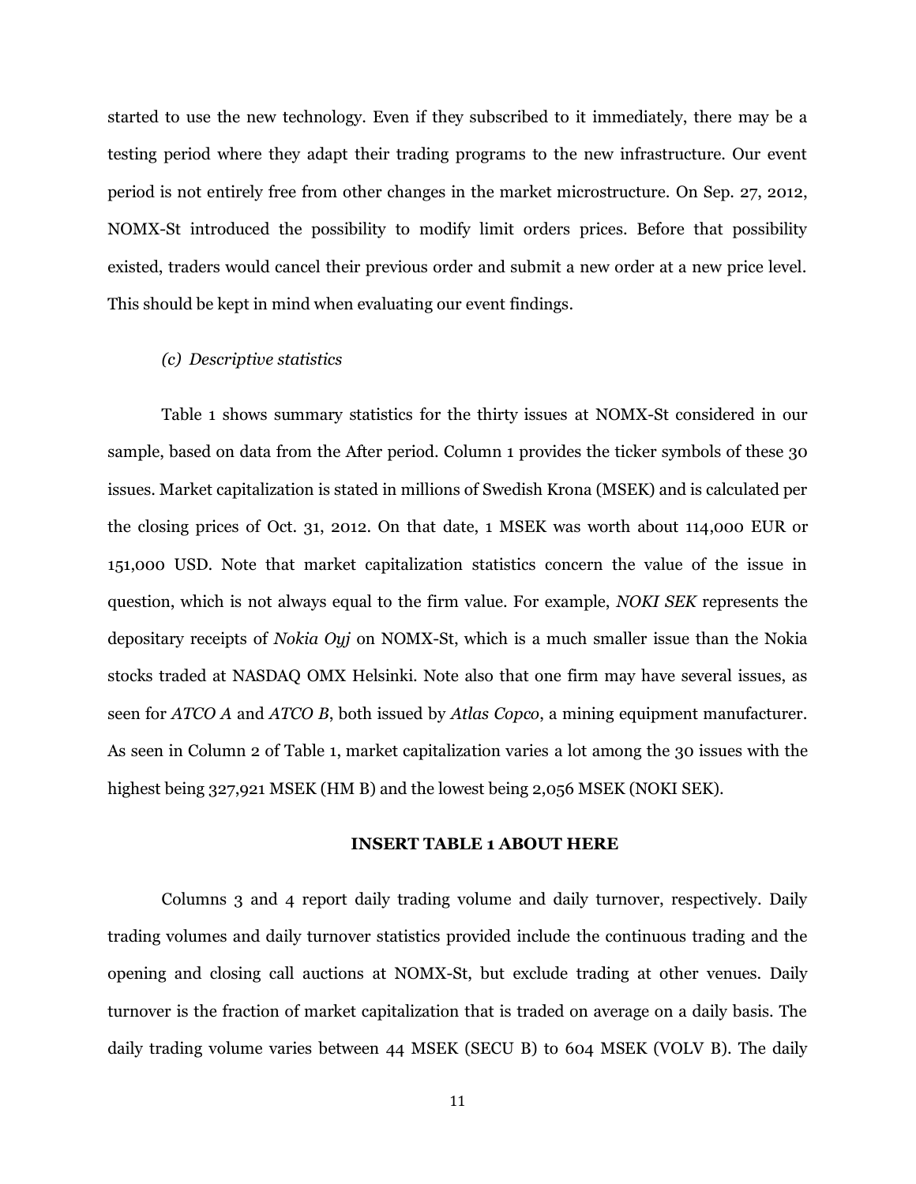started to use the new technology. Even if they subscribed to it immediately, there may be a testing period where they adapt their trading programs to the new infrastructure. Our event period is not entirely free from other changes in the market microstructure. On Sep. 27, 2012, NOMX-St introduced the possibility to modify limit orders prices. Before that possibility existed, traders would cancel their previous order and submit a new order at a new price level. This should be kept in mind when evaluating our event findings.

### *(c) Descriptive statistics*

Table 1 shows summary statistics for the thirty issues at NOMX-St considered in our sample, based on data from the After period. Column 1 provides the ticker symbols of these 30 issues. Market capitalization is stated in millions of Swedish Krona (MSEK) and is calculated per the closing prices of Oct. 31, 2012. On that date, 1 MSEK was worth about 114,000 EUR or 151,000 USD. Note that market capitalization statistics concern the value of the issue in question, which is not always equal to the firm value. For example, *NOKI SEK* represents the depositary receipts of *Nokia Oyj* on NOMX-St, which is a much smaller issue than the Nokia stocks traded at NASDAQ OMX Helsinki. Note also that one firm may have several issues, as seen for *ATCO A* and *ATCO B*, both issued by *Atlas Copco*, a mining equipment manufacturer. As seen in Column 2 of Table 1, market capitalization varies a lot among the 30 issues with the highest being 327,921 MSEK (HM B) and the lowest being 2,056 MSEK (NOKI SEK).

**INSERT TABLE 1 ABOUT HERE**

Columns 3 and 4 report daily trading volume and daily turnover, respectively. Daily trading volumes and daily turnover statistics provided include the continuous trading and the opening and closing call auctions at NOMX-St, but exclude trading at other venues. Daily turnover is the fraction of market capitalization that is traded on average on a daily basis. The daily trading volume varies between 44 MSEK (SECU B) to 604 MSEK (VOLV B). The daily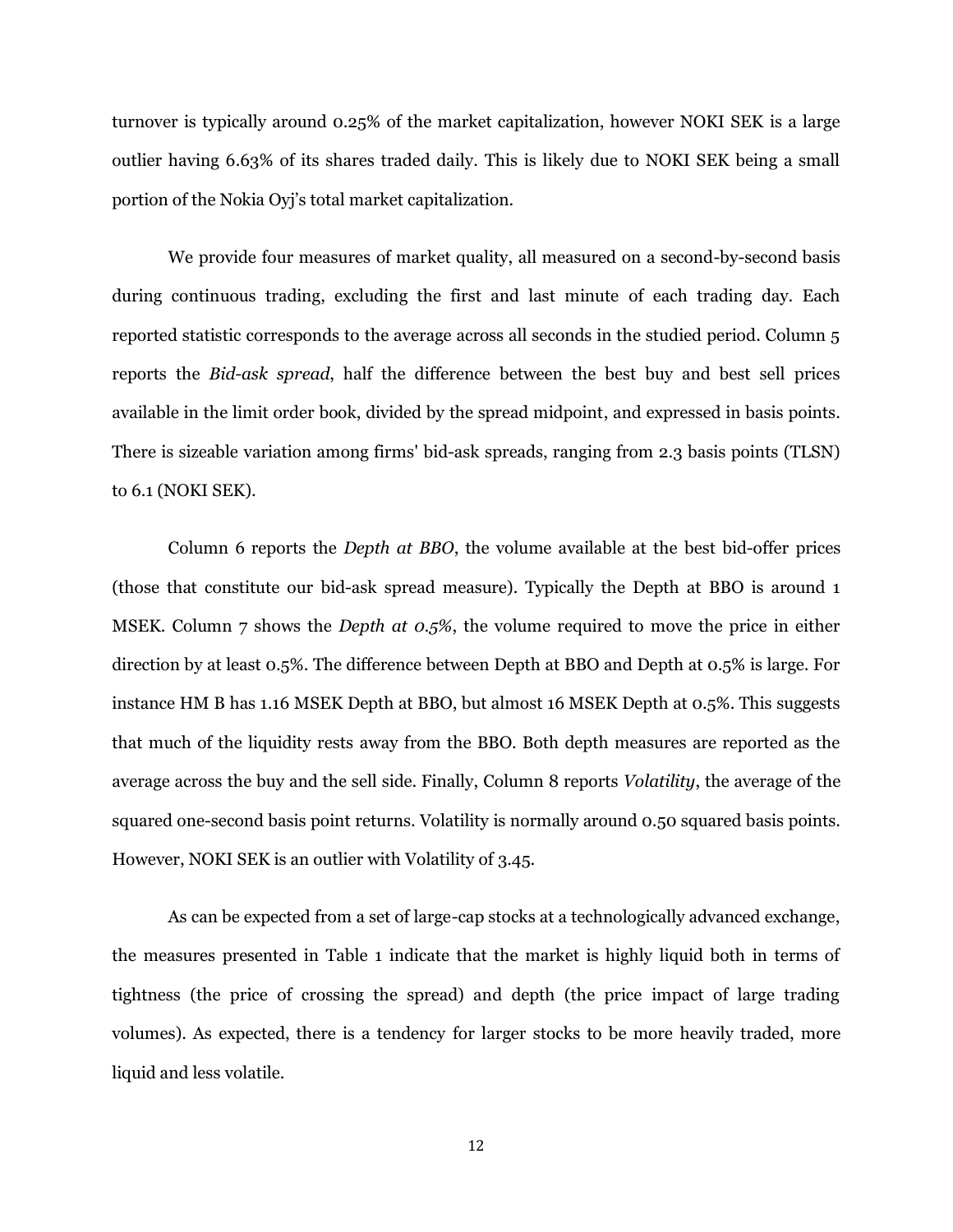turnover is typically around 0.25% of the market capitalization, however NOKI SEK is a large outlier having 6.63% of its shares traded daily. This is likely due to NOKI SEK being a small portion of the Nokia Oyj's total market capitalization.

We provide four measures of market quality, all measured on a second-by-second basis during continuous trading, excluding the first and last minute of each trading day. Each reported statistic corresponds to the average across all seconds in the studied period. Column 5 reports the *Bid-ask spread*, half the difference between the best buy and best sell prices available in the limit order book, divided by the spread midpoint, and expressed in basis points. There is sizeable variation among firms' bid-ask spreads, ranging from 2.3 basis points (TLSN) to 6.1 (NOKI SEK).

Column 6 reports the *Depth at BBO*, the volume available at the best bid-offer prices (those that constitute our bid-ask spread measure). Typically the Depth at BBO is around 1 MSEK. Column 7 shows the *Depth at 0.5%*, the volume required to move the price in either direction by at least 0.5%. The difference between Depth at BBO and Depth at 0.5% is large. For instance HM B has 1.16 MSEK Depth at BBO, but almost 16 MSEK Depth at 0.5%. This suggests that much of the liquidity rests away from the BBO. Both depth measures are reported as the average across the buy and the sell side. Finally, Column 8 reports *Volatility*, the average of the squared one-second basis point returns. Volatility is normally around 0.50 squared basis points. However, NOKI SEK is an outlier with Volatility of 3.45.

As can be expected from a set of large-cap stocks at a technologically advanced exchange, the measures presented in Table 1 indicate that the market is highly liquid both in terms of tightness (the price of crossing the spread) and depth (the price impact of large trading volumes). As expected, there is a tendency for larger stocks to be more heavily traded, more liquid and less volatile.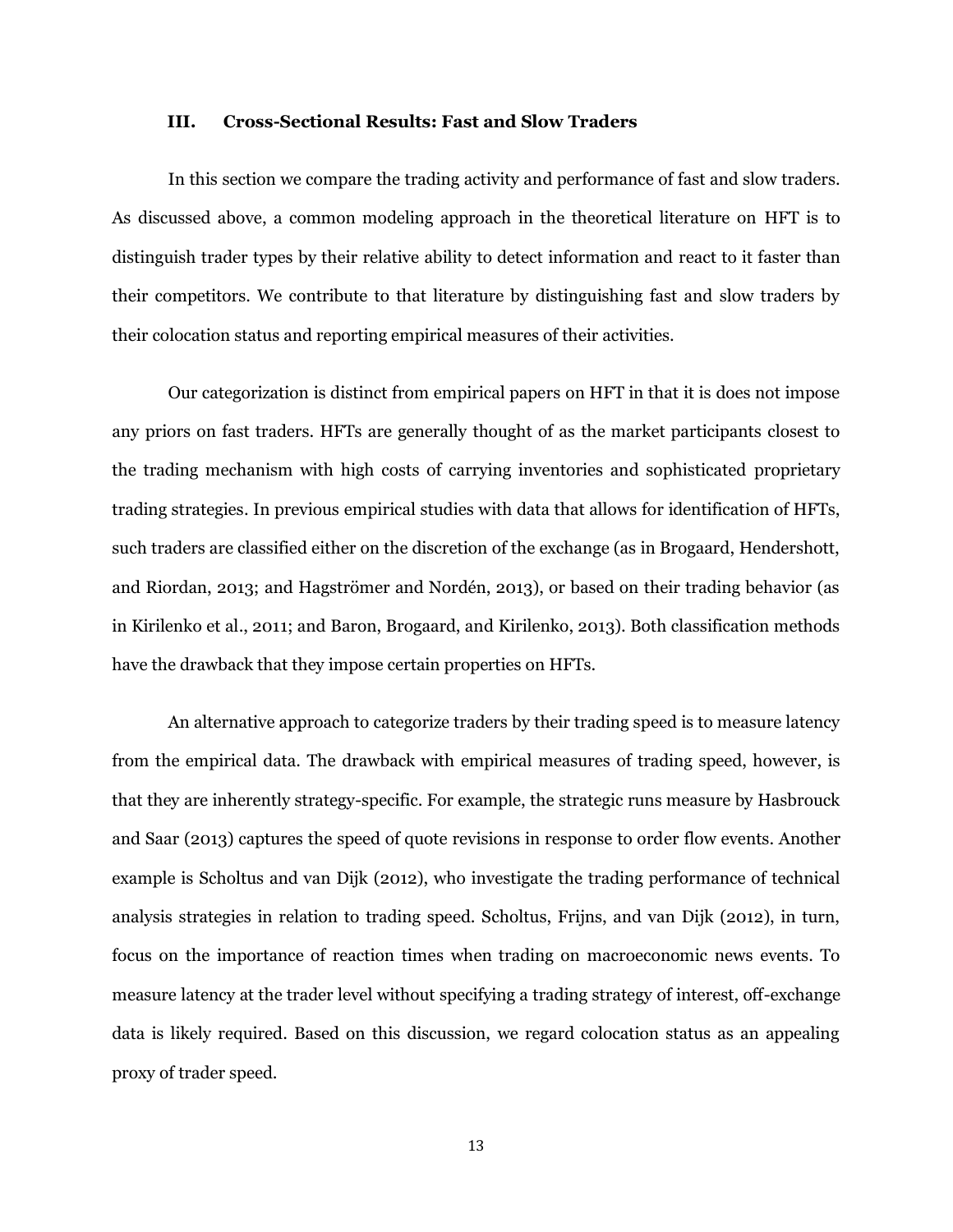## III. Cross-Sectional Results: Fast and Slow Traders

In this section we compare the trading activity and performance of fast and slow traders. As discussed above, a common modeling approach in the theoretical literature on HFT is to distinguish trader types by their relative ability to detect information and react to it faster than their competitors. We contribute to that literature by distinguishing fast and slow traders by their colocation status and reporting empirical measures of their activities.

Our categorization is distinct from empirical papers on HFT in that it is does not impose any priors on fast traders. HFTs are generally thought of as the market participants closest to the trading mechanism with high costs of carrying inventories and sophisticated proprietary trading strategies. In previous empirical studies with data that allows for identification of HFTs, such traders are classified either on the discretion of the exchange (as in Brogaard, Hendershott, and Riordan, 2013; and Hagströmer and Nordén, 2013), or based on their trading behavior (as in Kirilenko et al., 2011; and Baron, Brogaard, and Kirilenko, 2013). Both classification methods have the drawback that they impose certain properties on HFTs.

An alternative approach to categorize traders by their trading speed is to measure latency from the empirical data. The drawback with empirical measures of trading speed, however, is that they are inherently strategy-specific. For example, the strategic runs measure by Hasbrouck and Saar (2013) captures the speed of quote revisions in response to order flow events. Another example is Scholtus and van Dijk (2012), who investigate the trading performance of technical analysis strategies in relation to trading speed. Scholtus, Frijns, and van Dijk (2012), in turn, focus on the importance of reaction times when trading on macroeconomic news events. To measure latency at the trader level without specifying a trading strategy of interest, off-exchange data is likely required. Based on this discussion, we regard colocation status as an appealing proxy of trader speed.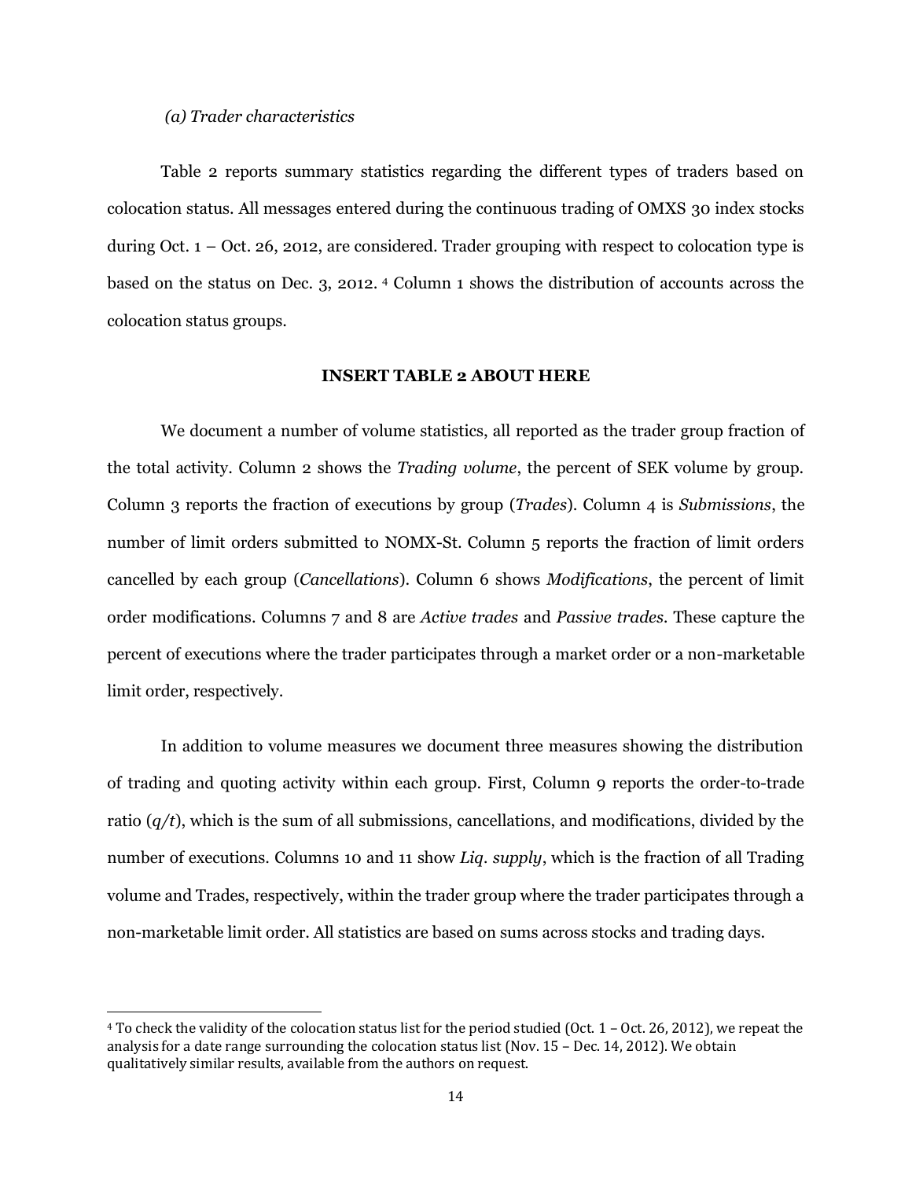*(a) Trader characteristics*

Table 2 reports summary statistics regarding the different types of traders based on colocation status. All messages entered during the continuous trading of OMXS 30 index stocks during Oct. 1 – Oct. 26, 2012, are considered. Trader grouping with respect to colocation type is based on the status on Dec. 3, 2012. [4] Column 1 shows the distribution of accounts across the colocation status groups.

**INSERT TABLE 2 ABOUT HERE**

We document a number of volume statistics, all reported as the trader group fraction of the total activity. Column 2 shows the *Trading volume*, the percent of SEK volume by group. Column 3 reports the fraction of executions by group (*Trades*). Column 4 is *Submissions*, the number of limit orders submitted to NOMX-St. Column 5 reports the fraction of limit orders cancelled by each group (*Cancellations*). Column 6 shows *Modifications*, the percent of limit order modifications. Columns 7 and 8 are *Active trades* and *Passive trades*. These capture the percent of executions where the trader participates through a market order or a non-marketable limit order, respectively.

In addition to volume measures we document three measures showing the distribution of trading and quoting activity within each group. First, Column 9 reports the order-to-trade ratio ($q/t$), which is the sum of all submissions, cancellations, and modifications, divided by the number of executions. Columns 10 and 11 show *Liq. supply*, which is the fraction of all Trading volume and Trades, respectively, within the trader group where the trader participates through a non-marketable limit order. All statistics are based on sums across stocks and trading days.

[4] To check the validity of the colocation status list for the period studied (Oct. 1 – Oct. 26, 2012), we repeat the analysis for a date range surrounding the colocation status list (Nov. 15 – Dec. 14, 2012). We obtain qualitatively similar results, available from the authors on request.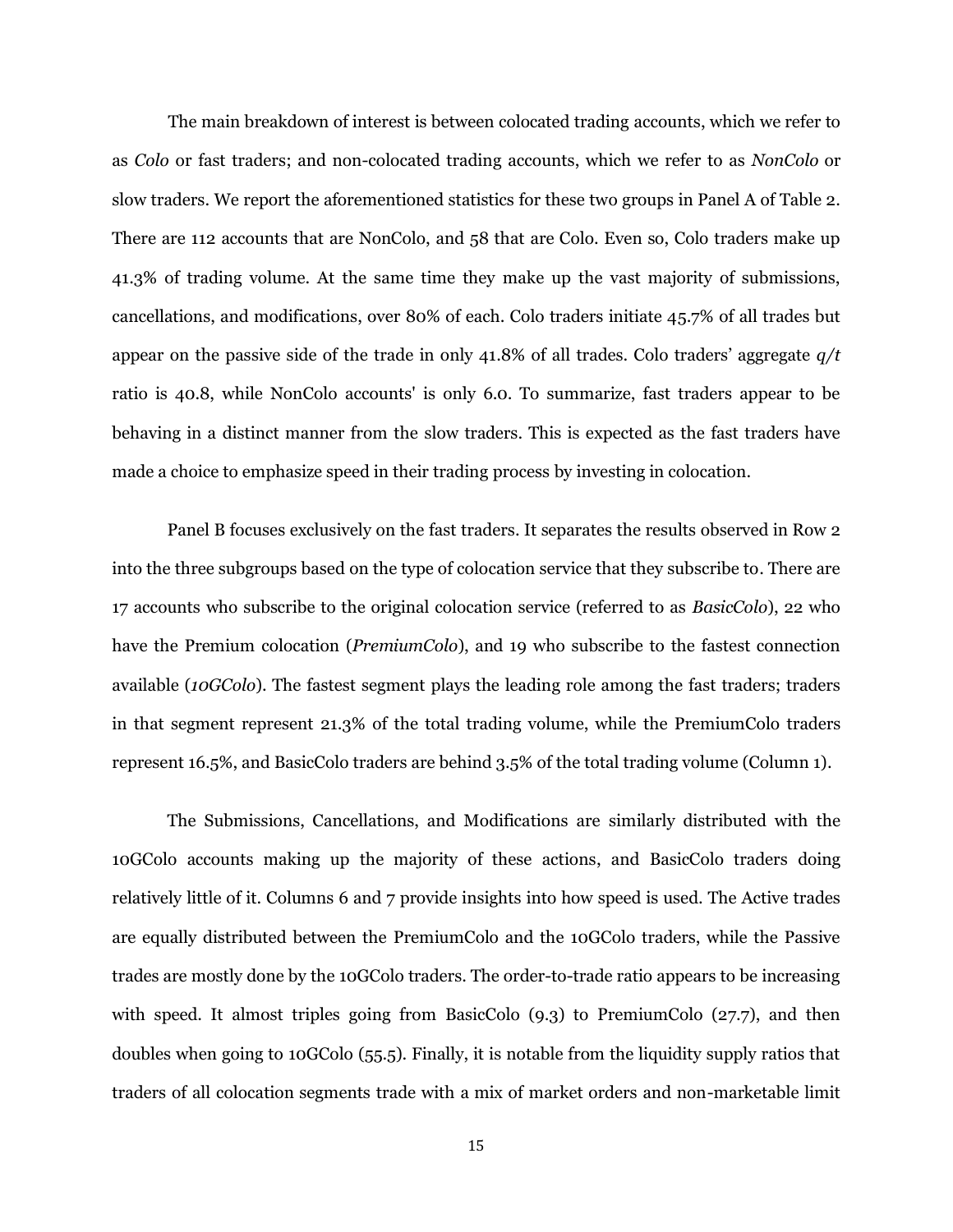The main breakdown of interest is between colocated trading accounts, which we refer to as *Colo* or fast traders; and non-colocated trading accounts, which we refer to as *NonColo* or slow traders. We report the aforementioned statistics for these two groups in Panel A of Table 2. There are 112 accounts that are NonColo, and 58 that are Colo. Even so, Colo traders make up 41.3% of trading volume. At the same time they make up the vast majority of submissions, cancellations, and modifications, over 80% of each. Colo traders initiate 45.7% of all trades but appear on the passive side of the trade in only 41.8% of all trades. Colo traders' aggregate $q/t$ ratio is 40.8, while NonColo accounts' is only 6.0. To summarize, fast traders appear to be behaving in a distinct manner from the slow traders. This is expected as the fast traders have made a choice to emphasize speed in their trading process by investing in colocation.

Panel B focuses exclusively on the fast traders. It separates the results observed in Row 2 into the three subgroups based on the type of colocation service that they subscribe to. There are 17 accounts who subscribe to the original colocation service (referred to as *BasicColo*), 22 who have the Premium colocation (*PremiumColo*), and 19 who subscribe to the fastest connection available (*10GColo*). The fastest segment plays the leading role among the fast traders; traders in that segment represent 21.3% of the total trading volume, while the PremiumColo traders represent 16.5%, and BasicColo traders are behind 3.5% of the total trading volume (Column 1).

The Submissions, Cancellations, and Modifications are similarly distributed with the 10GColo accounts making up the majority of these actions, and BasicColo traders doing relatively little of it. Columns 6 and 7 provide insights into how speed is used. The Active trades are equally distributed between the PremiumColo and the 10GColo traders, while the Passive trades are mostly done by the 10GColo traders. The order-to-trade ratio appears to be increasing with speed. It almost triples going from BasicColo (9.3) to PremiumColo (27.7), and then doubles when going to 10GColo (55.5). Finally, it is notable from the liquidity supply ratios that traders of all colocation segments trade with a mix of market orders and non-marketable limit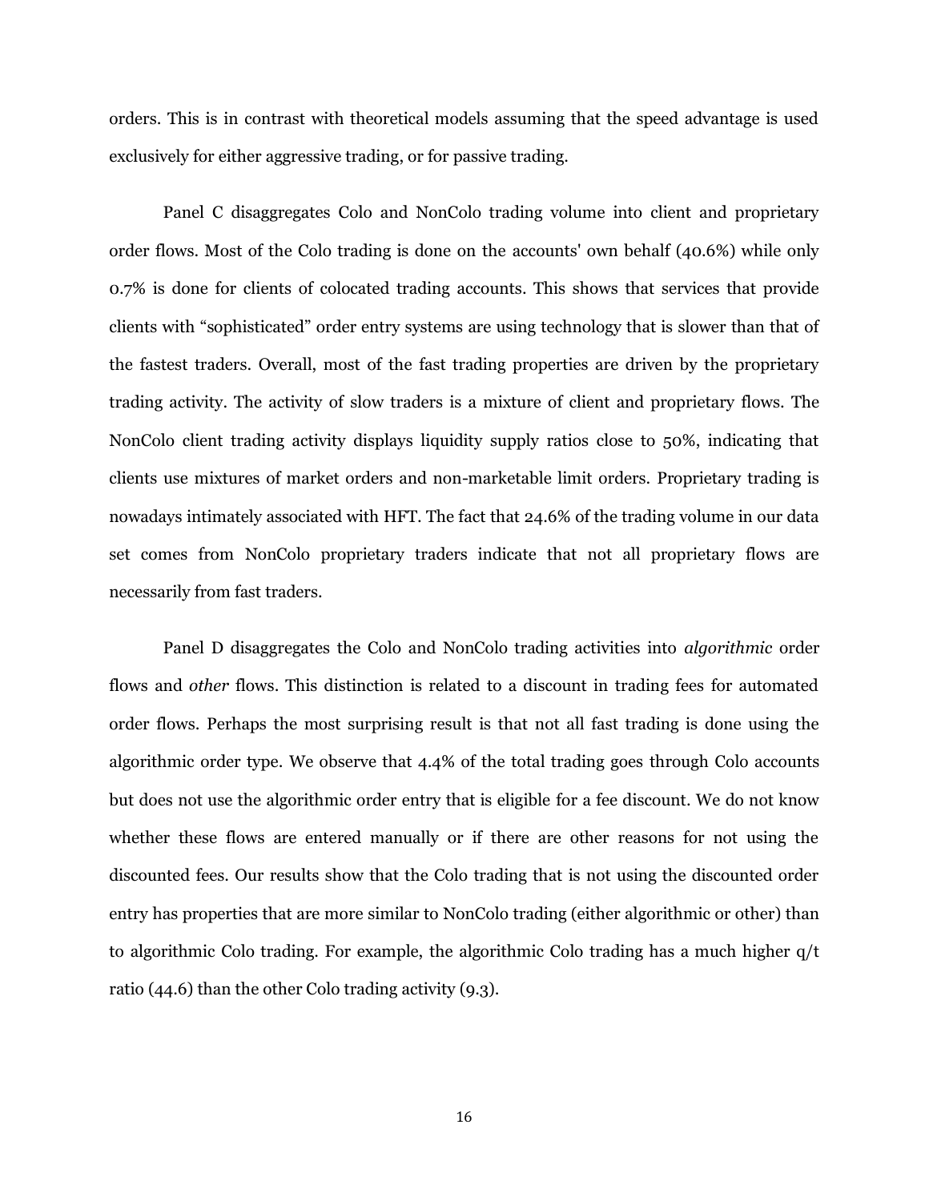orders. This is in contrast with theoretical models assuming that the speed advantage is used exclusively for either aggressive trading, or for passive trading.

Panel C disaggregates Colo and NonColo trading volume into client and proprietary order flows. Most of the Colo trading is done on the accounts' own behalf (40.6%) while only 0.7% is done for clients of colocated trading accounts. This shows that services that provide clients with "sophisticated" order entry systems are using technology that is slower than that of the fastest traders. Overall, most of the fast trading properties are driven by the proprietary trading activity. The activity of slow traders is a mixture of client and proprietary flows. The NonColo client trading activity displays liquidity supply ratios close to 50%, indicating that clients use mixtures of market orders and non-marketable limit orders. Proprietary trading is nowadays intimately associated with HFT. The fact that 24.6% of the trading volume in our data set comes from NonColo proprietary traders indicate that not all proprietary flows are necessarily from fast traders.

Panel D disaggregates the Colo and NonColo trading activities into *algorithmic* order flows and *other* flows. This distinction is related to a discount in trading fees for automated order flows. Perhaps the most surprising result is that not all fast trading is done using the algorithmic order type. We observe that 4.4% of the total trading goes through Colo accounts but does not use the algorithmic order entry that is eligible for a fee discount. We do not know whether these flows are entered manually or if there are other reasons for not using the discounted fees. Our results show that the Colo trading that is not using the discounted order entry has properties that are more similar to NonColo trading (either algorithmic or other) than to algorithmic Colo trading. For example, the algorithmic Colo trading has a much higher q/t ratio (44.6) than the other Colo trading activity (9.3).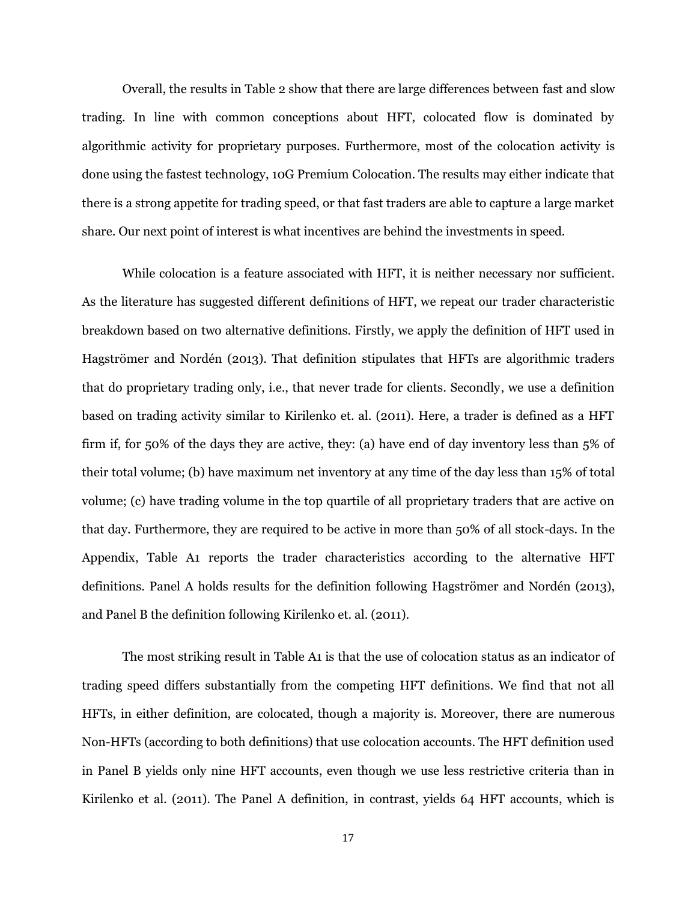Overall, the results in Table 2 show that there are large differences between fast and slow trading. In line with common conceptions about HFT, colocated flow is dominated by algorithmic activity for proprietary purposes. Furthermore, most of the colocation activity is done using the fastest technology, 10G Premium Colocation. The results may either indicate that there is a strong appetite for trading speed, or that fast traders are able to capture a large market share. Our next point of interest is what incentives are behind the investments in speed.

While colocation is a feature associated with HFT, it is neither necessary nor sufficient. As the literature has suggested different definitions of HFT, we repeat our trader characteristic breakdown based on two alternative definitions. Firstly, we apply the definition of HFT used in Hagströmer and Nordén (2013). That definition stipulates that HFTs are algorithmic traders that do proprietary trading only, i.e., that never trade for clients. Secondly, we use a definition based on trading activity similar to Kirilenko et. al. (2011). Here, a trader is defined as a HFT firm if, for 50% of the days they are active, they: (a) have end of day inventory less than 5% of their total volume; (b) have maximum net inventory at any time of the day less than 15% of total volume; (c) have trading volume in the top quartile of all proprietary traders that are active on that day. Furthermore, they are required to be active in more than 50% of all stock-days. In the Appendix, Table A1 reports the trader characteristics according to the alternative HFT definitions. Panel A holds results for the definition following Hagströmer and Nordén (2013), and Panel B the definition following Kirilenko et. al. (2011).

The most striking result in Table A1 is that the use of colocation status as an indicator of trading speed differs substantially from the competing HFT definitions. We find that not all HFTs, in either definition, are colocated, though a majority is. Moreover, there are numerous Non-HFTs (according to both definitions) that use colocation accounts. The HFT definition used in Panel B yields only nine HFT accounts, even though we use less restrictive criteria than in Kirilenko et al. (2011). The Panel A definition, in contrast, yields 64 HFT accounts, which is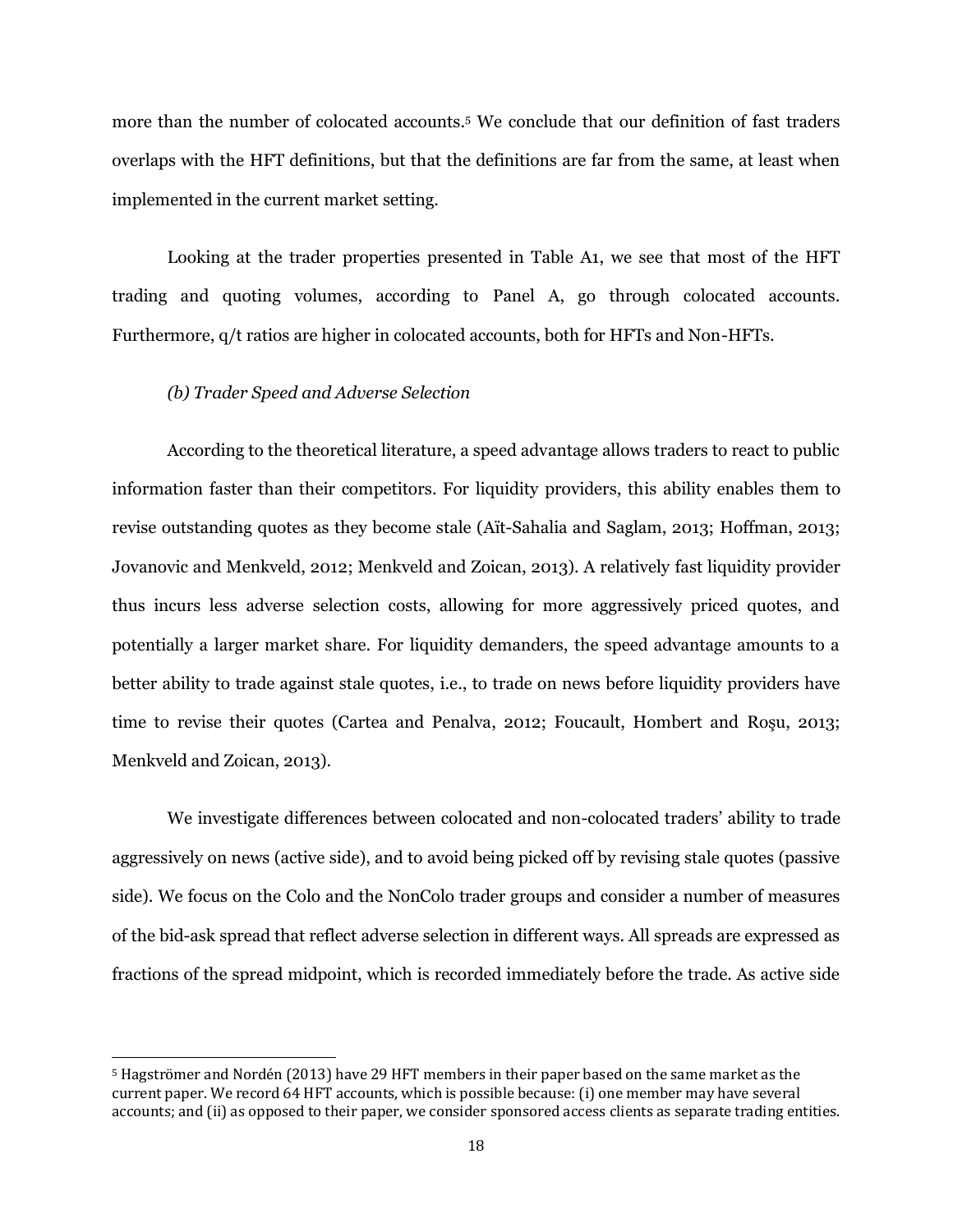more than the number of colocated accounts.[5] We conclude that our definition of fast traders overlaps with the HFT definitions, but that the definitions are far from the same, at least when implemented in the current market setting.

Looking at the trader properties presented in Table A1, we see that most of the HFT trading and quoting volumes, according to Panel A, go through colocated accounts. Furthermore, q/t ratios are higher in colocated accounts, both for HFTs and Non-HFTs.

### *(b) Trader Speed and Adverse Selection*

According to the theoretical literature, a speed advantage allows traders to react to public information faster than their competitors. For liquidity providers, this ability enables them to revise outstanding quotes as they become stale (Aït-Sahalia and Saglam, 2013; Hoffman, 2013; Jovanovic and Menkveld, 2012; Menkveld and Zoican, 2013). A relatively fast liquidity provider thus incurs less adverse selection costs, allowing for more aggressively priced quotes, and potentially a larger market share. For liquidity demanders, the speed advantage amounts to a better ability to trade against stale quotes, i.e., to trade on news before liquidity providers have time to revise their quotes (Cartea and Penalva, 2012; Foucault, Hombert and Roşu, 2013; Menkveld and Zoican, 2013).

We investigate differences between colocated and non-colocated traders' ability to trade aggressively on news (active side), and to avoid being picked off by revising stale quotes (passive side). We focus on the Colo and the NonColo trader groups and consider a number of measures of the bid-ask spread that reflect adverse selection in different ways. All spreads are expressed as fractions of the spread midpoint, which is recorded immediately before the trade. As active side

---

[5] Hagströmer and Nordén (2013) have 29 HFT members in their paper based on the same market as the current paper. We record 64 HFT accounts, which is possible because: (i) one member may have several accounts; and (ii) as opposed to their paper, we consider sponsored access clients as separate trading entities.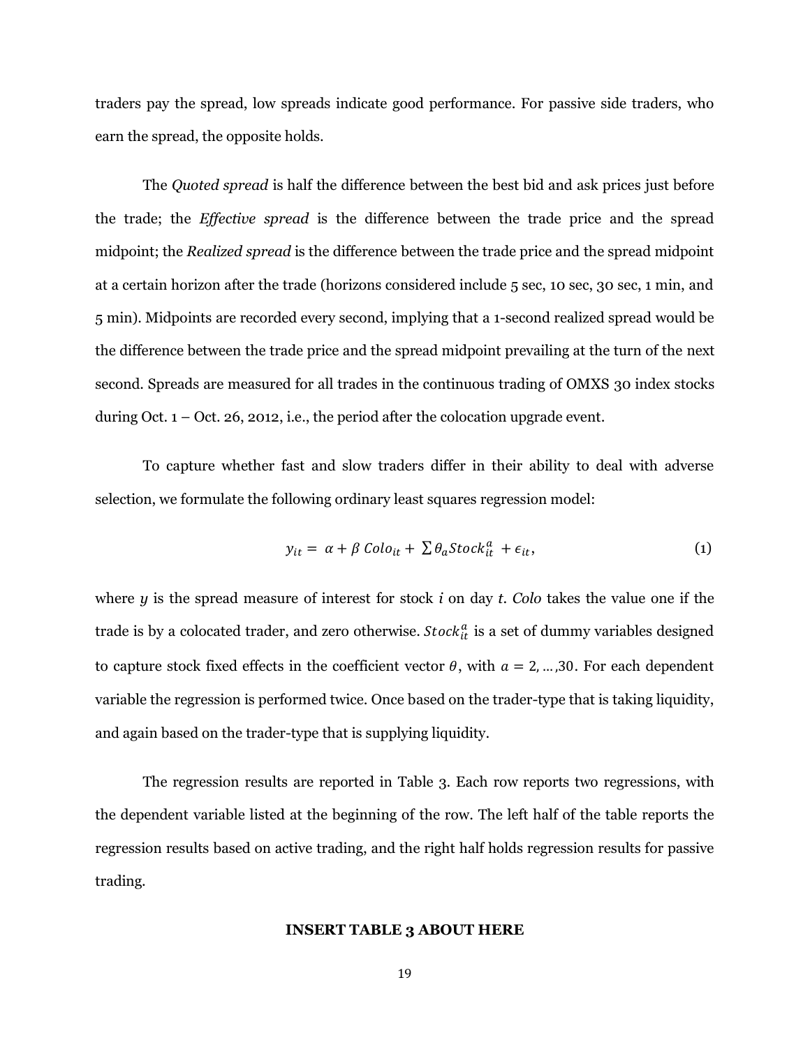traders pay the spread, low spreads indicate good performance. For passive side traders, who earn the spread, the opposite holds.

The *Quoted spread* is half the difference between the best bid and ask prices just before the trade; the *Effective spread* is the difference between the trade price and the spread midpoint; the *Realized spread* is the difference between the trade price and the spread midpoint at a certain horizon after the trade (horizons considered include 5 sec, 10 sec, 30 sec, 1 min, and 5 min). Midpoints are recorded every second, implying that a 1-second realized spread would be the difference between the trade price and the spread midpoint prevailing at the turn of the next second. Spreads are measured for all trades in the continuous trading of OMXS 30 index stocks during Oct. 1 – Oct. 26, 2012, i.e., the period after the colocation upgrade event.

To capture whether fast and slow traders differ in their ability to deal with adverse selection, we formulate the following ordinary least squares regression model:

$$y_{it} = \alpha + \beta\, Colo_{it} + \sum \theta_a Stock_{it}^{a} + \epsilon_{it}, \tag{1}$$

where $y$ is the spread measure of interest for stock $i$ on day $t$. *Colo* takes the value one if the trade is by a colocated trader, and zero otherwise. $Stock_{it}^{a}$ is a set of dummy variables designed to capture stock fixed effects in the coefficient vector $\theta$, with $a = 2, \ldots, 30$. For each dependent variable the regression is performed twice. Once based on the trader-type that is taking liquidity, and again based on the trader-type that is supplying liquidity.

The regression results are reported in Table 3. Each row reports two regressions, with the dependent variable listed at the beginning of the row. The left half of the table reports the regression results based on active trading, and the right half holds regression results for passive trading.

**INSERT TABLE 3 ABOUT HERE**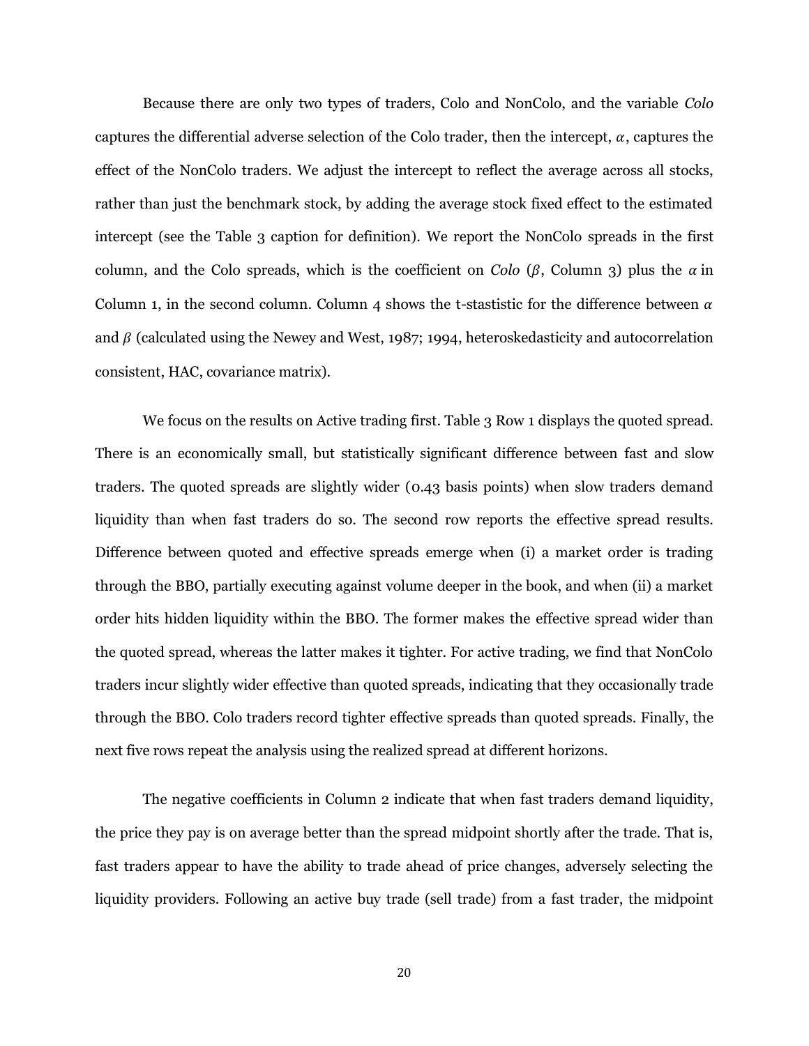Because there are only two types of traders, Colo and NonColo, and the variable *Colo* captures the differential adverse selection of the Colo trader, then the intercept, $\alpha$, captures the effect of the NonColo traders. We adjust the intercept to reflect the average across all stocks, rather than just the benchmark stock, by adding the average stock fixed effect to the estimated intercept (see the Table 3 caption for definition). We report the NonColo spreads in the first column, and the Colo spreads, which is the coefficient on *Colo* ($\beta$, Column 3) plus the $\alpha$ in Column 1, in the second column. Column 4 shows the t-stastistic for the difference between $\alpha$ and $\beta$ (calculated using the Newey and West, 1987; 1994, heteroskedasticity and autocorrelation consistent, HAC, covariance matrix).

We focus on the results on Active trading first. Table 3 Row 1 displays the quoted spread. There is an economically small, but statistically significant difference between fast and slow traders. The quoted spreads are slightly wider (0.43 basis points) when slow traders demand liquidity than when fast traders do so. The second row reports the effective spread results. Difference between quoted and effective spreads emerge when (i) a market order is trading through the BBO, partially executing against volume deeper in the book, and when (ii) a market order hits hidden liquidity within the BBO. The former makes the effective spread wider than the quoted spread, whereas the latter makes it tighter. For active trading, we find that NonColo traders incur slightly wider effective than quoted spreads, indicating that they occasionally trade through the BBO. Colo traders record tighter effective spreads than quoted spreads. Finally, the next five rows repeat the analysis using the realized spread at different horizons.

The negative coefficients in Column 2 indicate that when fast traders demand liquidity, the price they pay is on average better than the spread midpoint shortly after the trade. That is, fast traders appear to have the ability to trade ahead of price changes, adversely selecting the liquidity providers. Following an active buy trade (sell trade) from a fast trader, the midpoint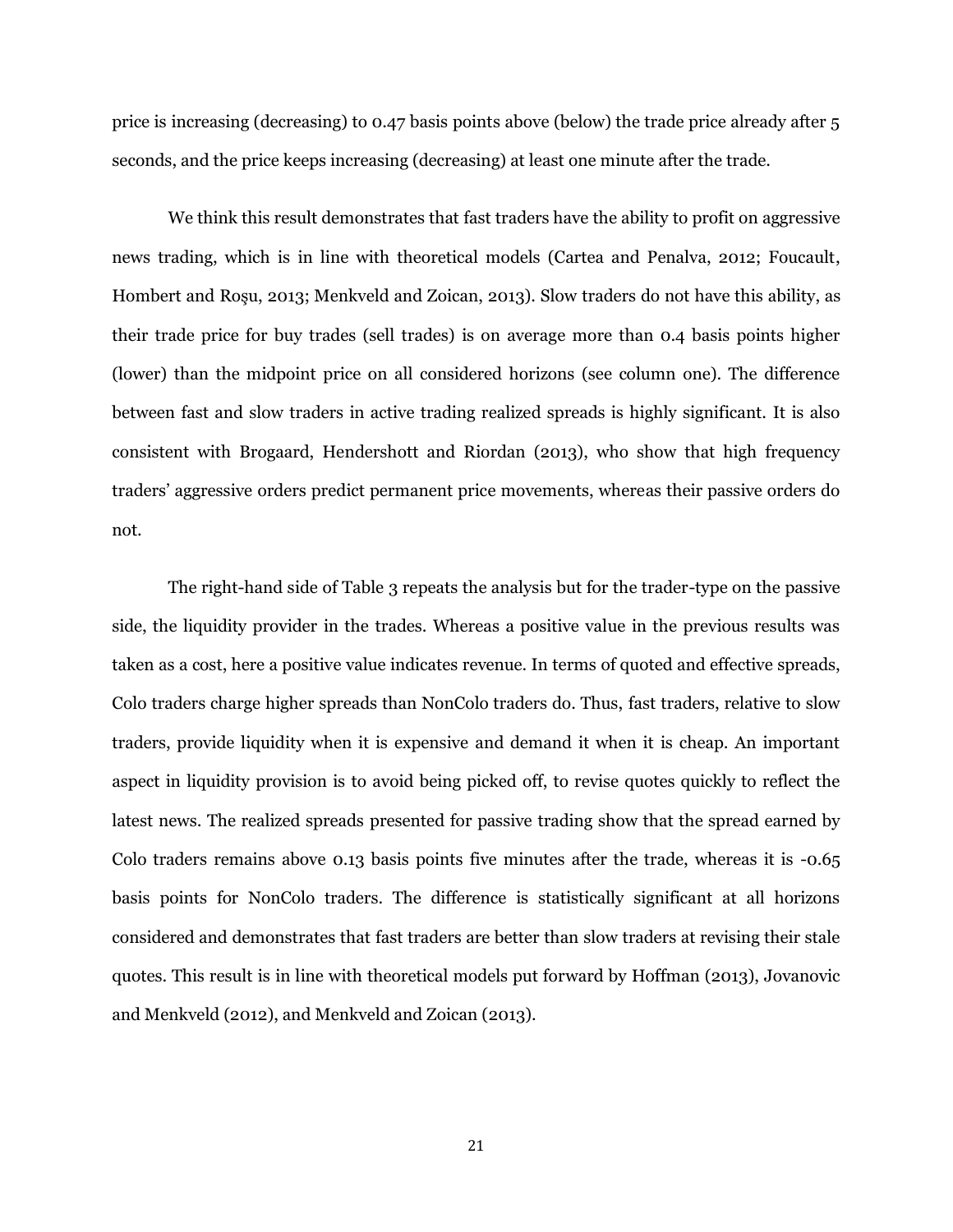price is increasing (decreasing) to 0.47 basis points above (below) the trade price already after 5 seconds, and the price keeps increasing (decreasing) at least one minute after the trade.

We think this result demonstrates that fast traders have the ability to profit on aggressive news trading, which is in line with theoretical models (Cartea and Penalva, 2012; Foucault, Hombert and Roşu, 2013; Menkveld and Zoican, 2013). Slow traders do not have this ability, as their trade price for buy trades (sell trades) is on average more than 0.4 basis points higher (lower) than the midpoint price on all considered horizons (see column one). The difference between fast and slow traders in active trading realized spreads is highly significant. It is also consistent with Brogaard, Hendershott and Riordan (2013), who show that high frequency traders' aggressive orders predict permanent price movements, whereas their passive orders do not.

The right-hand side of Table 3 repeats the analysis but for the trader-type on the passive side, the liquidity provider in the trades. Whereas a positive value in the previous results was taken as a cost, here a positive value indicates revenue. In terms of quoted and effective spreads, Colo traders charge higher spreads than NonColo traders do. Thus, fast traders, relative to slow traders, provide liquidity when it is expensive and demand it when it is cheap. An important aspect in liquidity provision is to avoid being picked off, to revise quotes quickly to reflect the latest news. The realized spreads presented for passive trading show that the spread earned by Colo traders remains above 0.13 basis points five minutes after the trade, whereas it is -0.65 basis points for NonColo traders. The difference is statistically significant at all horizons considered and demonstrates that fast traders are better than slow traders at revising their stale quotes. This result is in line with theoretical models put forward by Hoffman (2013), Jovanovic and Menkveld (2012), and Menkveld and Zoican (2013).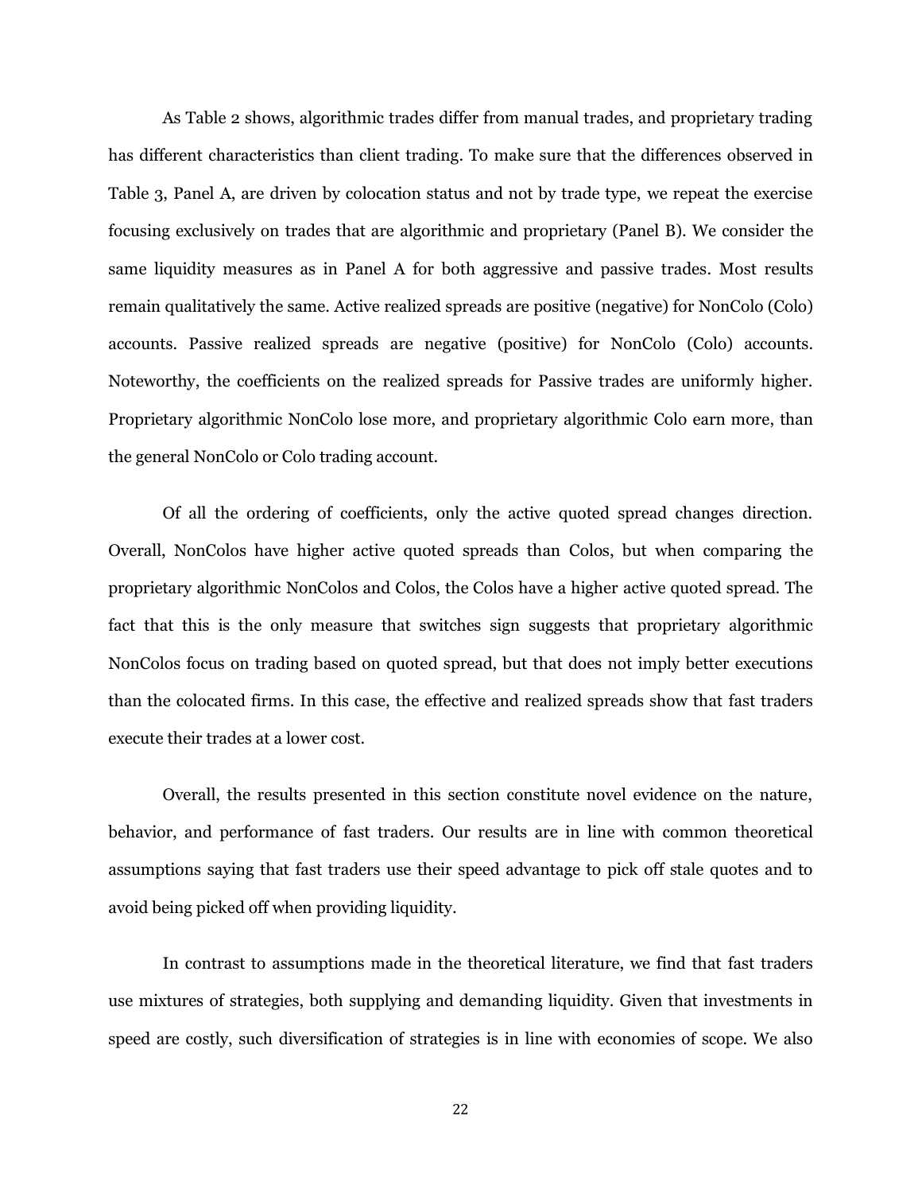As Table 2 shows, algorithmic trades differ from manual trades, and proprietary trading has different characteristics than client trading. To make sure that the differences observed in Table 3, Panel A, are driven by colocation status and not by trade type, we repeat the exercise focusing exclusively on trades that are algorithmic and proprietary (Panel B). We consider the same liquidity measures as in Panel A for both aggressive and passive trades. Most results remain qualitatively the same. Active realized spreads are positive (negative) for NonColo (Colo) accounts. Passive realized spreads are negative (positive) for NonColo (Colo) accounts. Noteworthy, the coefficients on the realized spreads for Passive trades are uniformly higher. Proprietary algorithmic NonColo lose more, and proprietary algorithmic Colo earn more, than the general NonColo or Colo trading account.

Of all the ordering of coefficients, only the active quoted spread changes direction. Overall, NonColos have higher active quoted spreads than Colos, but when comparing the proprietary algorithmic NonColos and Colos, the Colos have a higher active quoted spread. The fact that this is the only measure that switches sign suggests that proprietary algorithmic NonColos focus on trading based on quoted spread, but that does not imply better executions than the colocated firms. In this case, the effective and realized spreads show that fast traders execute their trades at a lower cost.

Overall, the results presented in this section constitute novel evidence on the nature, behavior, and performance of fast traders. Our results are in line with common theoretical assumptions saying that fast traders use their speed advantage to pick off stale quotes and to avoid being picked off when providing liquidity.

In contrast to assumptions made in the theoretical literature, we find that fast traders use mixtures of strategies, both supplying and demanding liquidity. Given that investments in speed are costly, such diversification of strategies is in line with economies of scope. We also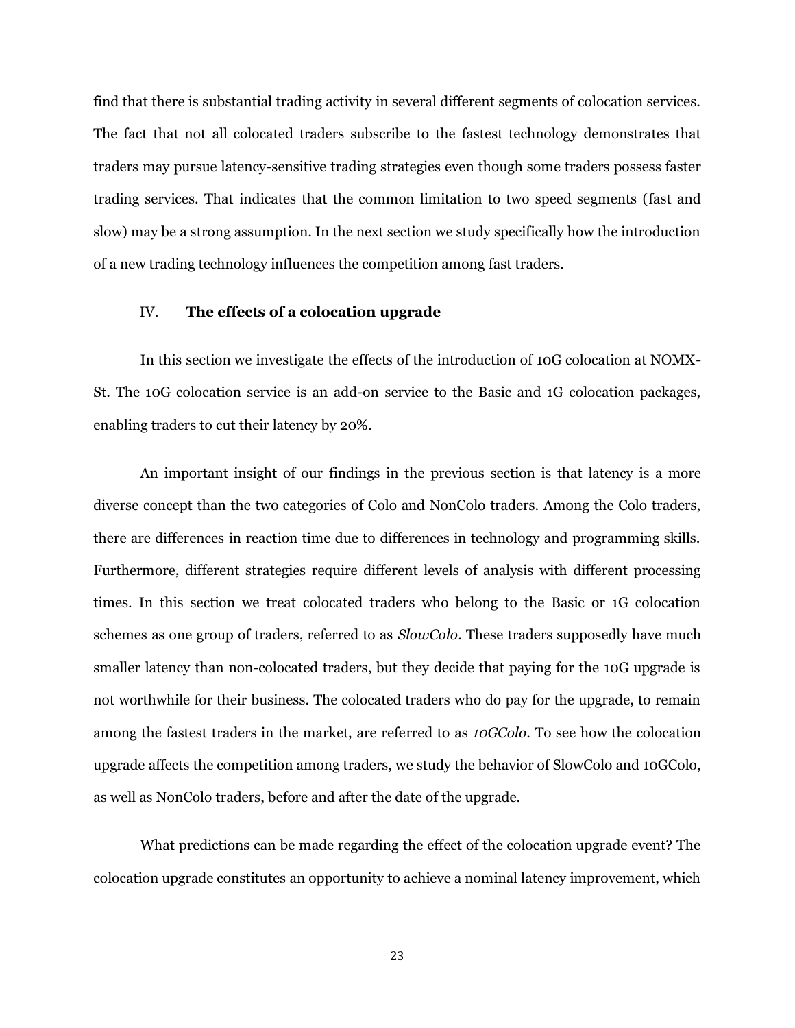find that there is substantial trading activity in several different segments of colocation services. The fact that not all colocated traders subscribe to the fastest technology demonstrates that traders may pursue latency-sensitive trading strategies even though some traders possess faster trading services. That indicates that the common limitation to two speed segments (fast and slow) may be a strong assumption. In the next section we study specifically how the introduction of a new trading technology influences the competition among fast traders.

## IV. **The effects of a colocation upgrade**

In this section we investigate the effects of the introduction of 10G colocation at NOMX-St. The 10G colocation service is an add-on service to the Basic and 1G colocation packages, enabling traders to cut their latency by 20%.

An important insight of our findings in the previous section is that latency is a more diverse concept than the two categories of Colo and NonColo traders. Among the Colo traders, there are differences in reaction time due to differences in technology and programming skills. Furthermore, different strategies require different levels of analysis with different processing times. In this section we treat colocated traders who belong to the Basic or 1G colocation schemes as one group of traders, referred to as *SlowColo*. These traders supposedly have much smaller latency than non-colocated traders, but they decide that paying for the 10G upgrade is not worthwhile for their business. The colocated traders who do pay for the upgrade, to remain among the fastest traders in the market, are referred to as *10GColo*. To see how the colocation upgrade affects the competition among traders, we study the behavior of SlowColo and 10GColo, as well as NonColo traders, before and after the date of the upgrade.

What predictions can be made regarding the effect of the colocation upgrade event? The colocation upgrade constitutes an opportunity to achieve a nominal latency improvement, which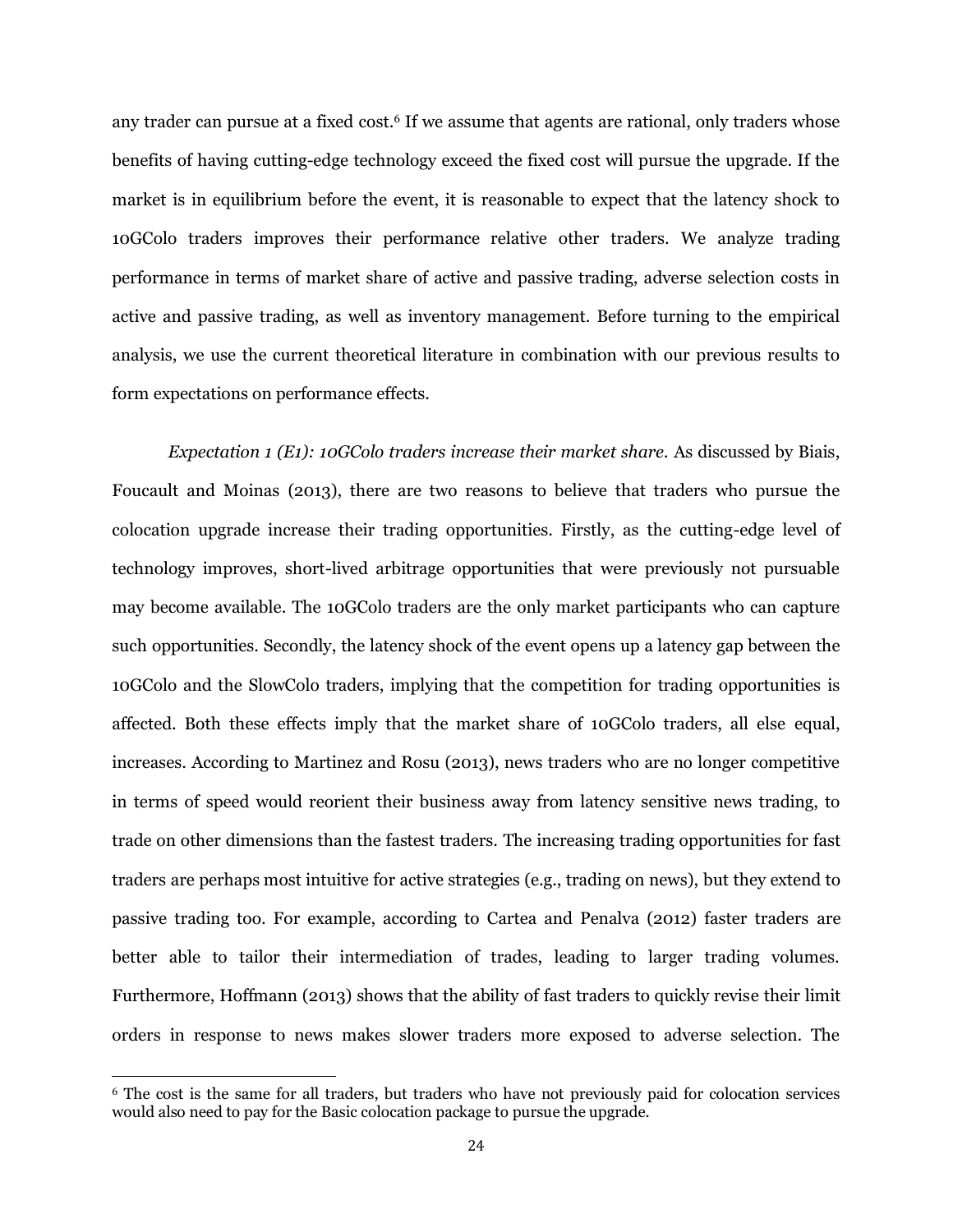any trader can pursue at a fixed cost.[6] If we assume that agents are rational, only traders whose benefits of having cutting-edge technology exceed the fixed cost will pursue the upgrade. If the market is in equilibrium before the event, it is reasonable to expect that the latency shock to 10GColo traders improves their performance relative other traders. We analyze trading performance in terms of market share of active and passive trading, adverse selection costs in active and passive trading, as well as inventory management. Before turning to the empirical analysis, we use the current theoretical literature in combination with our previous results to form expectations on performance effects.

*Expectation 1 (E1): 10GColo traders increase their market share.* As discussed by Biais, Foucault and Moinas (2013), there are two reasons to believe that traders who pursue the colocation upgrade increase their trading opportunities. Firstly, as the cutting-edge level of technology improves, short-lived arbitrage opportunities that were previously not pursuable may become available. The 10GColo traders are the only market participants who can capture such opportunities. Secondly, the latency shock of the event opens up a latency gap between the 10GColo and the SlowColo traders, implying that the competition for trading opportunities is affected. Both these effects imply that the market share of 10GColo traders, all else equal, increases. According to Martinez and Rosu (2013), news traders who are no longer competitive in terms of speed would reorient their business away from latency sensitive news trading, to trade on other dimensions than the fastest traders. The increasing trading opportunities for fast traders are perhaps most intuitive for active strategies (e.g., trading on news), but they extend to passive trading too. For example, according to Cartea and Penalva (2012) faster traders are better able to tailor their intermediation of trades, leading to larger trading volumes. Furthermore, Hoffmann (2013) shows that the ability of fast traders to quickly revise their limit orders in response to news makes slower traders more exposed to adverse selection. The

[6] The cost is the same for all traders, but traders who have not previously paid for colocation services would also need to pay for the Basic colocation package to pursue the upgrade.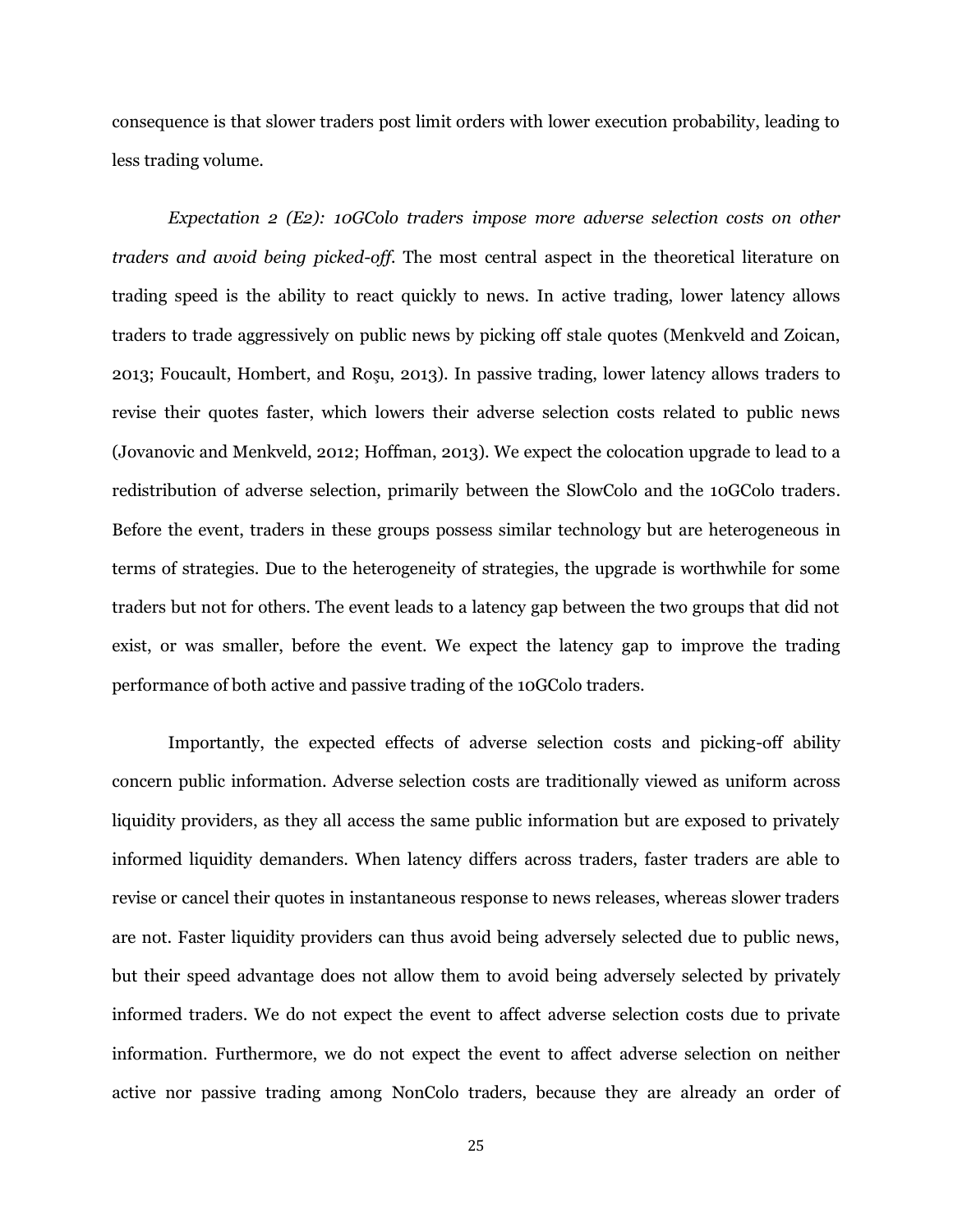consequence is that slower traders post limit orders with lower execution probability, leading to less trading volume.

*Expectation 2 (E2): 10GColo traders impose more adverse selection costs on other traders and avoid being picked-off.* The most central aspect in the theoretical literature on trading speed is the ability to react quickly to news. In active trading, lower latency allows traders to trade aggressively on public news by picking off stale quotes (Menkveld and Zoican, 2013; Foucault, Hombert, and Roşu, 2013). In passive trading, lower latency allows traders to revise their quotes faster, which lowers their adverse selection costs related to public news (Jovanovic and Menkveld, 2012; Hoffman, 2013). We expect the colocation upgrade to lead to a redistribution of adverse selection, primarily between the SlowColo and the 10GColo traders. Before the event, traders in these groups possess similar technology but are heterogeneous in terms of strategies. Due to the heterogeneity of strategies, the upgrade is worthwhile for some traders but not for others. The event leads to a latency gap between the two groups that did not exist, or was smaller, before the event. We expect the latency gap to improve the trading performance of both active and passive trading of the 10GColo traders.

Importantly, the expected effects of adverse selection costs and picking-off ability concern public information. Adverse selection costs are traditionally viewed as uniform across liquidity providers, as they all access the same public information but are exposed to privately informed liquidity demanders. When latency differs across traders, faster traders are able to revise or cancel their quotes in instantaneous response to news releases, whereas slower traders are not. Faster liquidity providers can thus avoid being adversely selected due to public news, but their speed advantage does not allow them to avoid being adversely selected by privately informed traders. We do not expect the event to affect adverse selection costs due to private information. Furthermore, we do not expect the event to affect adverse selection on neither active nor passive trading among NonColo traders, because they are already an order of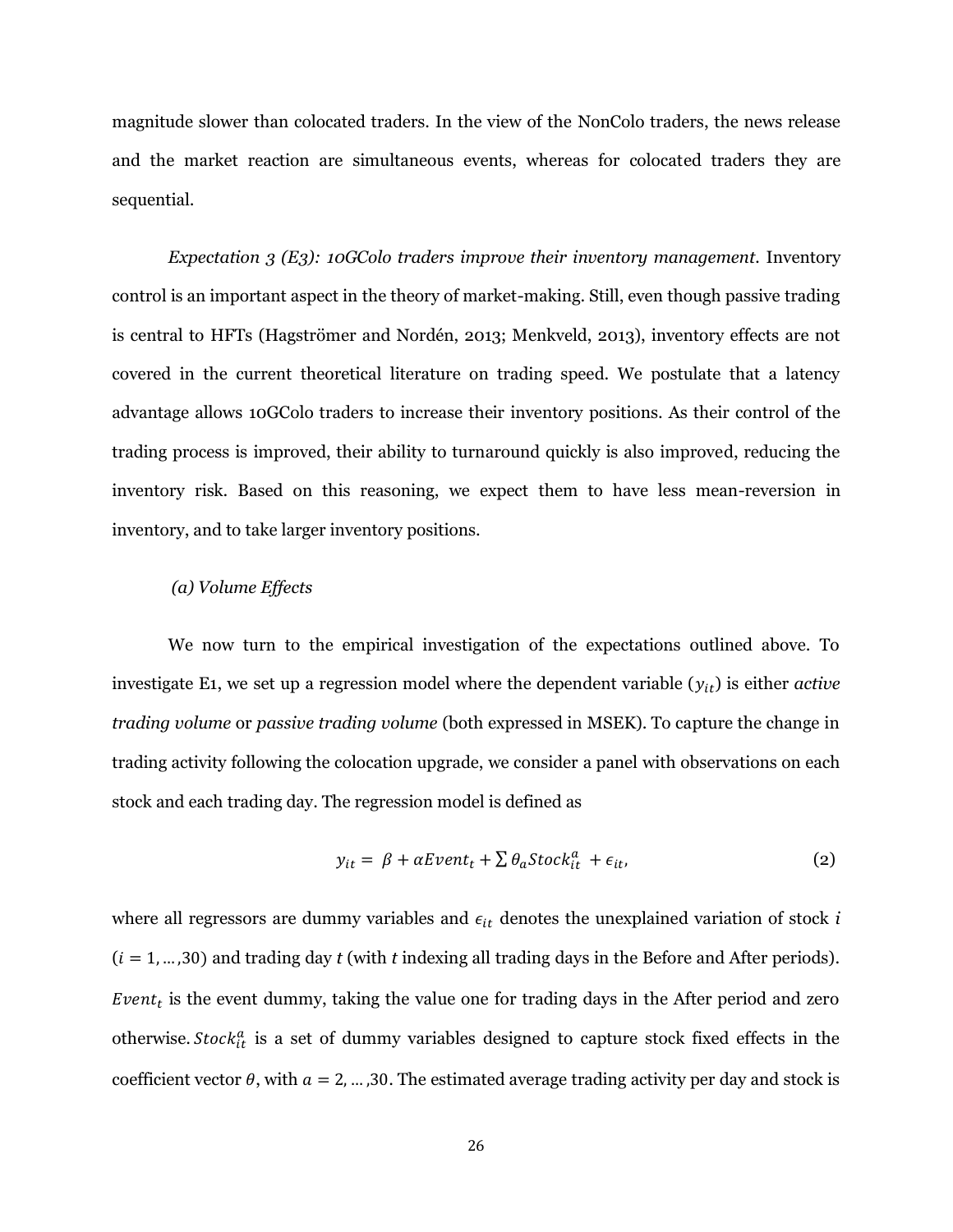magnitude slower than colocated traders. In the view of the NonColo traders, the news release and the market reaction are simultaneous events, whereas for colocated traders they are sequential.

*Expectation 3 (E3): 10GColo traders improve their inventory management.* Inventory control is an important aspect in the theory of market-making. Still, even though passive trading is central to HFTs (Hagströmer and Nordén, 2013; Menkveld, 2013), inventory effects are not covered in the current theoretical literature on trading speed. We postulate that a latency advantage allows 10GColo traders to increase their inventory positions. As their control of the trading process is improved, their ability to turnaround quickly is also improved, reducing the inventory risk. Based on this reasoning, we expect them to have less mean-reversion in inventory, and to take larger inventory positions.

*(a) Volume Effects*

We now turn to the empirical investigation of the expectations outlined above. To investigate E1, we set up a regression model where the dependent variable ($y_{it}$) is either *active trading volume* or *passive trading volume* (both expressed in MSEK). To capture the change in trading activity following the colocation upgrade, we consider a panel with observations on each stock and each trading day. The regression model is defined as

$$y_{it} = \beta + \alpha Event_t + \sum \theta_a Stock_{it}^a + \epsilon_{it}, \tag{2}$$

where all regressors are dummy variables and $\epsilon_{it}$ denotes the unexplained variation of stock $i$ ($i = 1, \ldots, 30$) and trading day $t$ (with $t$ indexing all trading days in the Before and After periods). $Event_t$ is the event dummy, taking the value one for trading days in the After period and zero otherwise. $Stock_{it}^a$ is a set of dummy variables designed to capture stock fixed effects in the coefficient vector $\theta$, with $a = 2, \ldots, 30$. The estimated average trading activity per day and stock is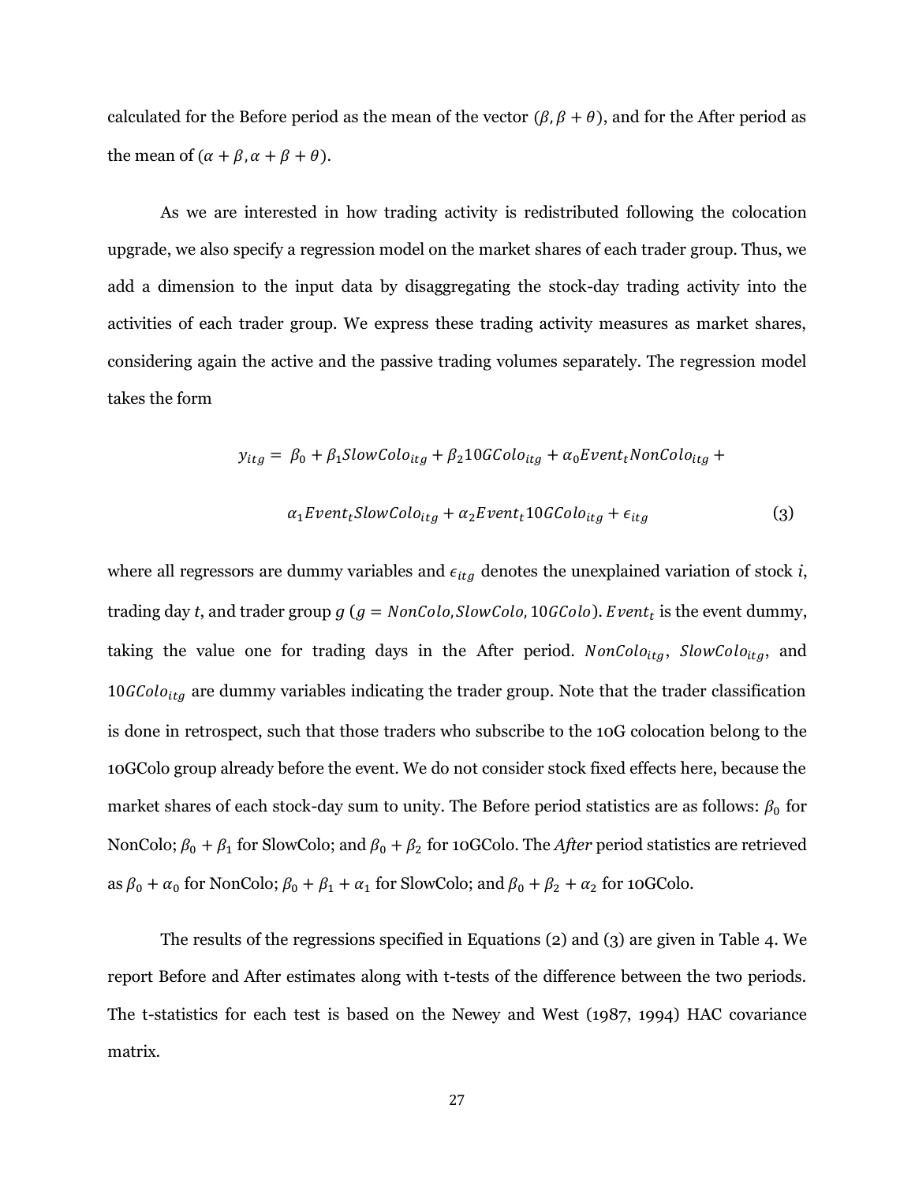calculated for the Before period as the mean of the vector $(\beta, \beta + \theta)$, and for the After period as the mean of $(\alpha + \beta, \alpha + \beta + \theta)$.

As we are interested in how trading activity is redistributed following the colocation upgrade, we also specify a regression model on the market shares of each trader group. Thus, we add a dimension to the input data by disaggregating the stock-day trading activity into the activities of each trader group. We express these trading activity measures as market shares, considering again the active and the passive trading volumes separately. The regression model takes the form

$$y_{itg} = \beta_0 + \beta_1 SlowColo_{itg} + \beta_2 10GColo_{itg} + \alpha_0 Event_t NonColo_{itg} +$$

$$\alpha_1 Event_t SlowColo_{itg} + \alpha_2 Event_t 10GColo_{itg} + \epsilon_{itg} \tag{3}$$

where all regressors are dummy variables and $\epsilon_{itg}$ denotes the unexplained variation of stock $i$, trading day $t$, and trader group $g$ ($g = NonColo, SlowColo, 10GColo$). $Event_t$ is the event dummy, taking the value one for trading days in the After period. $NonColo_{itg}$, $SlowColo_{itg}$, and $10GColo_{itg}$ are dummy variables indicating the trader group. Note that the trader classification is done in retrospect, such that those traders who subscribe to the 10G colocation belong to the 10GColo group already before the event. We do not consider stock fixed effects here, because the market shares of each stock-day sum to unity. The Before period statistics are as follows: $\beta_0$ for NonColo; $\beta_0 + \beta_1$ for SlowColo; and $\beta_0 + \beta_2$ for 10GColo. The *After* period statistics are retrieved as $\beta_0 + \alpha_0$ for NonColo; $\beta_0 + \beta_1 + \alpha_1$ for SlowColo; and $\beta_0 + \beta_2 + \alpha_2$ for 10GColo.

The results of the regressions specified in Equations (2) and (3) are given in Table 4. We report Before and After estimates along with t-tests of the difference between the two periods. The t-statistics for each test is based on the Newey and West (1987, 1994) HAC covariance matrix.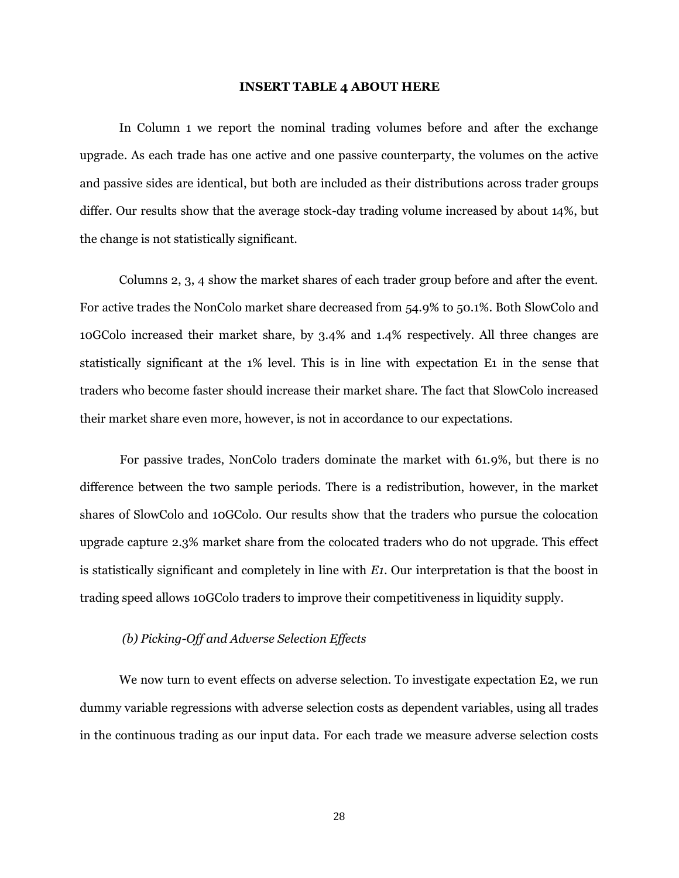**INSERT TABLE 4 ABOUT HERE**

In Column 1 we report the nominal trading volumes before and after the exchange upgrade. As each trade has one active and one passive counterparty, the volumes on the active and passive sides are identical, but both are included as their distributions across trader groups differ. Our results show that the average stock-day trading volume increased by about 14%, but the change is not statistically significant.

Columns 2, 3, 4 show the market shares of each trader group before and after the event. For active trades the NonColo market share decreased from 54.9% to 50.1%. Both SlowColo and 10GColo increased their market share, by 3.4% and 1.4% respectively. All three changes are statistically significant at the 1% level. This is in line with expectation E1 in the sense that traders who become faster should increase their market share. The fact that SlowColo increased their market share even more, however, is not in accordance to our expectations.

For passive trades, NonColo traders dominate the market with 61.9%, but there is no difference between the two sample periods. There is a redistribution, however, in the market shares of SlowColo and 10GColo. Our results show that the traders who pursue the colocation upgrade capture 2.3% market share from the colocated traders who do not upgrade. This effect is statistically significant and completely in line with *E1*. Our interpretation is that the boost in trading speed allows 10GColo traders to improve their competitiveness in liquidity supply.

*(b) Picking-Off and Adverse Selection Effects*

We now turn to event effects on adverse selection. To investigate expectation E2, we run dummy variable regressions with adverse selection costs as dependent variables, using all trades in the continuous trading as our input data. For each trade we measure adverse selection costs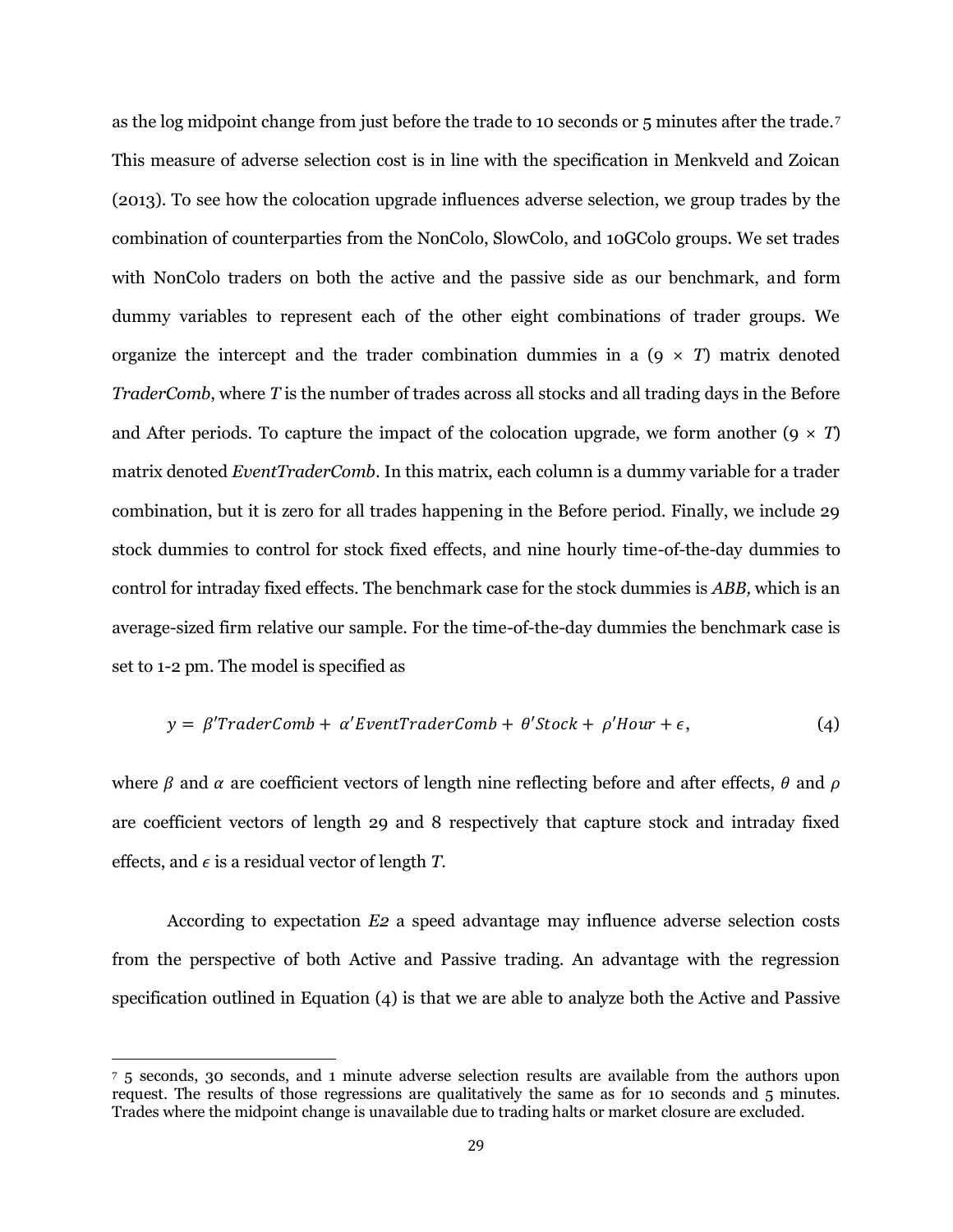as the log midpoint change from just before the trade to 10 seconds or 5 minutes after the trade.[7] This measure of adverse selection cost is in line with the specification in Menkveld and Zoican (2013). To see how the colocation upgrade influences adverse selection, we group trades by the combination of counterparties from the NonColo, SlowColo, and 10GColo groups. We set trades with NonColo traders on both the active and the passive side as our benchmark, and form dummy variables to represent each of the other eight combinations of trader groups. We organize the intercept and the trader combination dummies in a ($9 \times T$) matrix denoted *TraderComb*, where *T* is the number of trades across all stocks and all trading days in the Before and After periods. To capture the impact of the colocation upgrade, we form another ($9 \times T$) matrix denoted *EventTraderComb*. In this matrix, each column is a dummy variable for a trader combination, but it is zero for all trades happening in the Before period. Finally, we include 29 stock dummies to control for stock fixed effects, and nine hourly time-of-the-day dummies to control for intraday fixed effects. The benchmark case for the stock dummies is *ABB,* which is an average-sized firm relative our sample. For the time-of-the-day dummies the benchmark case is set to 1-2 pm. The model is specified as

$$y = \beta' TraderComb + \alpha' EventTraderComb + \theta' Stock + \rho' Hour + \epsilon, \tag{4}$$

where $\beta$ and $\alpha$ are coefficient vectors of length nine reflecting before and after effects, $\theta$ and $\rho$ are coefficient vectors of length 29 and 8 respectively that capture stock and intraday fixed effects, and $\epsilon$ is a residual vector of length *T*.

According to expectation *E2* a speed advantage may influence adverse selection costs from the perspective of both Active and Passive trading. An advantage with the regression specification outlined in Equation (4) is that we are able to analyze both the Active and Passive

---

[7] 5 seconds, 30 seconds, and 1 minute adverse selection results are available from the authors upon request. The results of those regressions are qualitatively the same as for 10 seconds and 5 minutes. Trades where the midpoint change is unavailable due to trading halts or market closure are excluded.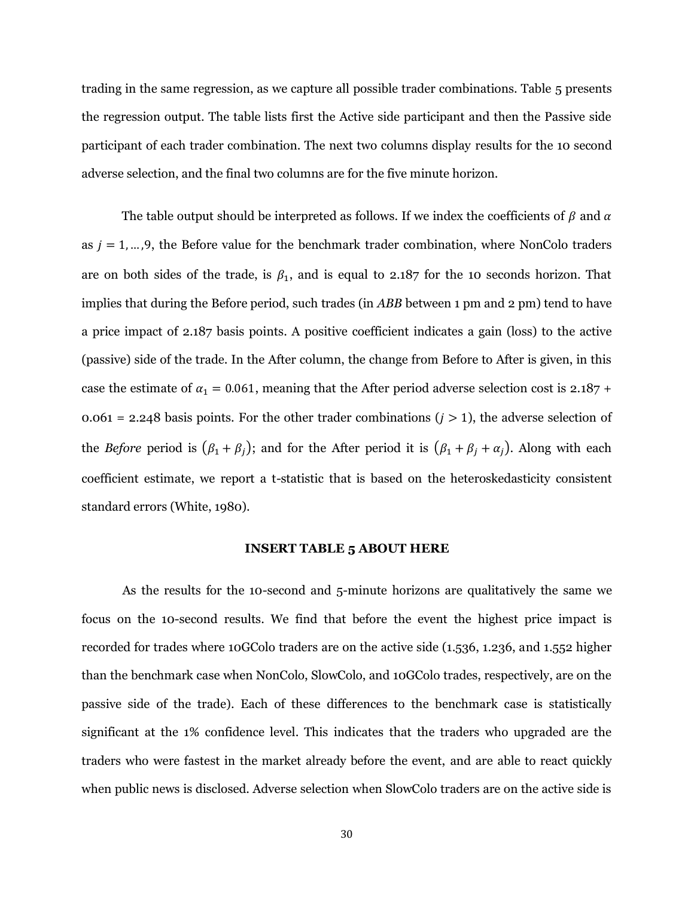trading in the same regression, as we capture all possible trader combinations. Table 5 presents the regression output. The table lists first the Active side participant and then the Passive side participant of each trader combination. The next two columns display results for the 10 second adverse selection, and the final two columns are for the five minute horizon.

The table output should be interpreted as follows. If we index the coefficients of $\beta$ and $\alpha$ as $j = 1, \ldots, 9$, the Before value for the benchmark trader combination, where NonColo traders are on both sides of the trade, is $\beta_1$, and is equal to 2.187 for the 10 seconds horizon. That implies that during the Before period, such trades (in *ABB* between 1 pm and 2 pm) tend to have a price impact of 2.187 basis points. A positive coefficient indicates a gain (loss) to the active (passive) side of the trade. In the After column, the change from Before to After is given, in this case the estimate of $\alpha_1 = 0.061$, meaning that the After period adverse selection cost is 2.187 + 0.061 = 2.248 basis points. For the other trader combinations ($j > 1$), the adverse selection of the *Before* period is $(\beta_1 + \beta_j)$; and for the After period it is $(\beta_1 + \beta_j + \alpha_j)$. Along with each coefficient estimate, we report a t-statistic that is based on the heteroskedasticity consistent standard errors (White, 1980).

**INSERT TABLE 5 ABOUT HERE**

As the results for the 10-second and 5-minute horizons are qualitatively the same we focus on the 10-second results. We find that before the event the highest price impact is recorded for trades where 10GColo traders are on the active side (1.536, 1.236, and 1.552 higher than the benchmark case when NonColo, SlowColo, and 10GColo trades, respectively, are on the passive side of the trade). Each of these differences to the benchmark case is statistically significant at the 1% confidence level. This indicates that the traders who upgraded are the traders who were fastest in the market already before the event, and are able to react quickly when public news is disclosed. Adverse selection when SlowColo traders are on the active side is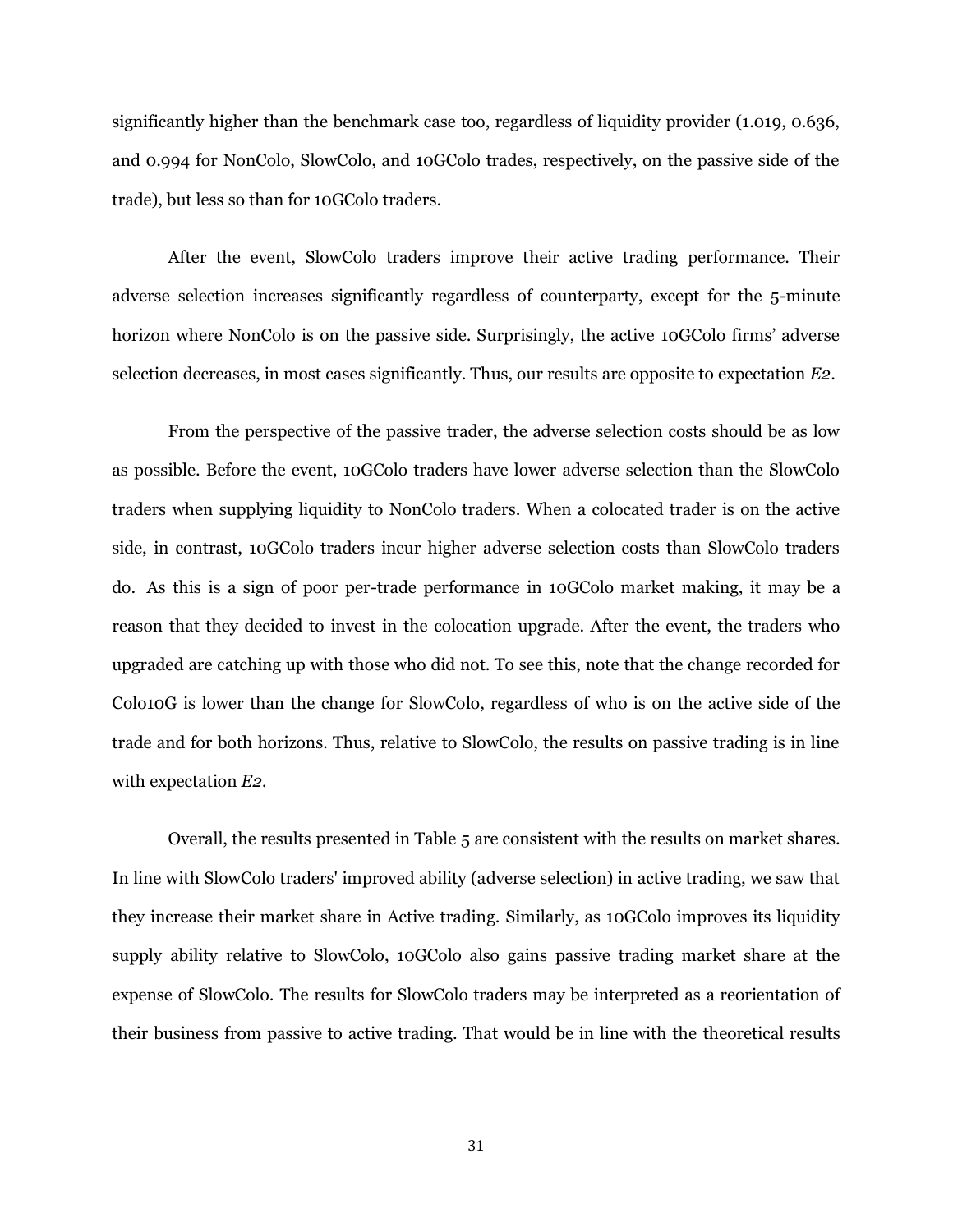significantly higher than the benchmark case too, regardless of liquidity provider (1.019, 0.636, and 0.994 for NonColo, SlowColo, and 10GColo trades, respectively, on the passive side of the trade), but less so than for 10GColo traders.

After the event, SlowColo traders improve their active trading performance. Their adverse selection increases significantly regardless of counterparty, except for the 5-minute horizon where NonColo is on the passive side. Surprisingly, the active 10GColo firms' adverse selection decreases, in most cases significantly. Thus, our results are opposite to expectation *E2*.

From the perspective of the passive trader, the adverse selection costs should be as low as possible. Before the event, 10GColo traders have lower adverse selection than the SlowColo traders when supplying liquidity to NonColo traders. When a colocated trader is on the active side, in contrast, 10GColo traders incur higher adverse selection costs than SlowColo traders do. As this is a sign of poor per-trade performance in 10GColo market making, it may be a reason that they decided to invest in the colocation upgrade. After the event, the traders who upgraded are catching up with those who did not. To see this, note that the change recorded for Colo10G is lower than the change for SlowColo, regardless of who is on the active side of the trade and for both horizons. Thus, relative to SlowColo, the results on passive trading is in line with expectation *E2*.

Overall, the results presented in Table 5 are consistent with the results on market shares. In line with SlowColo traders' improved ability (adverse selection) in active trading, we saw that they increase their market share in Active trading. Similarly, as 10GColo improves its liquidity supply ability relative to SlowColo, 10GColo also gains passive trading market share at the expense of SlowColo. The results for SlowColo traders may be interpreted as a reorientation of their business from passive to active trading. That would be in line with the theoretical results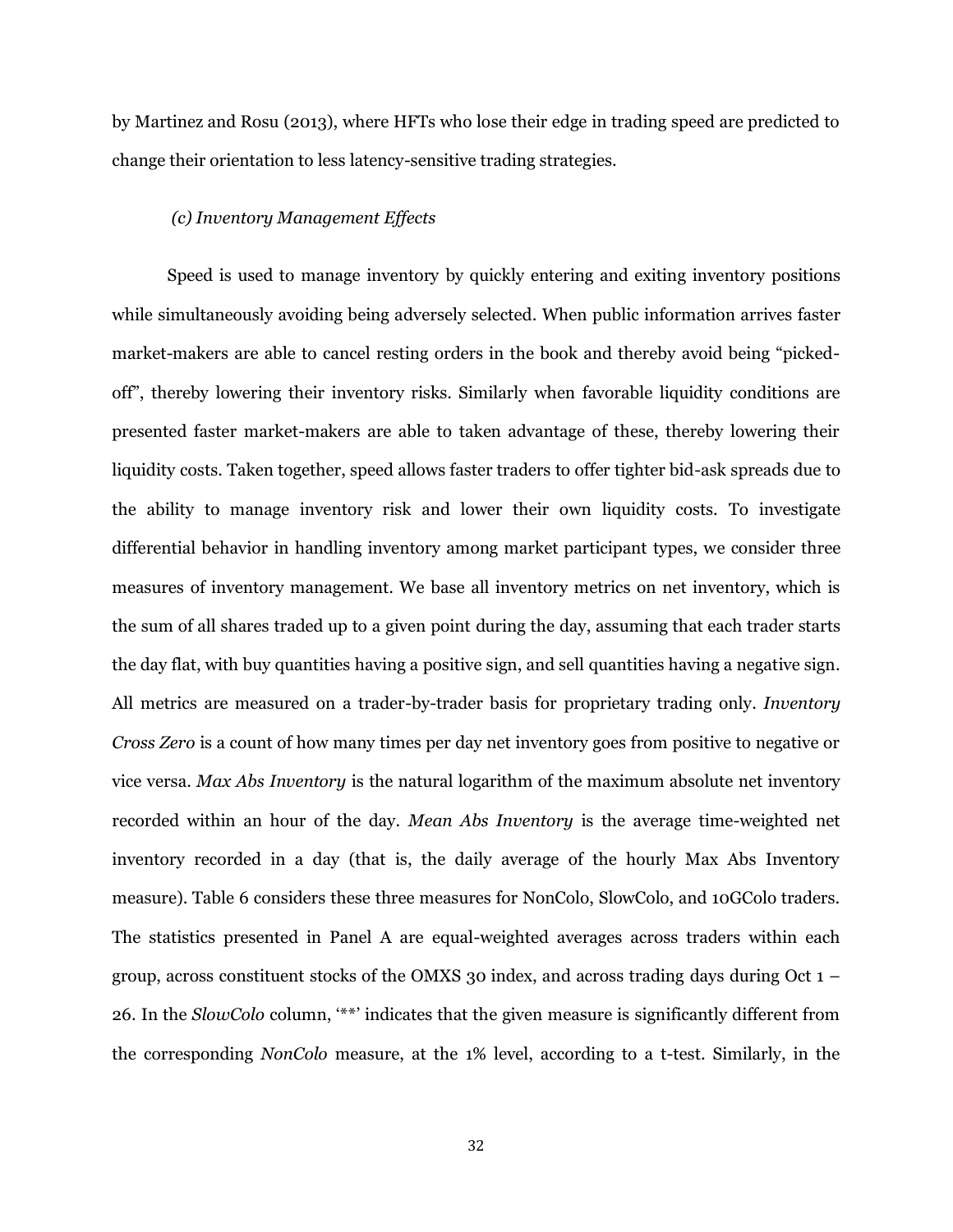by Martinez and Rosu (2013), where HFTs who lose their edge in trading speed are predicted to change their orientation to less latency-sensitive trading strategies.

### *(c) Inventory Management Effects*

Speed is used to manage inventory by quickly entering and exiting inventory positions while simultaneously avoiding being adversely selected. When public information arrives faster market-makers are able to cancel resting orders in the book and thereby avoid being "picked-off", thereby lowering their inventory risks. Similarly when favorable liquidity conditions are presented faster market-makers are able to taken advantage of these, thereby lowering their liquidity costs. Taken together, speed allows faster traders to offer tighter bid-ask spreads due to the ability to manage inventory risk and lower their own liquidity costs. To investigate differential behavior in handling inventory among market participant types, we consider three measures of inventory management. We base all inventory metrics on net inventory, which is the sum of all shares traded up to a given point during the day, assuming that each trader starts the day flat, with buy quantities having a positive sign, and sell quantities having a negative sign. All metrics are measured on a trader-by-trader basis for proprietary trading only. *Inventory Cross Zero* is a count of how many times per day net inventory goes from positive to negative or vice versa. *Max Abs Inventory* is the natural logarithm of the maximum absolute net inventory recorded within an hour of the day. *Mean Abs Inventory* is the average time-weighted net inventory recorded in a day (that is, the daily average of the hourly Max Abs Inventory measure). Table 6 considers these three measures for NonColo, SlowColo, and 10GColo traders. The statistics presented in Panel A are equal-weighted averages across traders within each group, across constituent stocks of the OMXS 30 index, and across trading days during Oct 1 – 26. In the *SlowColo* column, '**' indicates that the given measure is significantly different from the corresponding *NonColo* measure, at the 1% level, according to a t-test. Similarly, in the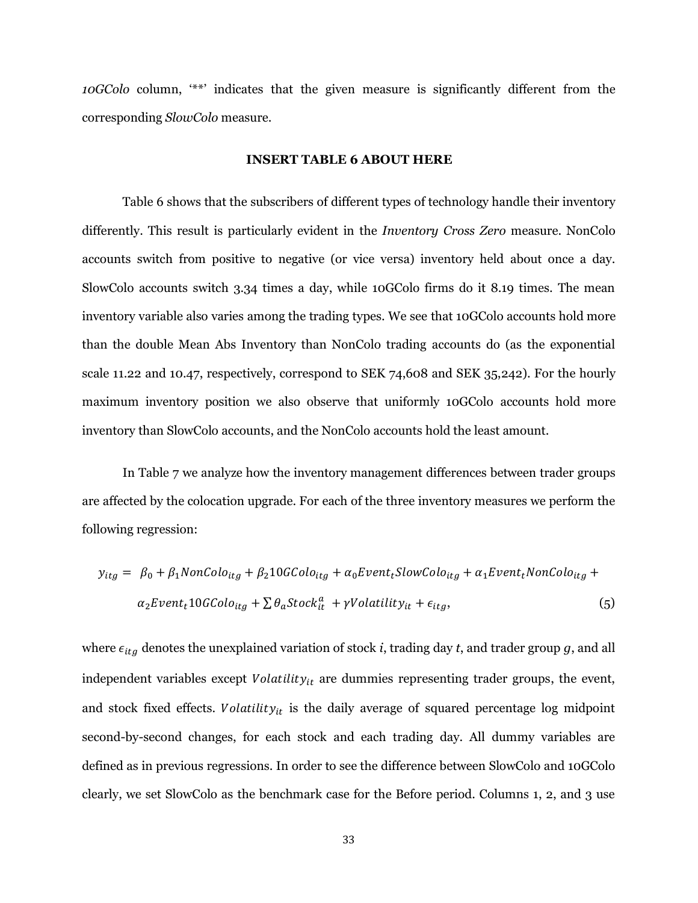*10GColo* column, '**' indicates that the given measure is significantly different from the corresponding *SlowColo* measure.

**INSERT TABLE 6 ABOUT HERE**

Table 6 shows that the subscribers of different types of technology handle their inventory differently. This result is particularly evident in the *Inventory Cross Zero* measure. NonColo accounts switch from positive to negative (or vice versa) inventory held about once a day. SlowColo accounts switch 3.34 times a day, while 10GColo firms do it 8.19 times. The mean inventory variable also varies among the trading types. We see that 10GColo accounts hold more than the double Mean Abs Inventory than NonColo trading accounts do (as the exponential scale 11.22 and 10.47, respectively, correspond to SEK 74,608 and SEK 35,242). For the hourly maximum inventory position we also observe that uniformly 10GColo accounts hold more inventory than SlowColo accounts, and the NonColo accounts hold the least amount.

In Table 7 we analyze how the inventory management differences between trader groups are affected by the colocation upgrade. For each of the three inventory measures we perform the following regression:

$$y_{itg} = \beta_0 + \beta_1 NonColo_{itg} + \beta_2 10GColo_{itg} + \alpha_0 Event_t SlowColo_{itg} + \alpha_1 Event_t NonColo_{itg} + \alpha_2 Event_t 10GColo_{itg} + \sum \theta_a Stock_{it}^a + \gamma Volatility_{it} + \epsilon_{itg}, \tag{5}$$

where $\epsilon_{itg}$ denotes the unexplained variation of stock $i$, trading day $t$, and trader group $g$, and all independent variables except $Volatility_{it}$ are dummies representing trader groups, the event, and stock fixed effects. $Volatility_{it}$ is the daily average of squared percentage log midpoint second-by-second changes, for each stock and each trading day. All dummy variables are defined as in previous regressions. In order to see the difference between SlowColo and 10GColo clearly, we set SlowColo as the benchmark case for the Before period. Columns 1, 2, and 3 use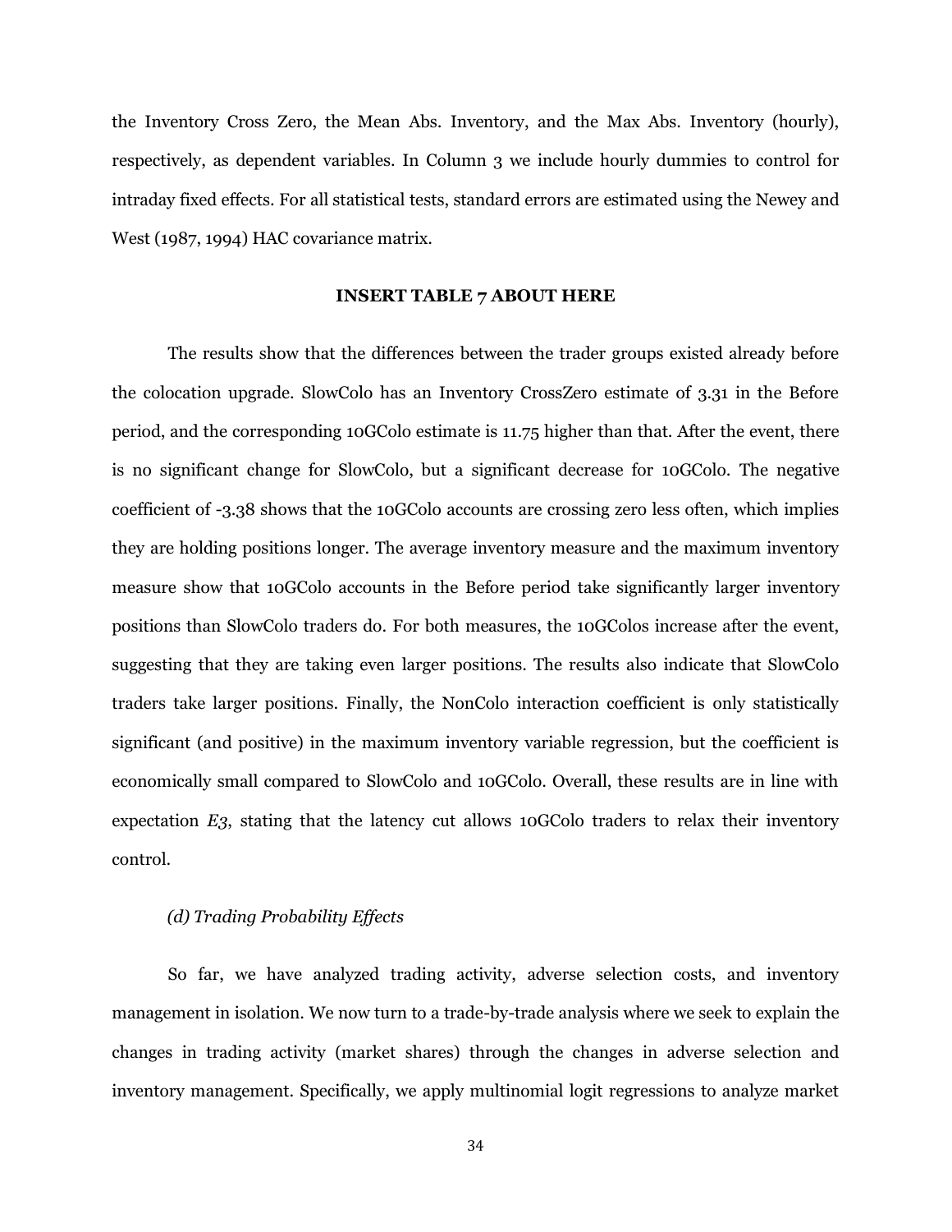the Inventory Cross Zero, the Mean Abs. Inventory, and the Max Abs. Inventory (hourly), respectively, as dependent variables. In Column 3 we include hourly dummies to control for intraday fixed effects. For all statistical tests, standard errors are estimated using the Newey and West (1987, 1994) HAC covariance matrix.

**INSERT TABLE 7 ABOUT HERE**

The results show that the differences between the trader groups existed already before the colocation upgrade. SlowColo has an Inventory CrossZero estimate of 3.31 in the Before period, and the corresponding 10GColo estimate is 11.75 higher than that. After the event, there is no significant change for SlowColo, but a significant decrease for 10GColo. The negative coefficient of -3.38 shows that the 10GColo accounts are crossing zero less often, which implies they are holding positions longer. The average inventory measure and the maximum inventory measure show that 10GColo accounts in the Before period take significantly larger inventory positions than SlowColo traders do. For both measures, the 10GColos increase after the event, suggesting that they are taking even larger positions. The results also indicate that SlowColo traders take larger positions. Finally, the NonColo interaction coefficient is only statistically significant (and positive) in the maximum inventory variable regression, but the coefficient is economically small compared to SlowColo and 10GColo. Overall, these results are in line with expectation *E3*, stating that the latency cut allows 10GColo traders to relax their inventory control.

*(d) Trading Probability Effects*

So far, we have analyzed trading activity, adverse selection costs, and inventory management in isolation. We now turn to a trade-by-trade analysis where we seek to explain the changes in trading activity (market shares) through the changes in adverse selection and inventory management. Specifically, we apply multinomial logit regressions to analyze market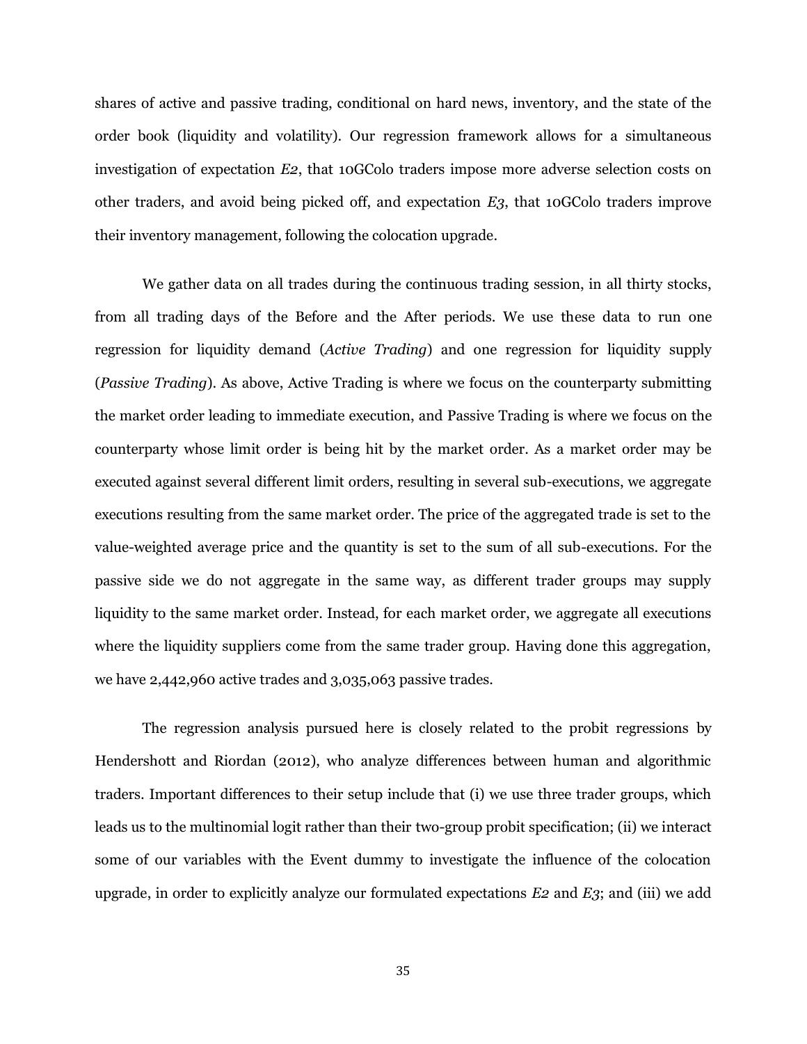shares of active and passive trading, conditional on hard news, inventory, and the state of the order book (liquidity and volatility). Our regression framework allows for a simultaneous investigation of expectation *E2*, that 10GColo traders impose more adverse selection costs on other traders, and avoid being picked off, and expectation *E3*, that 10GColo traders improve their inventory management, following the colocation upgrade.

We gather data on all trades during the continuous trading session, in all thirty stocks, from all trading days of the Before and the After periods. We use these data to run one regression for liquidity demand (*Active Trading*) and one regression for liquidity supply (*Passive Trading*). As above, Active Trading is where we focus on the counterparty submitting the market order leading to immediate execution, and Passive Trading is where we focus on the counterparty whose limit order is being hit by the market order. As a market order may be executed against several different limit orders, resulting in several sub-executions, we aggregate executions resulting from the same market order. The price of the aggregated trade is set to the value-weighted average price and the quantity is set to the sum of all sub-executions. For the passive side we do not aggregate in the same way, as different trader groups may supply liquidity to the same market order. Instead, for each market order, we aggregate all executions where the liquidity suppliers come from the same trader group. Having done this aggregation, we have 2,442,960 active trades and 3,035,063 passive trades.

The regression analysis pursued here is closely related to the probit regressions by Hendershott and Riordan (2012), who analyze differences between human and algorithmic traders. Important differences to their setup include that (i) we use three trader groups, which leads us to the multinomial logit rather than their two-group probit specification; (ii) we interact some of our variables with the Event dummy to investigate the influence of the colocation upgrade, in order to explicitly analyze our formulated expectations *E2* and *E3*; and (iii) we add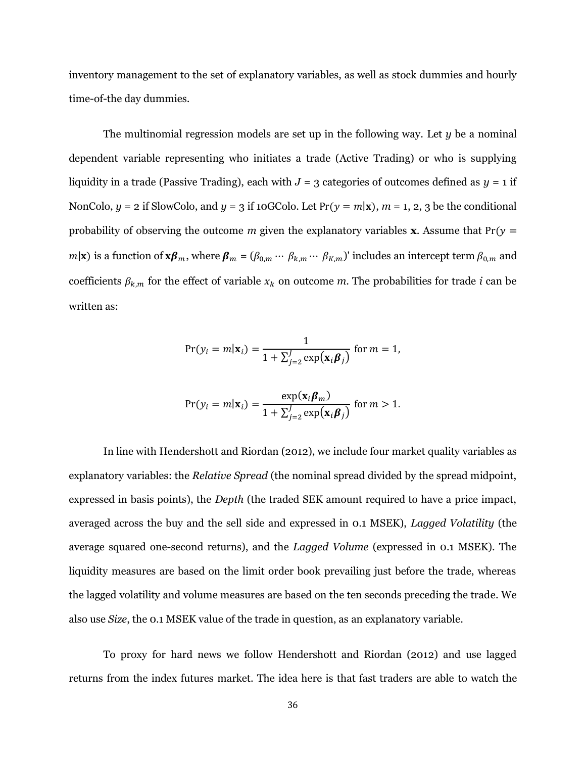inventory management to the set of explanatory variables, as well as stock dummies and hourly time-of-the day dummies.

The multinomial regression models are set up in the following way. Let $y$ be a nominal dependent variable representing who initiates a trade (Active Trading) or who is supplying liquidity in a trade (Passive Trading), each with $J$ = 3 categories of outcomes defined as $y$ = 1 if NonColo, $y$ = 2 if SlowColo, and $y$ = 3 if 10GColo. Let $\Pr(y = m|\mathbf{x})$, $m$ = 1, 2, 3 be the conditional probability of observing the outcome $m$ given the explanatory variables $\mathbf{x}$. Assume that $\Pr(y = m|\mathbf{x})$ is a function of $\mathbf{x}\boldsymbol{\beta}_m$, where $\boldsymbol{\beta}_m = (\beta_{0,m} \cdots \beta_{k,m} \cdots \beta_{K,m})'$ includes an intercept term $\beta_{0,m}$ and coefficients $\beta_{k,m}$ for the effect of variable $x_k$ on outcome $m$. The probabilities for trade $i$ can be written as:

$$\Pr(y_i = m|\mathbf{x}_i) = \frac{1}{1 + \sum_{j=2}^{J} \exp(\mathbf{x}_i\boldsymbol{\beta}_j)} \text{ for } m = 1,$$

$$\Pr(y_i = m|\mathbf{x}_i) = \frac{\exp(\mathbf{x}_i\boldsymbol{\beta}_m)}{1 + \sum_{j=2}^{J} \exp(\mathbf{x}_i\boldsymbol{\beta}_j)} \text{ for } m > 1.$$

In line with Hendershott and Riordan (2012), we include four market quality variables as explanatory variables: the *Relative Spread* (the nominal spread divided by the spread midpoint, expressed in basis points), the *Depth* (the traded SEK amount required to have a price impact, averaged across the buy and the sell side and expressed in 0.1 MSEK), *Lagged Volatility* (the average squared one-second returns), and the *Lagged Volume* (expressed in 0.1 MSEK). The liquidity measures are based on the limit order book prevailing just before the trade, whereas the lagged volatility and volume measures are based on the ten seconds preceding the trade. We also use *Size*, the 0.1 MSEK value of the trade in question, as an explanatory variable.

To proxy for hard news we follow Hendershott and Riordan (2012) and use lagged returns from the index futures market. The idea here is that fast traders are able to watch the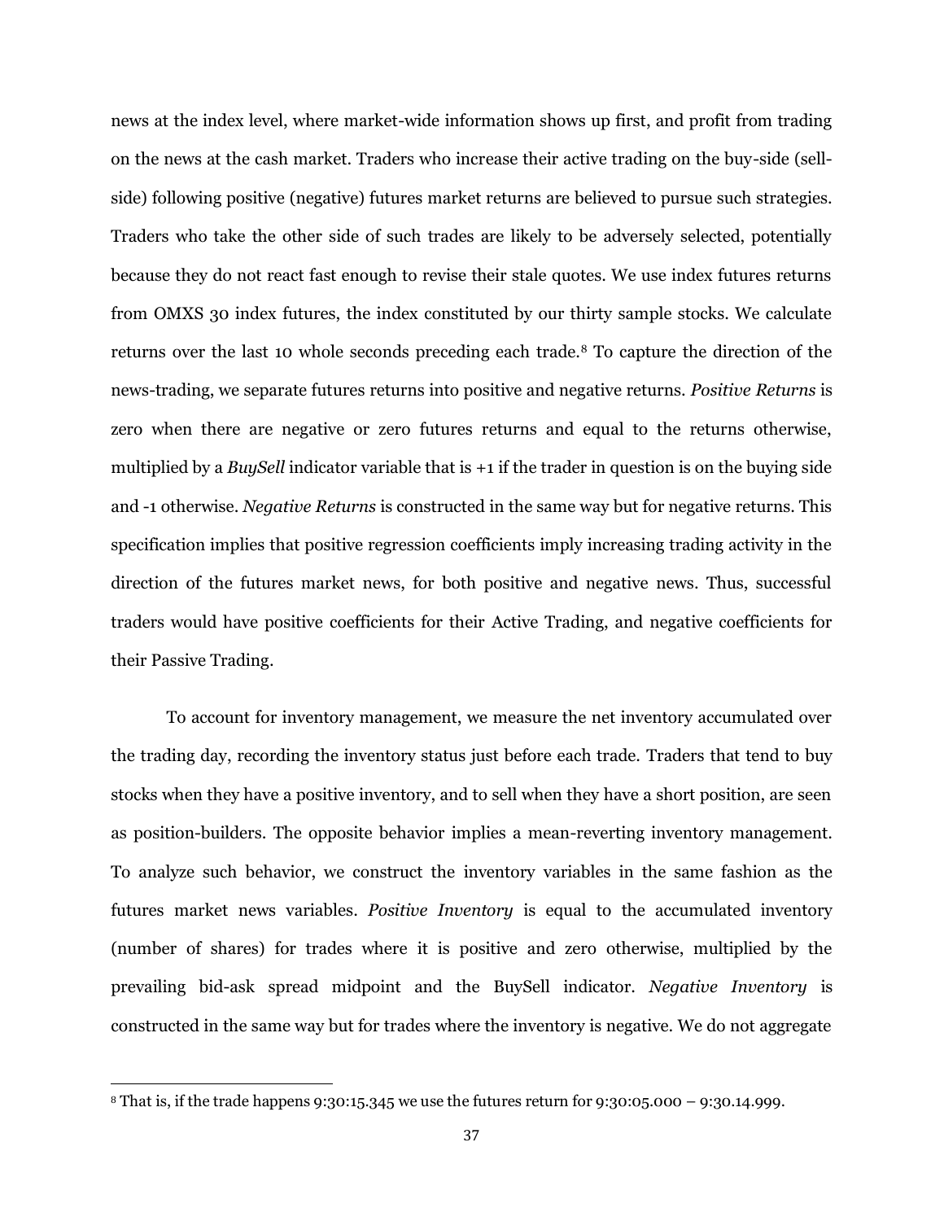news at the index level, where market-wide information shows up first, and profit from trading on the news at the cash market. Traders who increase their active trading on the buy-side (sell-side) following positive (negative) futures market returns are believed to pursue such strategies. Traders who take the other side of such trades are likely to be adversely selected, potentially because they do not react fast enough to revise their stale quotes. We use index futures returns from OMXS 30 index futures, the index constituted by our thirty sample stocks. We calculate returns over the last 10 whole seconds preceding each trade.[8] To capture the direction of the news-trading, we separate futures returns into positive and negative returns. *Positive Returns* is zero when there are negative or zero futures returns and equal to the returns otherwise, multiplied by a *BuySell* indicator variable that is +1 if the trader in question is on the buying side and -1 otherwise. *Negative Returns* is constructed in the same way but for negative returns. This specification implies that positive regression coefficients imply increasing trading activity in the direction of the futures market news, for both positive and negative news. Thus, successful traders would have positive coefficients for their Active Trading, and negative coefficients for their Passive Trading.

To account for inventory management, we measure the net inventory accumulated over the trading day, recording the inventory status just before each trade. Traders that tend to buy stocks when they have a positive inventory, and to sell when they have a short position, are seen as position-builders. The opposite behavior implies a mean-reverting inventory management. To analyze such behavior, we construct the inventory variables in the same fashion as the futures market news variables. *Positive Inventory* is equal to the accumulated inventory (number of shares) for trades where it is positive and zero otherwise, multiplied by the prevailing bid-ask spread midpoint and the BuySell indicator. *Negative Inventory* is constructed in the same way but for trades where the inventory is negative. We do not aggregate

[8] That is, if the trade happens 9:30:15.345 we use the futures return for 9:30:05.000 – 9:30.14.999.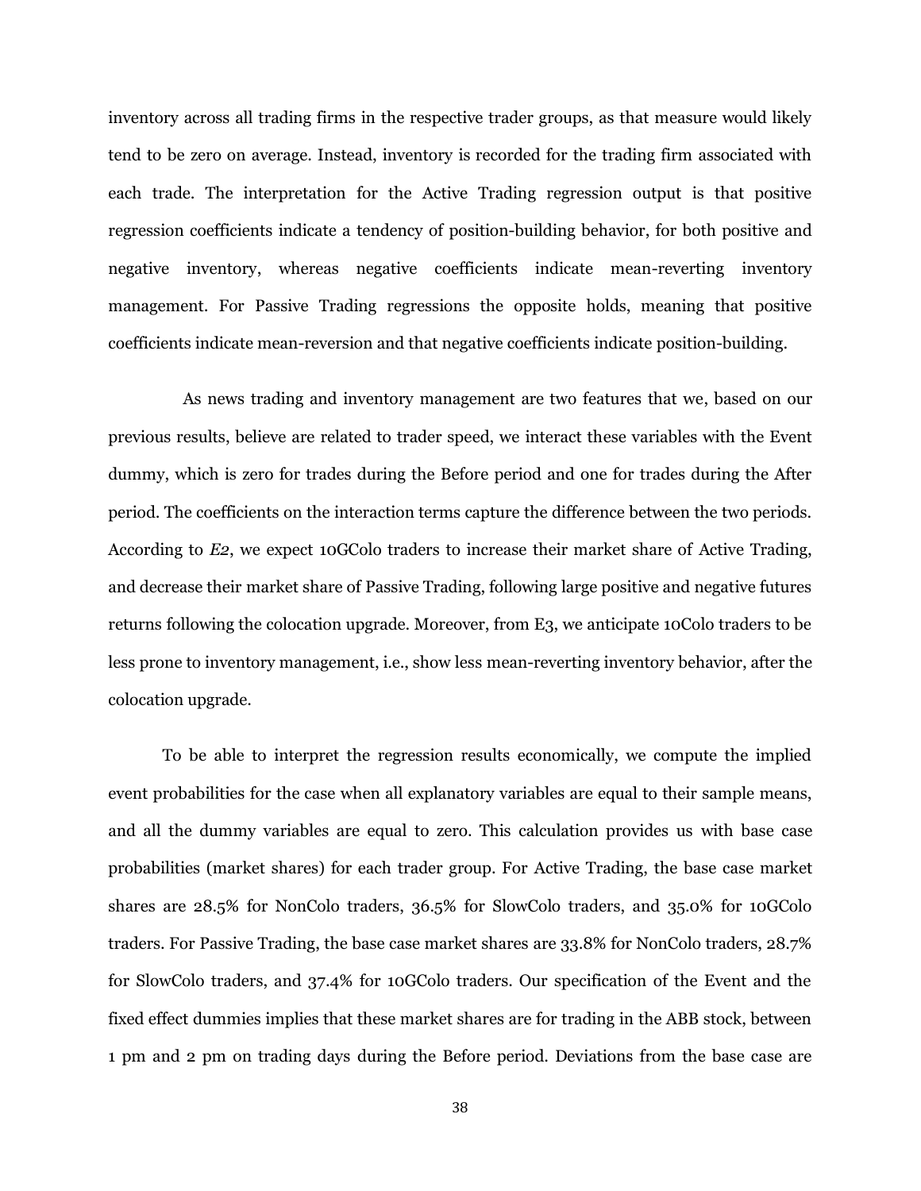inventory across all trading firms in the respective trader groups, as that measure would likely tend to be zero on average. Instead, inventory is recorded for the trading firm associated with each trade. The interpretation for the Active Trading regression output is that positive regression coefficients indicate a tendency of position-building behavior, for both positive and negative inventory, whereas negative coefficients indicate mean-reverting inventory management. For Passive Trading regressions the opposite holds, meaning that positive coefficients indicate mean-reversion and that negative coefficients indicate position-building.

As news trading and inventory management are two features that we, based on our previous results, believe are related to trader speed, we interact these variables with the Event dummy, which is zero for trades during the Before period and one for trades during the After period. The coefficients on the interaction terms capture the difference between the two periods. According to *E2*, we expect 10GColo traders to increase their market share of Active Trading, and decrease their market share of Passive Trading, following large positive and negative futures returns following the colocation upgrade. Moreover, from E3, we anticipate 10Colo traders to be less prone to inventory management, i.e., show less mean-reverting inventory behavior, after the colocation upgrade.

To be able to interpret the regression results economically, we compute the implied event probabilities for the case when all explanatory variables are equal to their sample means, and all the dummy variables are equal to zero. This calculation provides us with base case probabilities (market shares) for each trader group. For Active Trading, the base case market shares are 28.5% for NonColo traders, 36.5% for SlowColo traders, and 35.0% for 10GColo traders. For Passive Trading, the base case market shares are 33.8% for NonColo traders, 28.7% for SlowColo traders, and 37.4% for 10GColo traders. Our specification of the Event and the fixed effect dummies implies that these market shares are for trading in the ABB stock, between 1 pm and 2 pm on trading days during the Before period. Deviations from the base case are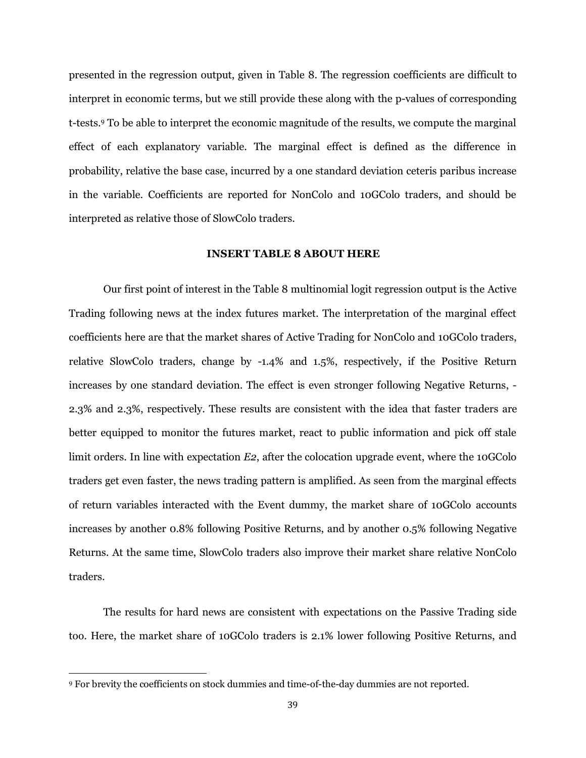presented in the regression output, given in Table 8. The regression coefficients are difficult to interpret in economic terms, but we still provide these along with the p-values of corresponding t-tests.[9] To be able to interpret the economic magnitude of the results, we compute the marginal effect of each explanatory variable. The marginal effect is defined as the difference in probability, relative the base case, incurred by a one standard deviation ceteris paribus increase in the variable. Coefficients are reported for NonColo and 10GColo traders, and should be interpreted as relative those of SlowColo traders.

**INSERT TABLE 8 ABOUT HERE**

Our first point of interest in the Table 8 multinomial logit regression output is the Active Trading following news at the index futures market. The interpretation of the marginal effect coefficients here are that the market shares of Active Trading for NonColo and 10GColo traders, relative SlowColo traders, change by -1.4% and 1.5%, respectively, if the Positive Return increases by one standard deviation. The effect is even stronger following Negative Returns, -2.3% and 2.3%, respectively. These results are consistent with the idea that faster traders are better equipped to monitor the futures market, react to public information and pick off stale limit orders. In line with expectation *E2*, after the colocation upgrade event, where the 10GColo traders get even faster, the news trading pattern is amplified. As seen from the marginal effects of return variables interacted with the Event dummy, the market share of 10GColo accounts increases by another 0.8% following Positive Returns, and by another 0.5% following Negative Returns. At the same time, SlowColo traders also improve their market share relative NonColo traders.

The results for hard news are consistent with expectations on the Passive Trading side too. Here, the market share of 10GColo traders is 2.1% lower following Positive Returns, and

[9] For brevity the coefficients on stock dummies and time-of-the-day dummies are not reported.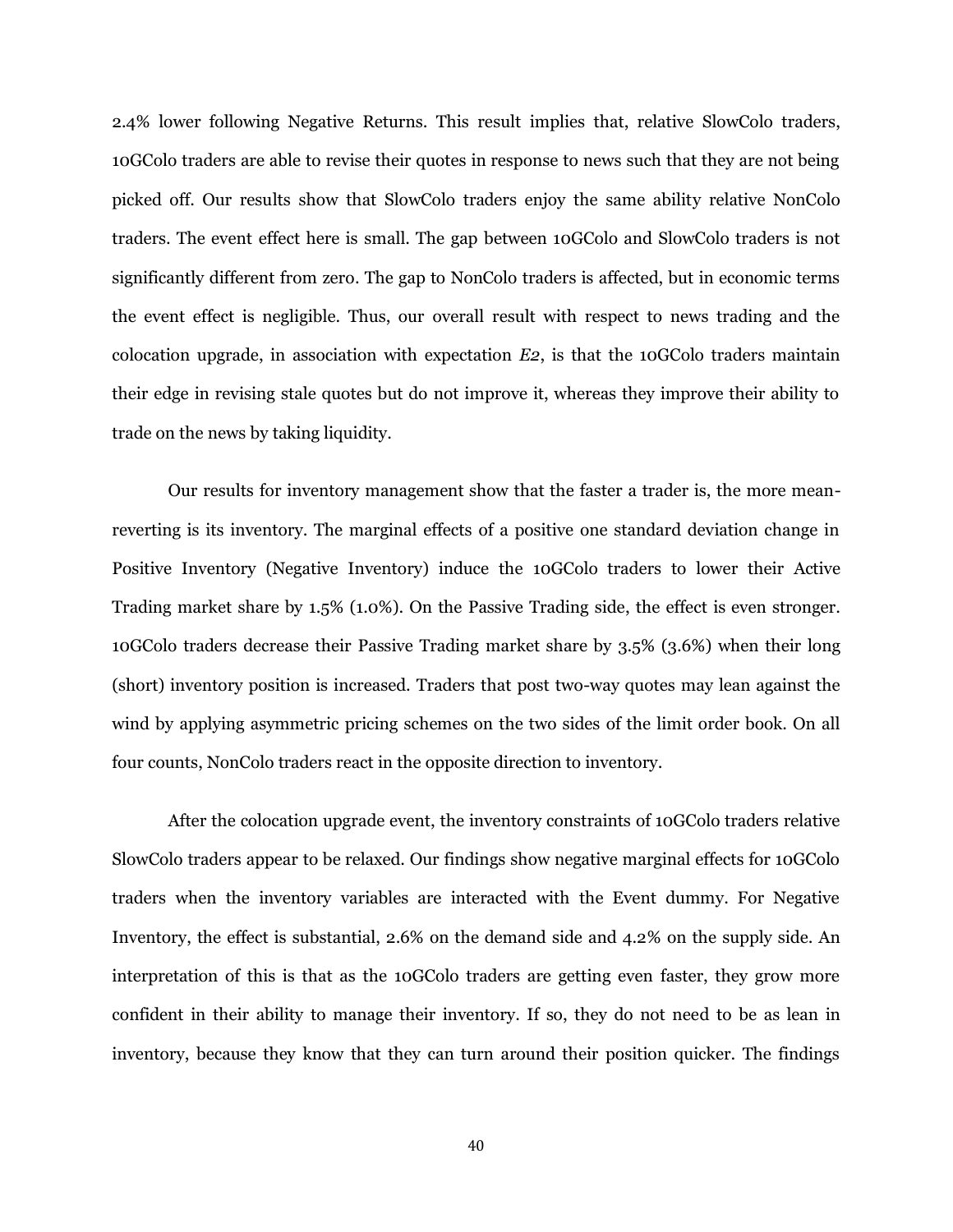2.4% lower following Negative Returns. This result implies that, relative SlowColo traders, 10GColo traders are able to revise their quotes in response to news such that they are not being picked off. Our results show that SlowColo traders enjoy the same ability relative NonColo traders. The event effect here is small. The gap between 10GColo and SlowColo traders is not significantly different from zero. The gap to NonColo traders is affected, but in economic terms the event effect is negligible. Thus, our overall result with respect to news trading and the colocation upgrade, in association with expectation *E2*, is that the 10GColo traders maintain their edge in revising stale quotes but do not improve it, whereas they improve their ability to trade on the news by taking liquidity.

Our results for inventory management show that the faster a trader is, the more mean-reverting is its inventory. The marginal effects of a positive one standard deviation change in Positive Inventory (Negative Inventory) induce the 10GColo traders to lower their Active Trading market share by 1.5% (1.0%). On the Passive Trading side, the effect is even stronger. 10GColo traders decrease their Passive Trading market share by 3.5% (3.6%) when their long (short) inventory position is increased. Traders that post two-way quotes may lean against the wind by applying asymmetric pricing schemes on the two sides of the limit order book. On all four counts, NonColo traders react in the opposite direction to inventory.

After the colocation upgrade event, the inventory constraints of 10GColo traders relative SlowColo traders appear to be relaxed. Our findings show negative marginal effects for 10GColo traders when the inventory variables are interacted with the Event dummy. For Negative Inventory, the effect is substantial, 2.6% on the demand side and 4.2% on the supply side. An interpretation of this is that as the 10GColo traders are getting even faster, they grow more confident in their ability to manage their inventory. If so, they do not need to be as lean in inventory, because they know that they can turn around their position quicker. The findings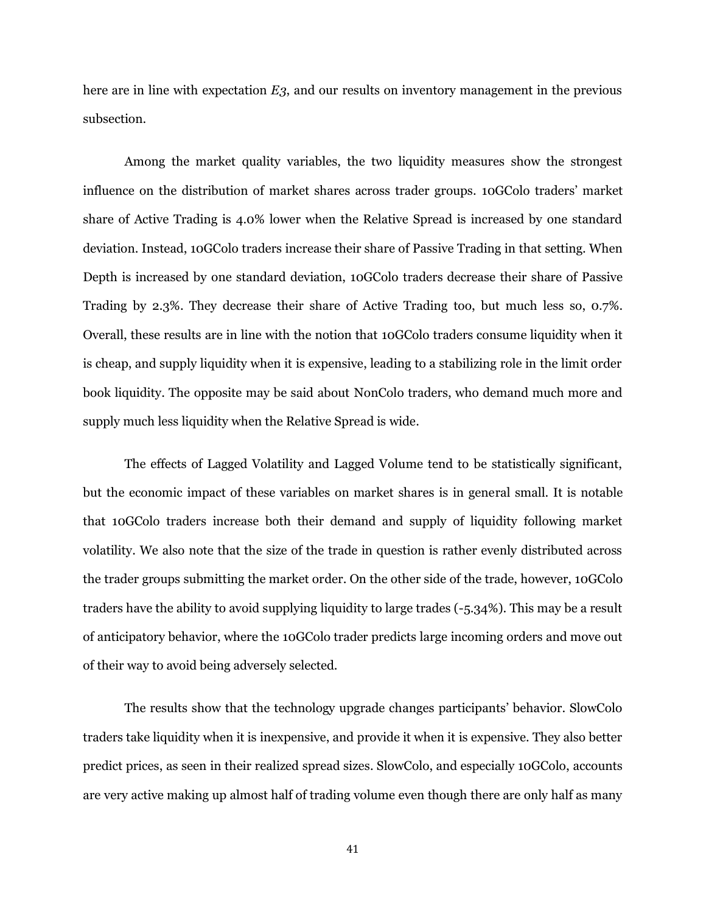here are in line with expectation *E3*, and our results on inventory management in the previous subsection.

Among the market quality variables, the two liquidity measures show the strongest influence on the distribution of market shares across trader groups. 10GColo traders' market share of Active Trading is 4.0% lower when the Relative Spread is increased by one standard deviation. Instead, 10GColo traders increase their share of Passive Trading in that setting. When Depth is increased by one standard deviation, 10GColo traders decrease their share of Passive Trading by 2.3%. They decrease their share of Active Trading too, but much less so, 0.7%. Overall, these results are in line with the notion that 10GColo traders consume liquidity when it is cheap, and supply liquidity when it is expensive, leading to a stabilizing role in the limit order book liquidity. The opposite may be said about NonColo traders, who demand much more and supply much less liquidity when the Relative Spread is wide.

The effects of Lagged Volatility and Lagged Volume tend to be statistically significant, but the economic impact of these variables on market shares is in general small. It is notable that 10GColo traders increase both their demand and supply of liquidity following market volatility. We also note that the size of the trade in question is rather evenly distributed across the trader groups submitting the market order. On the other side of the trade, however, 10GColo traders have the ability to avoid supplying liquidity to large trades (-5.34%). This may be a result of anticipatory behavior, where the 10GColo trader predicts large incoming orders and move out of their way to avoid being adversely selected.

The results show that the technology upgrade changes participants' behavior. SlowColo traders take liquidity when it is inexpensive, and provide it when it is expensive. They also better predict prices, as seen in their realized spread sizes. SlowColo, and especially 10GColo, accounts are very active making up almost half of trading volume even though there are only half as many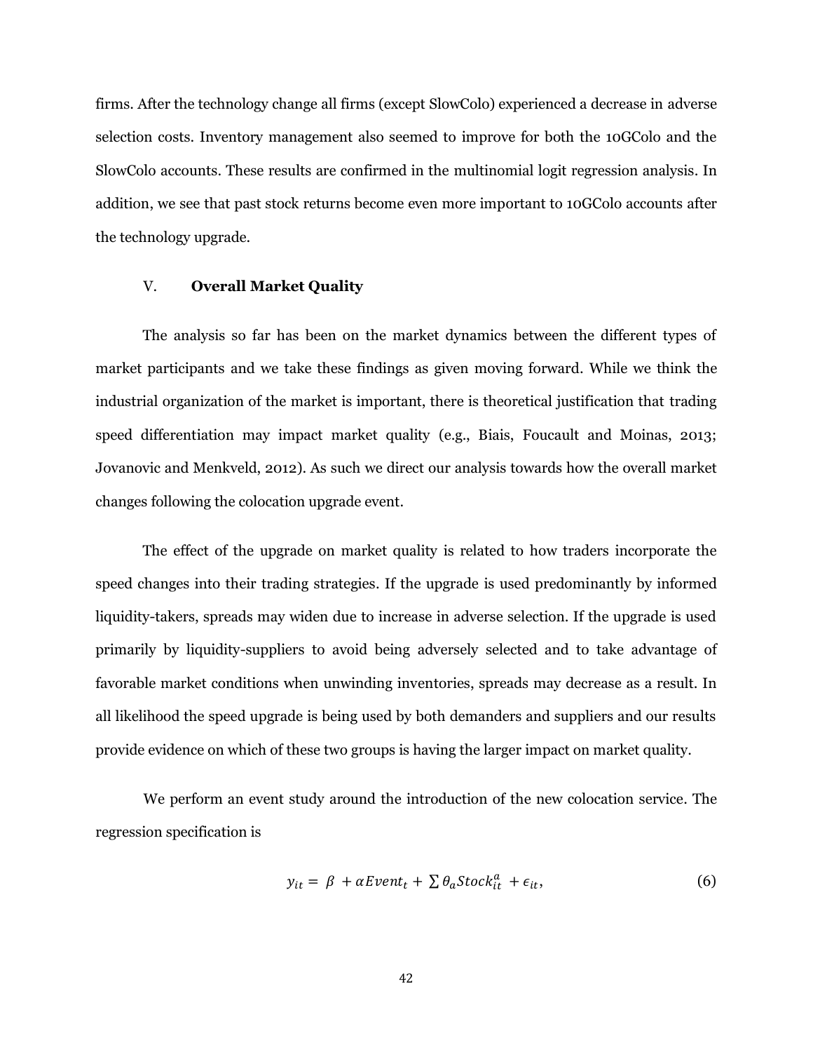firms. After the technology change all firms (except SlowColo) experienced a decrease in adverse selection costs. Inventory management also seemed to improve for both the 10GColo and the SlowColo accounts. These results are confirmed in the multinomial logit regression analysis. In addition, we see that past stock returns become even more important to 10GColo accounts after the technology upgrade.

## V. **Overall Market Quality**

The analysis so far has been on the market dynamics between the different types of market participants and we take these findings as given moving forward. While we think the industrial organization of the market is important, there is theoretical justification that trading speed differentiation may impact market quality (e.g., Biais, Foucault and Moinas, 2013; Jovanovic and Menkveld, 2012). As such we direct our analysis towards how the overall market changes following the colocation upgrade event.

The effect of the upgrade on market quality is related to how traders incorporate the speed changes into their trading strategies. If the upgrade is used predominantly by informed liquidity-takers, spreads may widen due to increase in adverse selection. If the upgrade is used primarily by liquidity-suppliers to avoid being adversely selected and to take advantage of favorable market conditions when unwinding inventories, spreads may decrease as a result. In all likelihood the speed upgrade is being used by both demanders and suppliers and our results provide evidence on which of these two groups is having the larger impact on market quality.

We perform an event study around the introduction of the new colocation service. The regression specification is

$$y_{it} = \beta + \alpha Event_t + \sum \theta_a Stock_{it}^{a} + \epsilon_{it}, \tag{6}$$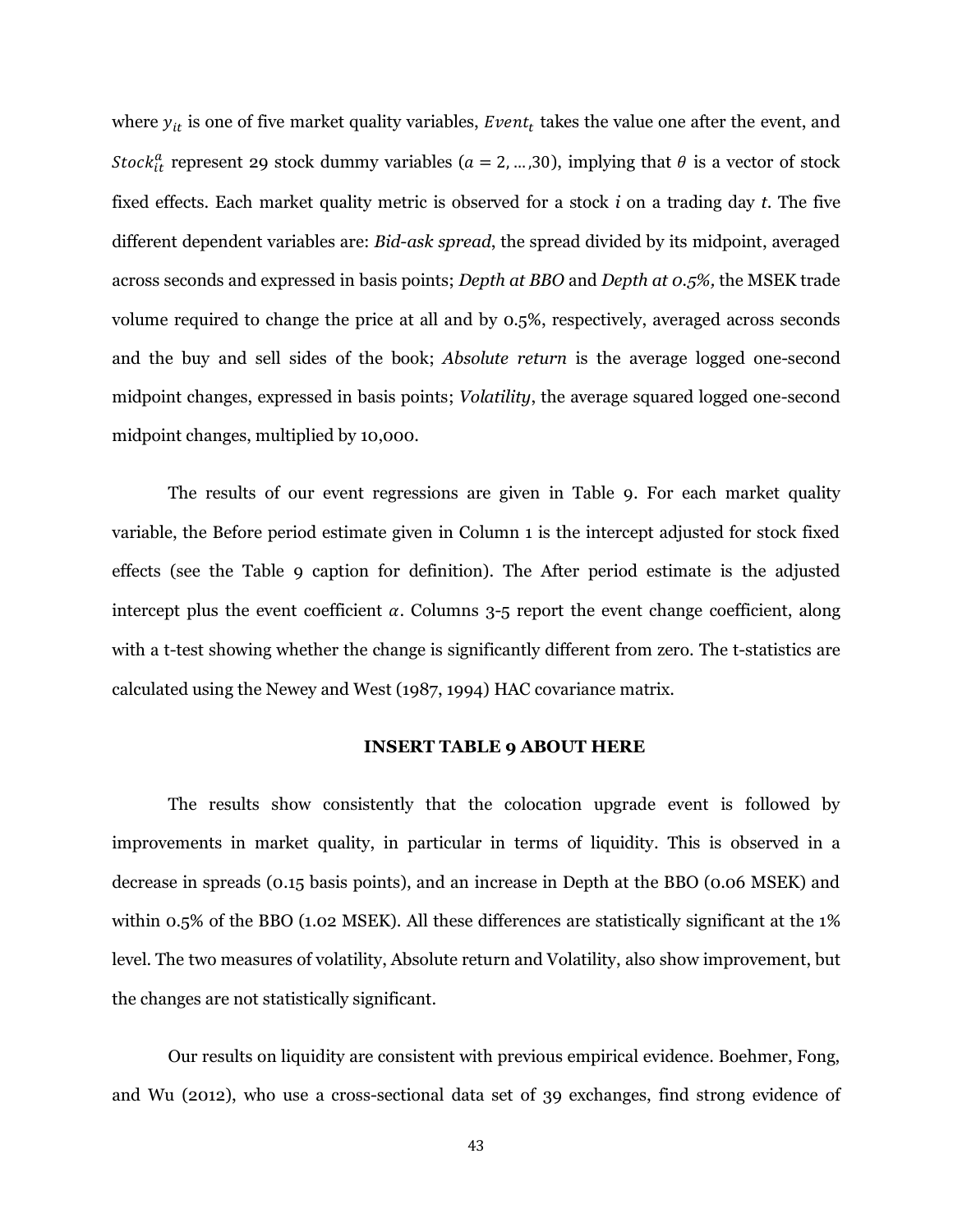where $y_{it}$ is one of five market quality variables, $Event_t$ takes the value one after the event, and $Stock_{it}^a$ represent 29 stock dummy variables ($a = 2, \dots, 30$), implying that $\theta$ is a vector of stock fixed effects. Each market quality metric is observed for a stock *i* on a trading day *t*. The five different dependent variables are: *Bid-ask spread*, the spread divided by its midpoint, averaged across seconds and expressed in basis points; *Depth at BBO* and *Depth at 0.5%*, the MSEK trade volume required to change the price at all and by 0.5%, respectively, averaged across seconds and the buy and sell sides of the book; *Absolute return* is the average logged one-second midpoint changes, expressed in basis points; *Volatility*, the average squared logged one-second midpoint changes, multiplied by 10,000.

The results of our event regressions are given in Table 9. For each market quality variable, the Before period estimate given in Column 1 is the intercept adjusted for stock fixed effects (see the Table 9 caption for definition). The After period estimate is the adjusted intercept plus the event coefficient $\alpha$. Columns 3-5 report the event change coefficient, along with a t-test showing whether the change is significantly different from zero. The t-statistics are calculated using the Newey and West (1987, 1994) HAC covariance matrix.

**INSERT TABLE 9 ABOUT HERE**

The results show consistently that the colocation upgrade event is followed by improvements in market quality, in particular in terms of liquidity. This is observed in a decrease in spreads (0.15 basis points), and an increase in Depth at the BBO (0.06 MSEK) and within 0.5% of the BBO (1.02 MSEK). All these differences are statistically significant at the 1% level. The two measures of volatility, Absolute return and Volatility, also show improvement, but the changes are not statistically significant.

Our results on liquidity are consistent with previous empirical evidence. Boehmer, Fong, and Wu (2012), who use a cross-sectional data set of 39 exchanges, find strong evidence of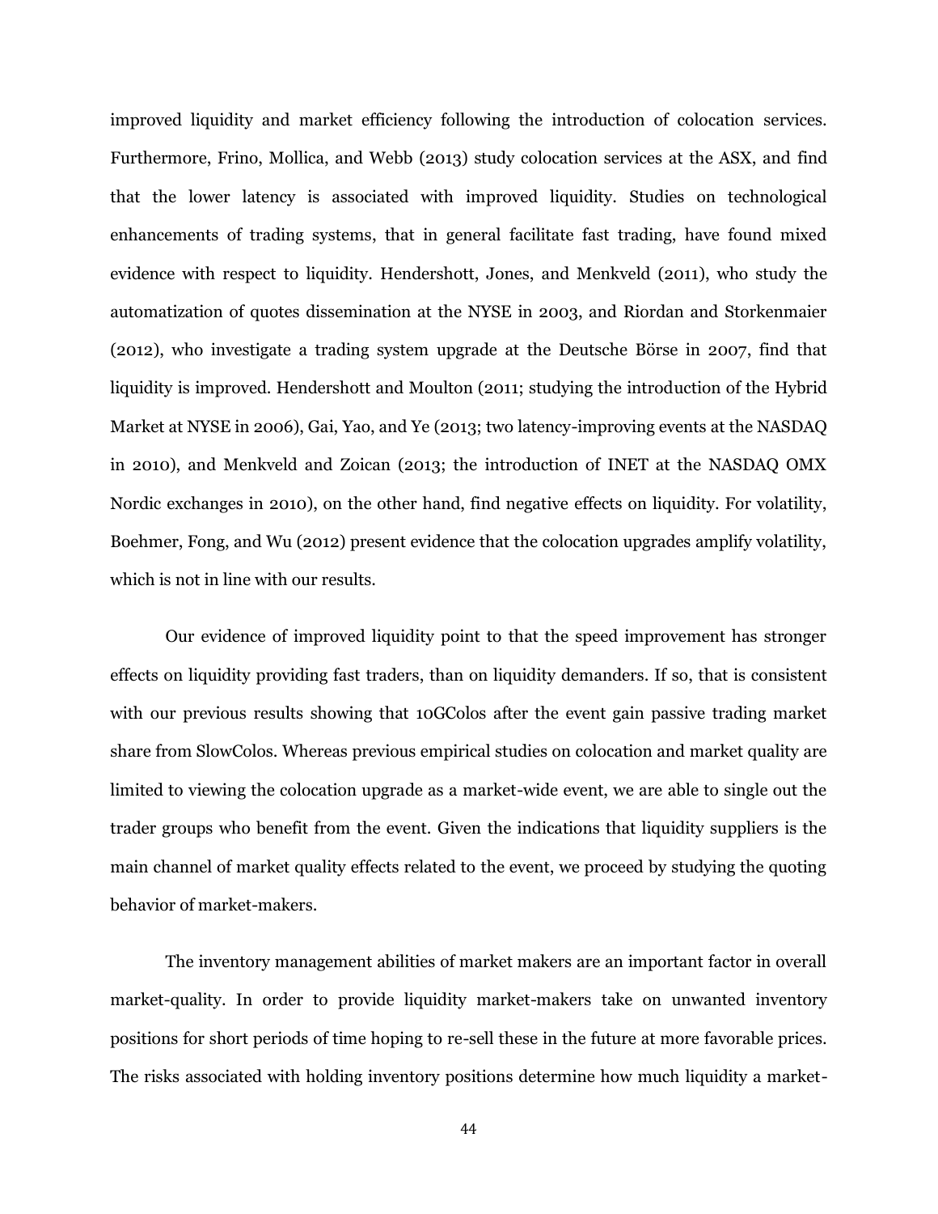improved liquidity and market efficiency following the introduction of colocation services. Furthermore, Frino, Mollica, and Webb (2013) study colocation services at the ASX, and find that the lower latency is associated with improved liquidity. Studies on technological enhancements of trading systems, that in general facilitate fast trading, have found mixed evidence with respect to liquidity. Hendershott, Jones, and Menkveld (2011), who study the automatization of quotes dissemination at the NYSE in 2003, and Riordan and Storkenmaier (2012), who investigate a trading system upgrade at the Deutsche Börse in 2007, find that liquidity is improved. Hendershott and Moulton (2011; studying the introduction of the Hybrid Market at NYSE in 2006), Gai, Yao, and Ye (2013; two latency-improving events at the NASDAQ in 2010), and Menkveld and Zoican (2013; the introduction of INET at the NASDAQ OMX Nordic exchanges in 2010), on the other hand, find negative effects on liquidity. For volatility, Boehmer, Fong, and Wu (2012) present evidence that the colocation upgrades amplify volatility, which is not in line with our results.

Our evidence of improved liquidity point to that the speed improvement has stronger effects on liquidity providing fast traders, than on liquidity demanders. If so, that is consistent with our previous results showing that 10GColos after the event gain passive trading market share from SlowColos. Whereas previous empirical studies on colocation and market quality are limited to viewing the colocation upgrade as a market-wide event, we are able to single out the trader groups who benefit from the event. Given the indications that liquidity suppliers is the main channel of market quality effects related to the event, we proceed by studying the quoting behavior of market-makers.

The inventory management abilities of market makers are an important factor in overall market-quality. In order to provide liquidity market-makers take on unwanted inventory positions for short periods of time hoping to re-sell these in the future at more favorable prices. The risks associated with holding inventory positions determine how much liquidity a market-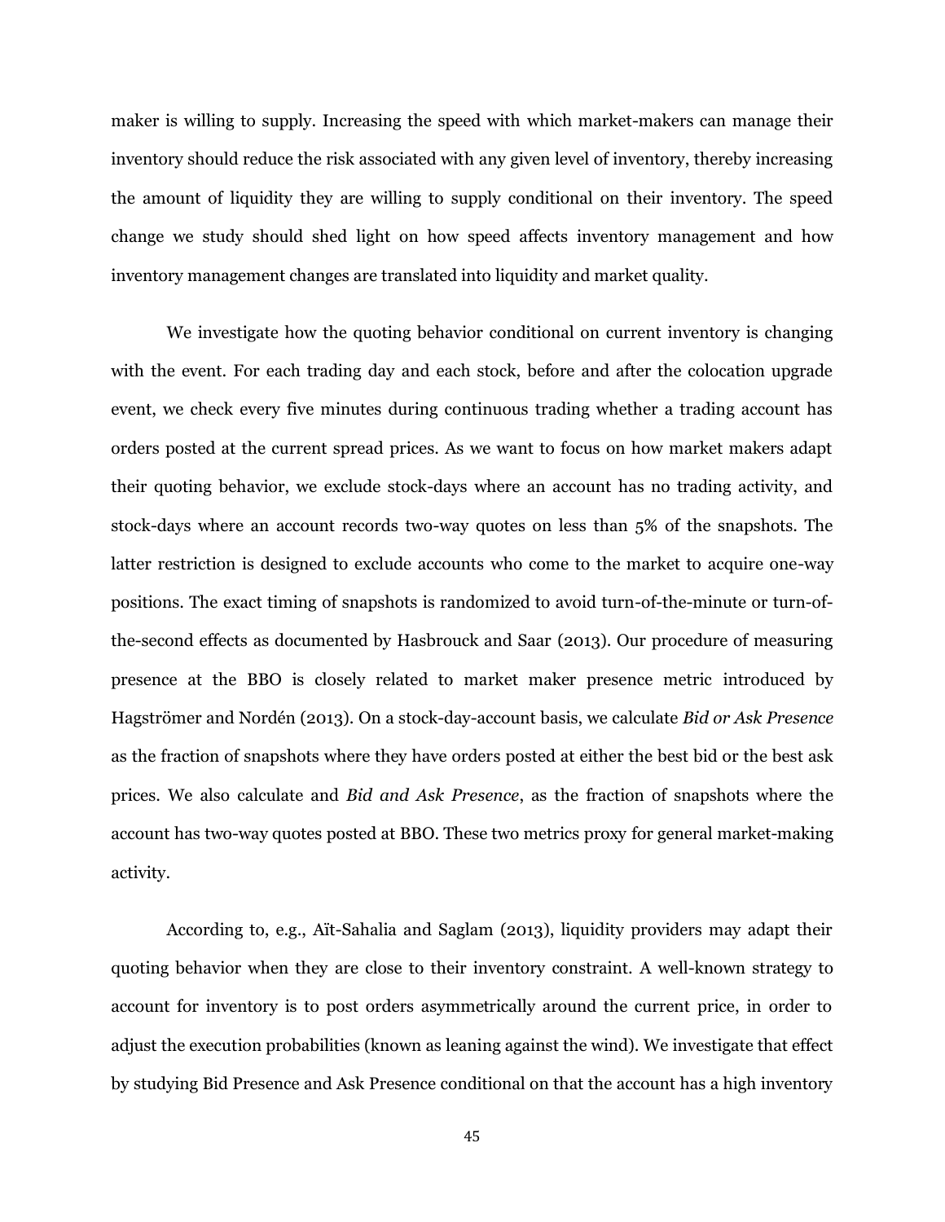maker is willing to supply. Increasing the speed with which market-makers can manage their inventory should reduce the risk associated with any given level of inventory, thereby increasing the amount of liquidity they are willing to supply conditional on their inventory. The speed change we study should shed light on how speed affects inventory management and how inventory management changes are translated into liquidity and market quality.

We investigate how the quoting behavior conditional on current inventory is changing with the event. For each trading day and each stock, before and after the colocation upgrade event, we check every five minutes during continuous trading whether a trading account has orders posted at the current spread prices. As we want to focus on how market makers adapt their quoting behavior, we exclude stock-days where an account has no trading activity, and stock-days where an account records two-way quotes on less than 5% of the snapshots. The latter restriction is designed to exclude accounts who come to the market to acquire one-way positions. The exact timing of snapshots is randomized to avoid turn-of-the-minute or turn-of-the-second effects as documented by Hasbrouck and Saar (2013). Our procedure of measuring presence at the BBO is closely related to market maker presence metric introduced by Hagströmer and Nordén (2013). On a stock-day-account basis, we calculate *Bid or Ask Presence* as the fraction of snapshots where they have orders posted at either the best bid or the best ask prices. We also calculate and *Bid and Ask Presence*, as the fraction of snapshots where the account has two-way quotes posted at BBO. These two metrics proxy for general market-making activity.

According to, e.g., Aït-Sahalia and Saglam (2013), liquidity providers may adapt their quoting behavior when they are close to their inventory constraint. A well-known strategy to account for inventory is to post orders asymmetrically around the current price, in order to adjust the execution probabilities (known as leaning against the wind). We investigate that effect by studying Bid Presence and Ask Presence conditional on that the account has a high inventory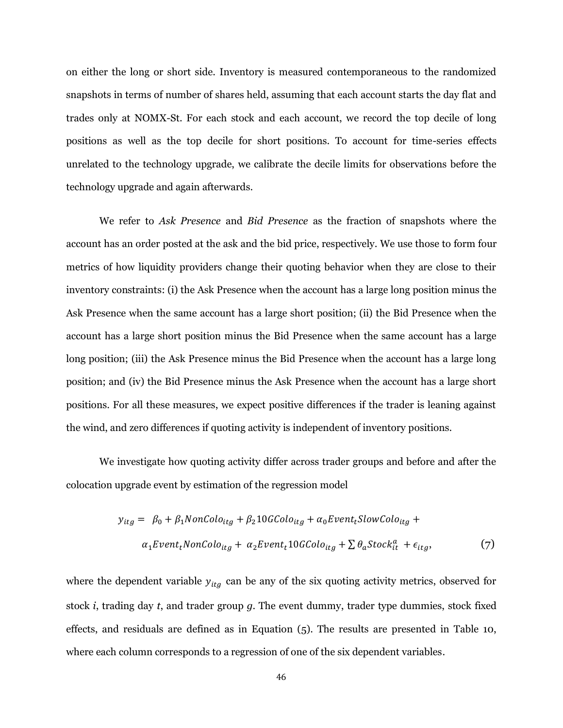on either the long or short side. Inventory is measured contemporaneous to the randomized snapshots in terms of number of shares held, assuming that each account starts the day flat and trades only at NOMX-St. For each stock and each account, we record the top decile of long positions as well as the top decile for short positions. To account for time-series effects unrelated to the technology upgrade, we calibrate the decile limits for observations before the technology upgrade and again afterwards.

We refer to *Ask Presence* and *Bid Presence* as the fraction of snapshots where the account has an order posted at the ask and the bid price, respectively. We use those to form four metrics of how liquidity providers change their quoting behavior when they are close to their inventory constraints: (i) the Ask Presence when the account has a large long position minus the Ask Presence when the same account has a large short position; (ii) the Bid Presence when the account has a large short position minus the Bid Presence when the same account has a large long position; (iii) the Ask Presence minus the Bid Presence when the account has a large long position; and (iv) the Bid Presence minus the Ask Presence when the account has a large short positions. For all these measures, we expect positive differences if the trader is leaning against the wind, and zero differences if quoting activity is independent of inventory positions.

We investigate how quoting activity differ across trader groups and before and after the colocation upgrade event by estimation of the regression model

$$y_{itg} = \beta_0 + \beta_1 NonColo_{itg} + \beta_2 10GColo_{itg} + \alpha_0 Event_t SlowColo_{itg} + \alpha_1 Event_t NonColo_{itg} + \alpha_2 Event_t 10GColo_{itg} + \sum \theta_a Stock_{it}^a + \epsilon_{itg}, \quad (7)$$

where the dependent variable $y_{itg}$ can be any of the six quoting activity metrics, observed for stock $i$, trading day $t$, and trader group $g$. The event dummy, trader type dummies, stock fixed effects, and residuals are defined as in Equation (5). The results are presented in Table 10, where each column corresponds to a regression of one of the six dependent variables.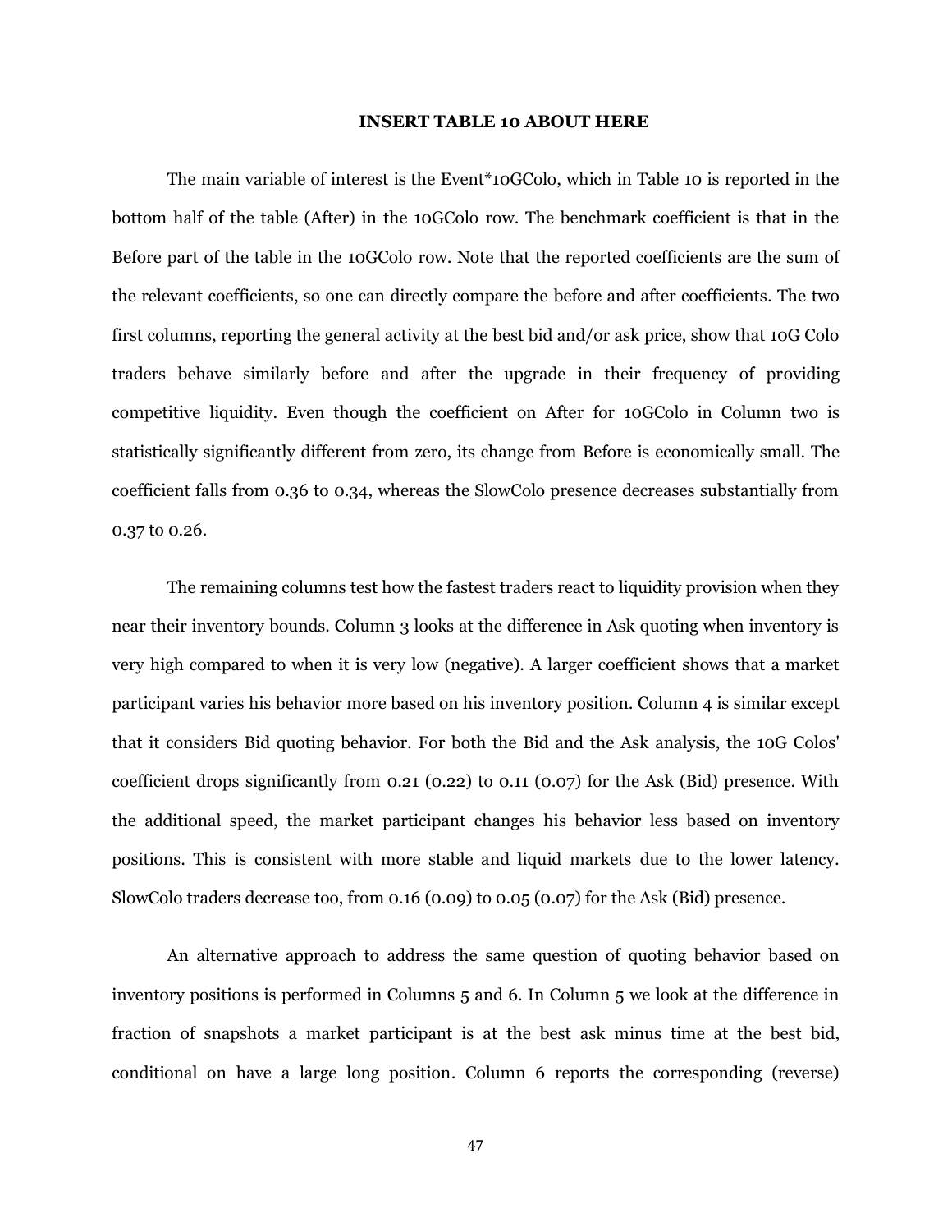**INSERT TABLE 10 ABOUT HERE**

The main variable of interest is the Event*10GColo, which in Table 10 is reported in the bottom half of the table (After) in the 10GColo row. The benchmark coefficient is that in the Before part of the table in the 10GColo row. Note that the reported coefficients are the sum of the relevant coefficients, so one can directly compare the before and after coefficients. The two first columns, reporting the general activity at the best bid and/or ask price, show that 10G Colo traders behave similarly before and after the upgrade in their frequency of providing competitive liquidity. Even though the coefficient on After for 10GColo in Column two is statistically significantly different from zero, its change from Before is economically small. The coefficient falls from 0.36 to 0.34, whereas the SlowColo presence decreases substantially from 0.37 to 0.26.

The remaining columns test how the fastest traders react to liquidity provision when they near their inventory bounds. Column 3 looks at the difference in Ask quoting when inventory is very high compared to when it is very low (negative). A larger coefficient shows that a market participant varies his behavior more based on his inventory position. Column 4 is similar except that it considers Bid quoting behavior. For both the Bid and the Ask analysis, the 10G Colos' coefficient drops significantly from 0.21 (0.22) to 0.11 (0.07) for the Ask (Bid) presence. With the additional speed, the market participant changes his behavior less based on inventory positions. This is consistent with more stable and liquid markets due to the lower latency. SlowColo traders decrease too, from 0.16 (0.09) to 0.05 (0.07) for the Ask (Bid) presence.

An alternative approach to address the same question of quoting behavior based on inventory positions is performed in Columns 5 and 6. In Column 5 we look at the difference in fraction of snapshots a market participant is at the best ask minus time at the best bid, conditional on have a large long position. Column 6 reports the corresponding (reverse)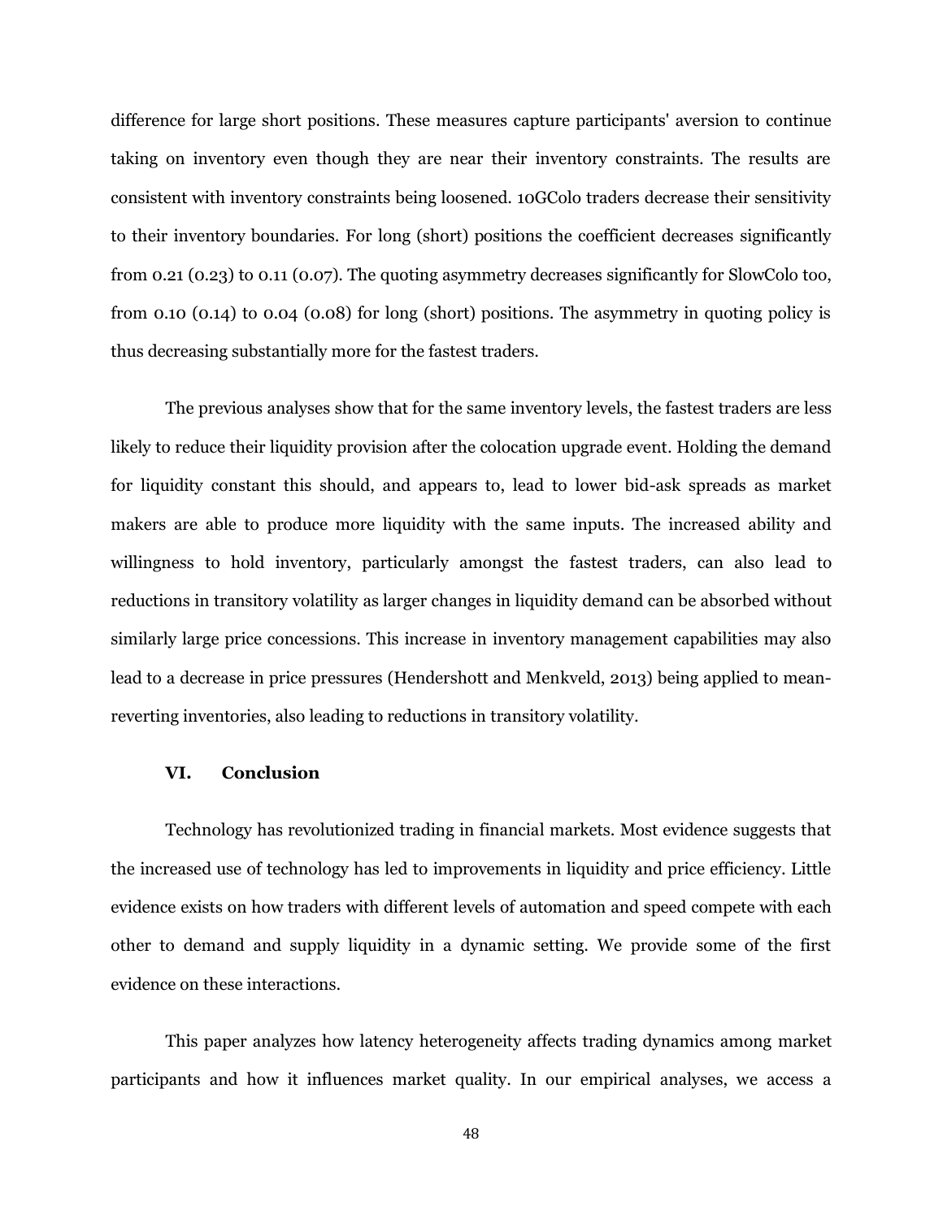difference for large short positions. These measures capture participants' aversion to continue taking on inventory even though they are near their inventory constraints. The results are consistent with inventory constraints being loosened. 10GColo traders decrease their sensitivity to their inventory boundaries. For long (short) positions the coefficient decreases significantly from 0.21 (0.23) to 0.11 (0.07). The quoting asymmetry decreases significantly for SlowColo too, from 0.10 (0.14) to 0.04 (0.08) for long (short) positions. The asymmetry in quoting policy is thus decreasing substantially more for the fastest traders.

The previous analyses show that for the same inventory levels, the fastest traders are less likely to reduce their liquidity provision after the colocation upgrade event. Holding the demand for liquidity constant this should, and appears to, lead to lower bid-ask spreads as market makers are able to produce more liquidity with the same inputs. The increased ability and willingness to hold inventory, particularly amongst the fastest traders, can also lead to reductions in transitory volatility as larger changes in liquidity demand can be absorbed without similarly large price concessions. This increase in inventory management capabilities may also lead to a decrease in price pressures (Hendershott and Menkveld, 2013) being applied to mean-reverting inventories, also leading to reductions in transitory volatility.

## VI. Conclusion

Technology has revolutionized trading in financial markets. Most evidence suggests that the increased use of technology has led to improvements in liquidity and price efficiency. Little evidence exists on how traders with different levels of automation and speed compete with each other to demand and supply liquidity in a dynamic setting. We provide some of the first evidence on these interactions.

This paper analyzes how latency heterogeneity affects trading dynamics among market participants and how it influences market quality. In our empirical analyses, we access a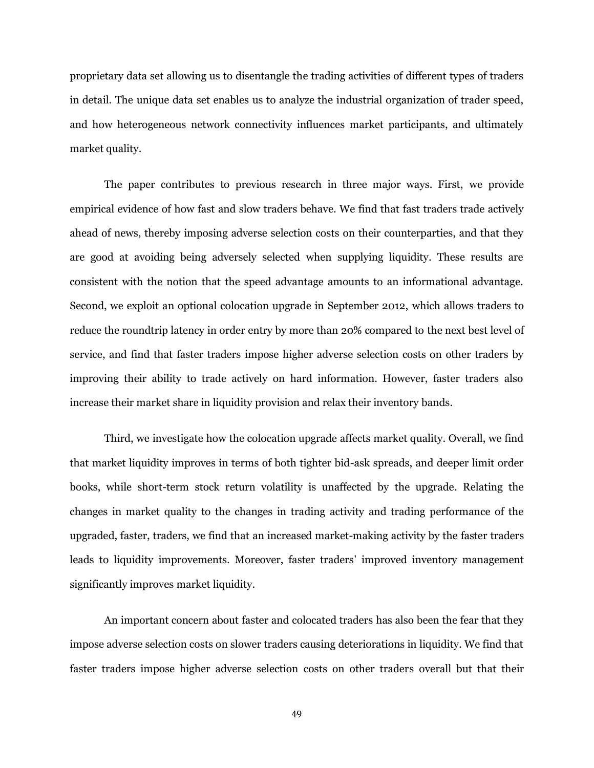proprietary data set allowing us to disentangle the trading activities of different types of traders in detail. The unique data set enables us to analyze the industrial organization of trader speed, and how heterogeneous network connectivity influences market participants, and ultimately market quality.

The paper contributes to previous research in three major ways. First, we provide empirical evidence of how fast and slow traders behave. We find that fast traders trade actively ahead of news, thereby imposing adverse selection costs on their counterparties, and that they are good at avoiding being adversely selected when supplying liquidity. These results are consistent with the notion that the speed advantage amounts to an informational advantage. Second, we exploit an optional colocation upgrade in September 2012, which allows traders to reduce the roundtrip latency in order entry by more than 20% compared to the next best level of service, and find that faster traders impose higher adverse selection costs on other traders by improving their ability to trade actively on hard information. However, faster traders also increase their market share in liquidity provision and relax their inventory bands.

Third, we investigate how the colocation upgrade affects market quality. Overall, we find that market liquidity improves in terms of both tighter bid-ask spreads, and deeper limit order books, while short-term stock return volatility is unaffected by the upgrade. Relating the changes in market quality to the changes in trading activity and trading performance of the upgraded, faster, traders, we find that an increased market-making activity by the faster traders leads to liquidity improvements. Moreover, faster traders' improved inventory management significantly improves market liquidity.

An important concern about faster and colocated traders has also been the fear that they impose adverse selection costs on slower traders causing deteriorations in liquidity. We find that faster traders impose higher adverse selection costs on other traders overall but that their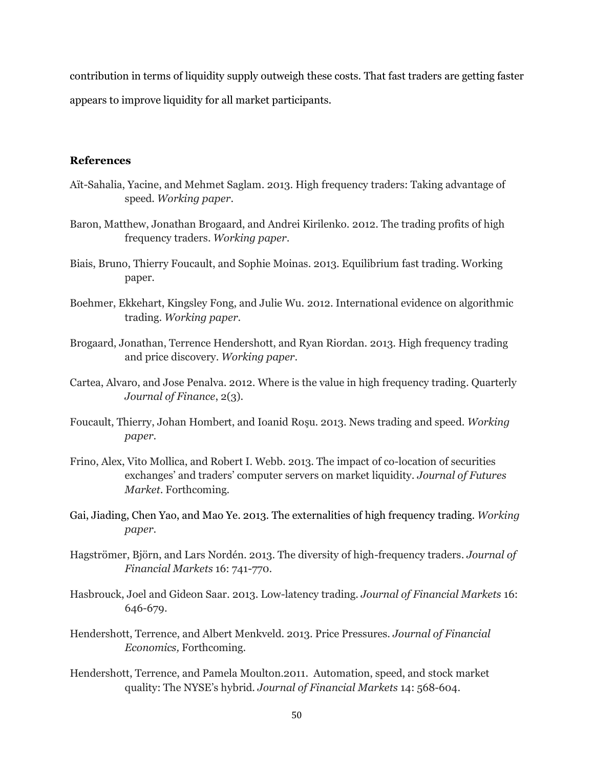contribution in terms of liquidity supply outweigh these costs. That fast traders are getting faster appears to improve liquidity for all market participants.

### References

Aït-Sahalia, Yacine, and Mehmet Saglam. 2013. High frequency traders: Taking advantage of speed. *Working paper*.

Baron, Matthew, Jonathan Brogaard, and Andrei Kirilenko. 2012. The trading profits of high frequency traders. *Working paper*.

Biais, Bruno, Thierry Foucault, and Sophie Moinas. 2013. Equilibrium fast trading. Working paper.

Boehmer, Ekkehart, Kingsley Fong, and Julie Wu. 2012. International evidence on algorithmic trading. *Working paper*.

Brogaard, Jonathan, Terrence Hendershott, and Ryan Riordan. 2013. High frequency trading and price discovery. *Working paper*.

Cartea, Alvaro, and Jose Penalva. 2012. Where is the value in high frequency trading. Quarterly *Journal of Finance*, 2(3).

Foucault, Thierry, Johan Hombert, and Ioanid Roşu. 2013. News trading and speed. *Working paper*.

Frino, Alex, Vito Mollica, and Robert I. Webb. 2013. The impact of co-location of securities exchanges' and traders' computer servers on market liquidity. *Journal of Futures Market*. Forthcoming.

Gai, Jiading, Chen Yao, and Mao Ye. 2013. The externalities of high frequency trading. *Working paper*.

Hagströmer, Björn, and Lars Nordén. 2013. The diversity of high-frequency traders. *Journal of Financial Markets* 16: 741-770.

Hasbrouck, Joel and Gideon Saar. 2013. Low-latency trading. *Journal of Financial Markets* 16: 646-679.

Hendershott, Terrence, and Albert Menkveld. 2013. Price Pressures. *Journal of Financial Economics,* Forthcoming.

Hendershott, Terrence, and Pamela Moulton.2011. Automation, speed, and stock market quality: The NYSE's hybrid. *Journal of Financial Markets* 14: 568-604.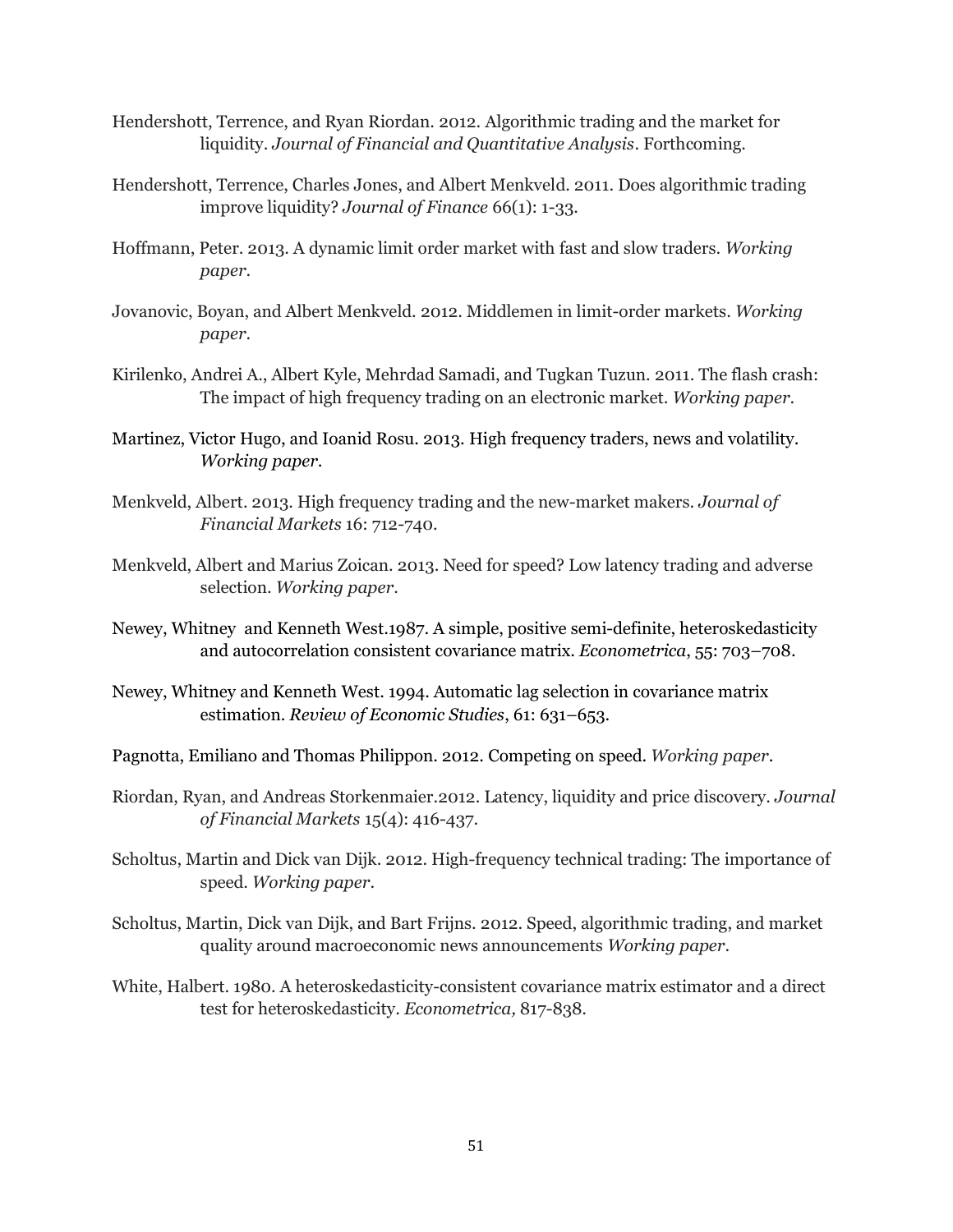Hendershott, Terrence, and Ryan Riordan. 2012. Algorithmic trading and the market for liquidity. *Journal of Financial and Quantitative Analysis*. Forthcoming.

Hendershott, Terrence, Charles Jones, and Albert Menkveld. 2011. Does algorithmic trading improve liquidity? *Journal of Finance* 66(1): 1-33.

Hoffmann, Peter. 2013. A dynamic limit order market with fast and slow traders. *Working paper*.

Jovanovic, Boyan, and Albert Menkveld. 2012. Middlemen in limit-order markets. *Working paper*.

Kirilenko, Andrei A., Albert Kyle, Mehrdad Samadi, and Tugkan Tuzun. 2011. The flash crash: The impact of high frequency trading on an electronic market. *Working paper*.

Martinez, Victor Hugo, and Ioanid Rosu. 2013. High frequency traders, news and volatility. *Working paper*.

Menkveld, Albert. 2013. High frequency trading and the new-market makers. *Journal of Financial Markets* 16: 712-740.

Menkveld, Albert and Marius Zoican. 2013. Need for speed? Low latency trading and adverse selection. *Working paper*.

Newey, Whitney and Kenneth West.1987. A simple, positive semi-definite, heteroskedasticity and autocorrelation consistent covariance matrix. *Econometrica*, 55: 703–708.

Newey, Whitney and Kenneth West. 1994. Automatic lag selection in covariance matrix estimation. *Review of Economic Studies*, 61: 631–653.

Pagnotta, Emiliano and Thomas Philippon. 2012. Competing on speed. *Working paper*.

Riordan, Ryan, and Andreas Storkenmaier.2012. Latency, liquidity and price discovery. *Journal of Financial Markets* 15(4): 416-437.

Scholtus, Martin and Dick van Dijk. 2012. High-frequency technical trading: The importance of speed. *Working paper*.

Scholtus, Martin, Dick van Dijk, and Bart Frijns. 2012. Speed, algorithmic trading, and market quality around macroeconomic news announcements *Working paper*.

White, Halbert. 1980. A heteroskedasticity-consistent covariance matrix estimator and a direct test for heteroskedasticity. *Econometrica,* 817-838.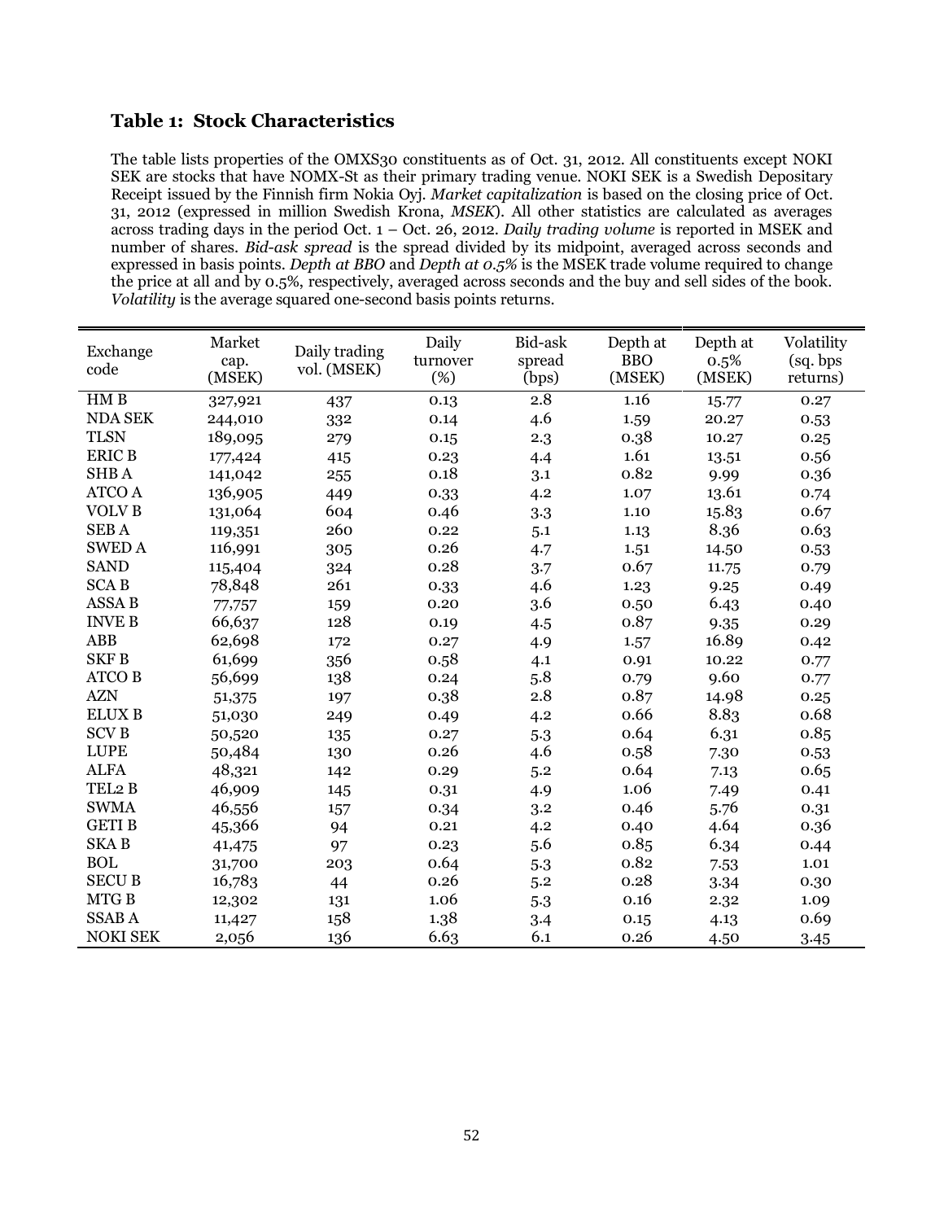### Table 1: Stock Characteristics

The table lists properties of the OMXS30 constituents as of Oct. 31, 2012. All constituents except NOKI SEK are stocks that have NOMX-St as their primary trading venue. NOKI SEK is a Swedish Depositary Receipt issued by the Finnish firm Nokia Oyj. *Market capitalization* is based on the closing price of Oct. 31, 2012 (expressed in million Swedish Krona, *MSEK*). All other statistics are calculated as averages across trading days in the period Oct. 1 – Oct. 26, 2012. *Daily trading volume* is reported in MSEK and number of shares. *Bid-ask spread* is the spread divided by its midpoint, averaged across seconds and expressed in basis points. *Depth at BBO* and *Depth at 0.5%* is the MSEK trade volume required to change the price at all and by 0.5%, respectively, averaged across seconds and the buy and sell sides of the book. *Volatility* is the average squared one-second basis points returns.

| Exchange code | Market cap. (MSEK) | Daily trading vol. (MSEK) | Daily turnover (%) | Bid-ask spread (bps) | Depth at BBO (MSEK) | Depth at 0.5% (MSEK) | Volatility (sq. bps returns) |
|---|---|---|---|---|---|---|---|
| HM B | 327,921 | 437 | 0.13 | 2.8 | 1.16 | 15.77 | 0.27 |
| NDA SEK | 244,010 | 332 | 0.14 | 4.6 | 1.59 | 20.27 | 0.53 |
| TLSN | 189,095 | 279 | 0.15 | 2.3 | 0.38 | 10.27 | 0.25 |
| ERIC B | 177,424 | 415 | 0.23 | 4.4 | 1.61 | 13.51 | 0.56 |
| SHB A | 141,042 | 255 | 0.18 | 3.1 | 0.82 | 9.99 | 0.36 |
| ATCO A | 136,905 | 449 | 0.33 | 4.2 | 1.07 | 13.61 | 0.74 |
| VOLV B | 131,064 | 604 | 0.46 | 3.3 | 1.10 | 15.83 | 0.67 |
| SEB A | 119,351 | 260 | 0.22 | 5.1 | 1.13 | 8.36 | 0.63 |
| SWED A | 116,991 | 305 | 0.26 | 4.7 | 1.51 | 14.50 | 0.53 |
| SAND | 115,404 | 324 | 0.28 | 3.7 | 0.67 | 11.75 | 0.79 |
| SCA B | 78,848 | 261 | 0.33 | 4.6 | 1.23 | 9.25 | 0.49 |
| ASSA B | 77,757 | 159 | 0.20 | 3.6 | 0.50 | 6.43 | 0.40 |
| INVE B | 66,637 | 128 | 0.19 | 4.5 | 0.87 | 9.35 | 0.29 |
| ABB | 62,698 | 172 | 0.27 | 4.9 | 1.57 | 16.89 | 0.42 |
| SKF B | 61,699 | 356 | 0.58 | 4.1 | 0.91 | 10.22 | 0.77 |
| ATCO B | 56,699 | 138 | 0.24 | 5.8 | 0.79 | 9.60 | 0.77 |
| AZN | 51,375 | 197 | 0.38 | 2.8 | 0.87 | 14.98 | 0.25 |
| ELUX B | 51,030 | 249 | 0.49 | 4.2 | 0.66 | 8.83 | 0.68 |
| SCV B | 50,520 | 135 | 0.27 | 5.3 | 0.64 | 6.31 | 0.85 |
| LUPE | 50,484 | 130 | 0.26 | 4.6 | 0.58 | 7.30 | 0.53 |
| ALFA | 48,321 | 142 | 0.29 | 5.2 | 0.64 | 7.13 | 0.65 |
| TEL2 B | 46,909 | 145 | 0.31 | 4.9 | 1.06 | 7.49 | 0.41 |
| SWMA | 46,556 | 157 | 0.34 | 3.2 | 0.46 | 5.76 | 0.31 |
| GETI B | 45,366 | 94 | 0.21 | 4.2 | 0.40 | 4.64 | 0.36 |
| SKA B | 41,475 | 97 | 0.23 | 5.6 | 0.85 | 6.34 | 0.44 |
| BOL | 31,700 | 203 | 0.64 | 5.3 | 0.82 | 7.53 | 1.01 |
| SECU B | 16,783 | 44 | 0.26 | 5.2 | 0.28 | 3.34 | 0.30 |
| MTG B | 12,302 | 131 | 1.06 | 5.3 | 0.16 | 2.32 | 1.09 |
| SSAB A | 11,427 | 158 | 1.38 | 3.4 | 0.15 | 4.13 | 0.69 |
| NOKI SEK | 2,056 | 136 | 6.63 | 6.1 | 0.26 | 4.50 | 3.45 |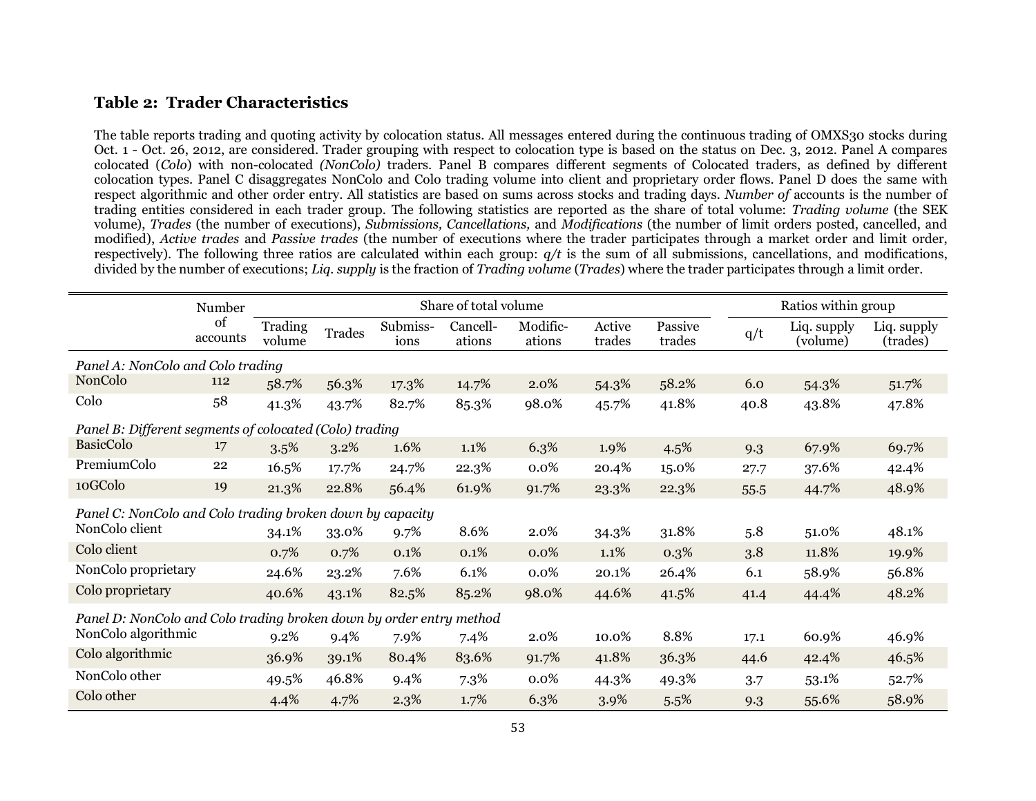### Table 2: Trader Characteristics

The table reports trading and quoting activity by colocation status. All messages entered during the continuous trading of OMXS30 stocks during Oct. 1 - Oct. 26, 2012, are considered. Trader grouping with respect to colocation type is based on the status on Dec. 3, 2012. Panel A compares colocated (*Colo*) with non-colocated *(NonColo)* traders. Panel B compares different segments of Colocated traders, as defined by different colocation types. Panel C disaggregates NonColo and Colo trading volume into client and proprietary order flows. Panel D does the same with respect algorithmic and other order entry. All statistics are based on sums across stocks and trading days. *Number of* accounts is the number of trading entities considered in each trader group. The following statistics are reported as the share of total volume: *Trading volume* (the SEK volume), *Trades* (the number of executions), *Submissions, Cancellations,* and *Modifications* (the number of limit orders posted, cancelled, and modified), *Active trades* and *Passive trades* (the number of executions where the trader participates through a market order and limit order, respectively). The following three ratios are calculated within each group: *q/t* is the sum of all submissions, cancellations, and modifications, divided by the number of executions; *Liq. supply* is the fraction of *Trading volume* (*Trades*) where the trader participates through a limit order.

| | Number of accounts | Share of total volume | | | | | | | Ratios within group | | |
|---|---|---|---|---|---|---|---|---|---|---|---|
| | | Trading volume | Trades | Submissions | Cancellations | Modifications | Active trades | Passive trades | q/t | Liq. supply (volume) | Liq. supply (trades) |
| *Panel A: NonColo and Colo trading* | | | | | | | | | | | |
| NonColo | 112 | 58.7% | 56.3% | 17.3% | 14.7% | 2.0% | 54.3% | 58.2% | 6.0 | 54.3% | 51.7% |
| Colo | 58 | 41.3% | 43.7% | 82.7% | 85.3% | 98.0% | 45.7% | 41.8% | 40.8 | 43.8% | 47.8% |
| *Panel B: Different segments of colocated (Colo) trading* | | | | | | | | | | | |
| BasicColo | 17 | 3.5% | 3.2% | 1.6% | 1.1% | 6.3% | 1.9% | 4.5% | 9.3 | 67.9% | 69.7% |
| PremiumColo | 22 | 16.5% | 17.7% | 24.7% | 22.3% | 0.0% | 20.4% | 15.0% | 27.7 | 37.6% | 42.4% |
| 10GColo | 19 | 21.3% | 22.8% | 56.4% | 61.9% | 91.7% | 23.3% | 22.3% | 55.5 | 44.7% | 48.9% |
| *Panel C: NonColo and Colo trading broken down by capacity* | | | | | | | | | | | |
| NonColo client | | 34.1% | 33.0% | 9.7% | 8.6% | 2.0% | 34.3% | 31.8% | 5.8 | 51.0% | 48.1% |
| Colo client | | 0.7% | 0.7% | 0.1% | 0.1% | 0.0% | 1.1% | 0.3% | 3.8 | 11.8% | 19.9% |
| NonColo proprietary | | 24.6% | 23.2% | 7.6% | 6.1% | 0.0% | 20.1% | 26.4% | 6.1 | 58.9% | 56.8% |
| Colo proprietary | | 40.6% | 43.1% | 82.5% | 85.2% | 98.0% | 44.6% | 41.5% | 41.4 | 44.4% | 48.2% |
| *Panel D: NonColo and Colo trading broken down by order entry method* | | | | | | | | | | | |
| NonColo algorithmic | | 9.2% | 9.4% | 7.9% | 7.4% | 2.0% | 10.0% | 8.8% | 17.1 | 60.9% | 46.9% |
| Colo algorithmic | | 36.9% | 39.1% | 80.4% | 83.6% | 91.7% | 41.8% | 36.3% | 44.6 | 42.4% | 46.5% |
| NonColo other | | 49.5% | 46.8% | 9.4% | 7.3% | 0.0% | 44.3% | 49.3% | 3.7 | 53.1% | 52.7% |
| Colo other | | 4.4% | 4.7% | 2.3% | 1.7% | 6.3% | 3.9% | 5.5% | 9.3 | 55.6% | 58.9% |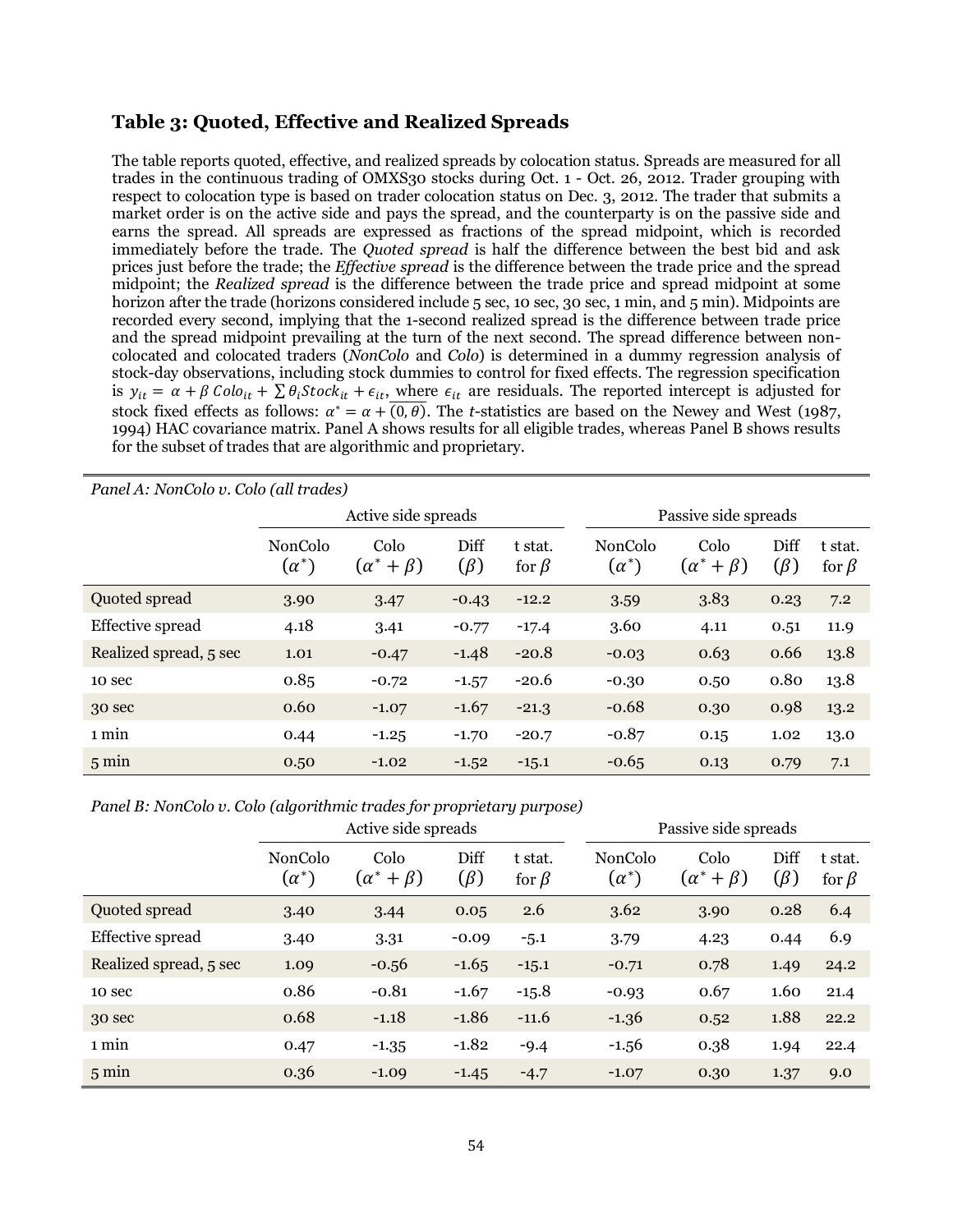## Table 3: Quoted, Effective and Realized Spreads

The table reports quoted, effective, and realized spreads by colocation status. Spreads are measured for all trades in the continuous trading of OMXS30 stocks during Oct. 1 - Oct. 26, 2012. Trader grouping with respect to colocation type is based on trader colocation status on Dec. 3, 2012. The trader that submits a market order is on the active side and pays the spread, and the counterparty is on the passive side and earns the spread. All spreads are expressed as fractions of the spread midpoint, which is recorded immediately before the trade. The *Quoted spread* is half the difference between the best bid and ask prices just before the trade; the *Effective spread* is the difference between the trade price and the spread midpoint; the *Realized spread* is the difference between the trade price and spread midpoint at some horizon after the trade (horizons considered include 5 sec, 10 sec, 30 sec, 1 min, and 5 min). Midpoints are recorded every second, implying that the 1-second realized spread is the difference between trade price and the spread midpoint prevailing at the turn of the next second. The spread difference between non-colocated and colocated traders (*NonColo* and *Colo*) is determined in a dummy regression analysis of stock-day observations, including stock dummies to control for fixed effects. The regression specification is $y_{it} = \alpha + \beta\, Colo_{it} + \sum \theta_i Stock_{it} + \epsilon_{it}$, where $\epsilon_{it}$ are residuals. The reported intercept is adjusted for stock fixed effects as follows: $\alpha^* = \alpha + \overline{(0,\theta)}$. The *t*-statistics are based on the Newey and West (1987, 1994) HAC covariance matrix. Panel A shows results for all eligible trades, whereas Panel B shows results for the subset of trades that are algorithmic and proprietary.

*Panel A: NonColo v. Colo (all trades)*

| | Active side spreads | | | | Passive side spreads | | | |
|---|---|---|---|---|---|---|---|---|
| | NonColo ($\alpha^*$) | Colo ($\alpha^* + \beta$) | Diff ($\beta$) | t stat. for $\beta$ | NonColo ($\alpha^*$) | Colo ($\alpha^* + \beta$) | Diff ($\beta$) | t stat. for $\beta$ |
| Quoted spread | 3.90 | 3.47 | -0.43 | -12.2 | 3.59 | 3.83 | 0.23 | 7.2 |
| Effective spread | 4.18 | 3.41 | -0.77 | -17.4 | 3.60 | 4.11 | 0.51 | 11.9 |
| Realized spread, 5 sec | 1.01 | -0.47 | -1.48 | -20.8 | -0.03 | 0.63 | 0.66 | 13.8 |
| 10 sec | 0.85 | -0.72 | -1.57 | -20.6 | -0.30 | 0.50 | 0.80 | 13.8 |
| 30 sec | 0.60 | -1.07 | -1.67 | -21.3 | -0.68 | 0.30 | 0.98 | 13.2 |
| 1 min | 0.44 | -1.25 | -1.70 | -20.7 | -0.87 | 0.15 | 1.02 | 13.0 |
| 5 min | 0.50 | -1.02 | -1.52 | -15.1 | -0.65 | 0.13 | 0.79 | 7.1 |

*Panel B: NonColo v. Colo (algorithmic trades for proprietary purpose)*

| | Active side spreads | | | | Passive side spreads | | | |
|---|---|---|---|---|---|---|---|---|
| | NonColo ($\alpha^*$) | Colo ($\alpha^* + \beta$) | Diff ($\beta$) | t stat. for $\beta$ | NonColo ($\alpha^*$) | Colo ($\alpha^* + \beta$) | Diff ($\beta$) | t stat. for $\beta$ |
| Quoted spread | 3.40 | 3.44 | 0.05 | 2.6 | 3.62 | 3.90 | 0.28 | 6.4 |
| Effective spread | 3.40 | 3.31 | -0.09 | -5.1 | 3.79 | 4.23 | 0.44 | 6.9 |
| Realized spread, 5 sec | 1.09 | -0.56 | -1.65 | -15.1 | -0.71 | 0.78 | 1.49 | 24.2 |
| 10 sec | 0.86 | -0.81 | -1.67 | -15.8 | -0.93 | 0.67 | 1.60 | 21.4 |
| 30 sec | 0.68 | -1.18 | -1.86 | -11.6 | -1.36 | 0.52 | 1.88 | 22.2 |
| 1 min | 0.47 | -1.35 | -1.82 | -9.4 | -1.56 | 0.38 | 1.94 | 22.4 |
| 5 min | 0.36 | -1.09 | -1.45 | -4.7 | -1.07 | 0.30 | 1.37 | 9.0 |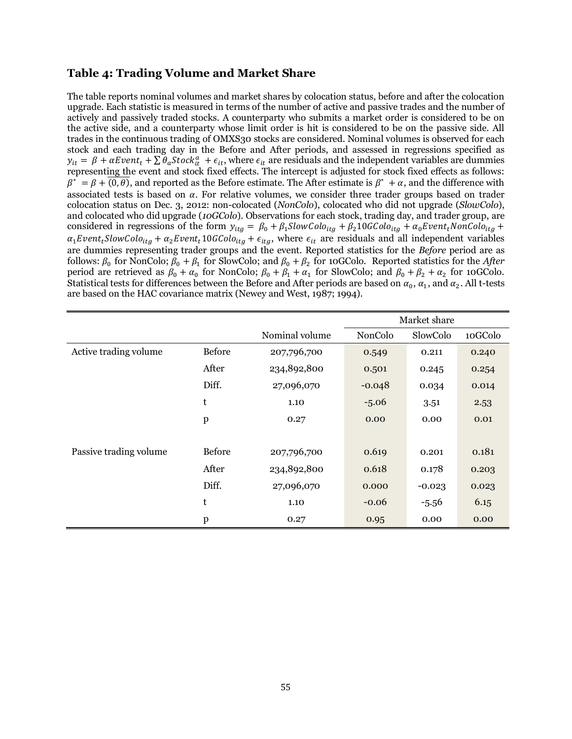## Table 4: Trading Volume and Market Share

The table reports nominal volumes and market shares by colocation status, before and after the colocation upgrade. Each statistic is measured in terms of the number of active and passive trades and the number of actively and passively traded stocks. A counterparty who submits a market order is considered to be on the active side, and a counterparty whose limit order is hit is considered to be on the passive side. All trades in the continuous trading of OMXS30 stocks are considered. Nominal volumes is observed for each stock and each trading day in the Before and After periods, and assessed in regressions specified as $y_{it} = \beta + \alpha Event_t + \sum \theta_a Stock_{it}^a + \epsilon_{it}$, where $\epsilon_{it}$ are residuals and the independent variables are dummies representing the event and stock fixed effects. The intercept is adjusted for stock fixed effects as follows: $\beta^* = \beta + \overline{(0, \theta)}$, and reported as the Before estimate. The After estimate is $\beta^* + \alpha$, and the difference with associated tests is based on $\alpha$. For relative volumes, we consider three trader groups based on trader colocation status on Dec. 3, 2012: non-colocated (*NonColo*), colocated who did not upgrade (*SlowColo*), and colocated who did upgrade (*10GColo*). Observations for each stock, trading day, and trader group, are considered in regressions of the form $y_{itg} = \beta_0 + \beta_1 SlowColo_{itg} + \beta_2 10GColo_{itg} + \alpha_0 Event_t NonColo_{itg} + \alpha_1 Event_t SlowColo_{itg} + \alpha_2 Event_t 10GColo_{itg} + \epsilon_{itg}$, where $\epsilon_{it}$ are residuals and all independent variables are dummies representing trader groups and the event. Reported statistics for the *Before* period are as follows: $\beta_0$ for NonColo; $\beta_0 + \beta_1$ for SlowColo; and $\beta_0 + \beta_2$ for 10GColo. Reported statistics for the *After* period are retrieved as $\beta_0 + \alpha_0$ for NonColo; $\beta_0 + \beta_1 + \alpha_1$ for SlowColo; and $\beta_0 + \beta_2 + \alpha_2$ for 10GColo. Statistical tests for differences between the Before and After periods are based on $\alpha_0$, $\alpha_1$, and $\alpha_2$. All t-tests are based on the HAC covariance matrix (Newey and West, 1987; 1994).

| | | | Market share | | |
|---|---|---|---|---|---|
| | | Nominal volume | NonColo | SlowColo | 10GColo |
| Active trading volume | Before | 207,796,700 | 0.549 | 0.211 | 0.240 |
| | After | 234,892,800 | 0.501 | 0.245 | 0.254 |
| | Diff. | 27,096,070 | -0.048 | 0.034 | 0.014 |
| | t | 1.10 | -5.06 | 3.51 | 2.53 |
| | p | 0.27 | 0.00 | 0.00 | 0.01 |
| Passive trading volume | Before | 207,796,700 | 0.619 | 0.201 | 0.181 |
| | After | 234,892,800 | 0.618 | 0.178 | 0.203 |
| | Diff. | 27,096,070 | 0.000 | -0.023 | 0.023 |
| | t | 1.10 | -0.06 | -5.56 | 6.15 |
| | p | 0.27 | 0.95 | 0.00 | 0.00 |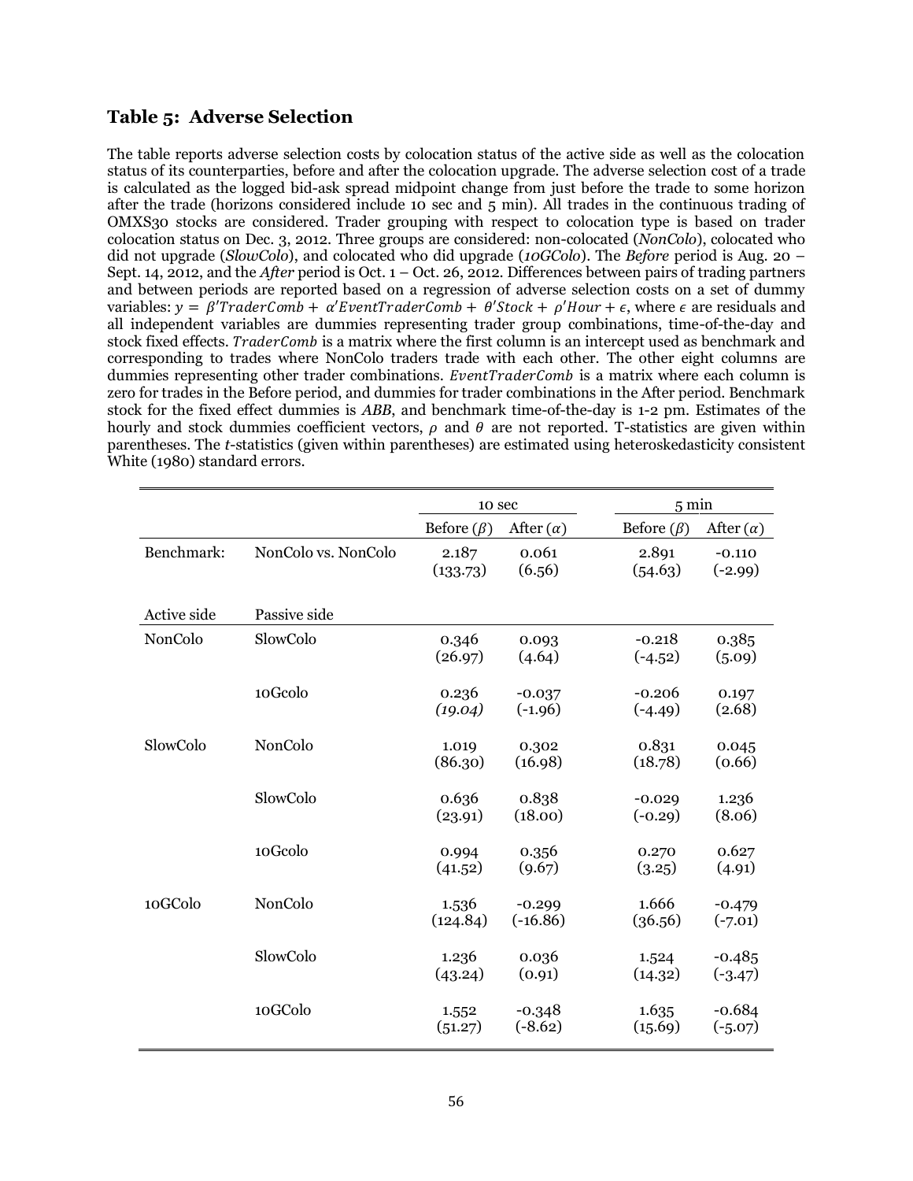## Table 5: Adverse Selection

The table reports adverse selection costs by colocation status of the active side as well as the colocation status of its counterparties, before and after the colocation upgrade. The adverse selection cost of a trade is calculated as the logged bid-ask spread midpoint change from just before the trade to some horizon after the trade (horizons considered include 10 sec and 5 min). All trades in the continuous trading of OMXS30 stocks are considered. Trader grouping with respect to colocation type is based on trader colocation status on Dec. 3, 2012. Three groups are considered: non-colocated (*NonColo*), colocated who did not upgrade (*SlowColo*), and colocated who did upgrade (*10GColo*). The *Before* period is Aug. 20 – Sept. 14, 2012, and the *After* period is Oct. 1 – Oct. 26, 2012. Differences between pairs of trading partners and between periods are reported based on a regression of adverse selection costs on a set of dummy variables: $y = \beta' TraderComb + \alpha' EventTraderComb + \theta' Stock + \rho' Hour + \epsilon$, where $\epsilon$ are residuals and all independent variables are dummies representing trader group combinations, time-of-the-day and stock fixed effects. $TraderComb$ is a matrix where the first column is an intercept used as benchmark and corresponding to trades where NonColo traders trade with each other. The other eight columns are dummies representing other trader combinations. $EventTraderComb$ is a matrix where each column is zero for trades in the Before period, and dummies for trader combinations in the After period. Benchmark stock for the fixed effect dummies is *ABB*, and benchmark time-of-the-day is 1-2 pm. Estimates of the hourly and stock dummies coefficient vectors, $\rho$ and $\theta$ are not reported. T-statistics are given within parentheses. The *t*-statistics (given within parentheses) are estimated using heteroskedasticity consistent White (1980) standard errors.

| | | 10 sec | | 5 min | |
|---|---|---|---|---|---|
| | | Before ($\beta$) | After ($\alpha$) | Before ($\beta$) | After ($\alpha$) |
| Benchmark: | NonColo vs. NonColo | 2.187 | 0.061 | 2.891 | -0.110 |
| | | (133.73) | (6.56) | (54.63) | (-2.99) |
| Active side | Passive side | | | | |
| NonColo | SlowColo | 0.346 | 0.093 | -0.218 | 0.385 |
| | | (26.97) | (4.64) | (-4.52) | (5.09) |
| | 10Gcolo | 0.236 | -0.037 | -0.206 | 0.197 |
| | | *(19.04)* | (-1.96) | (-4.49) | (2.68) |
| SlowColo | NonColo | 1.019 | 0.302 | 0.831 | 0.045 |
| | | (86.30) | (16.98) | (18.78) | (0.66) |
| | SlowColo | 0.636 | 0.838 | -0.029 | 1.236 |
| | | (23.91) | (18.00) | (-0.29) | (8.06) |
| | 10Gcolo | 0.994 | 0.356 | 0.270 | 0.627 |
| | | (41.52) | (9.67) | (3.25) | (4.91) |
| 10GColo | NonColo | 1.536 | -0.299 | 1.666 | -0.479 |
| | | (124.84) | (-16.86) | (36.56) | (-7.01) |
| | SlowColo | 1.236 | 0.036 | 1.524 | -0.485 |
| | | (43.24) | (0.91) | (14.32) | (-3.47) |
| | 10GColo | 1.552 | -0.348 | 1.635 | -0.684 |
| | | (51.27) | (-8.62) | (15.69) | (-5.07) |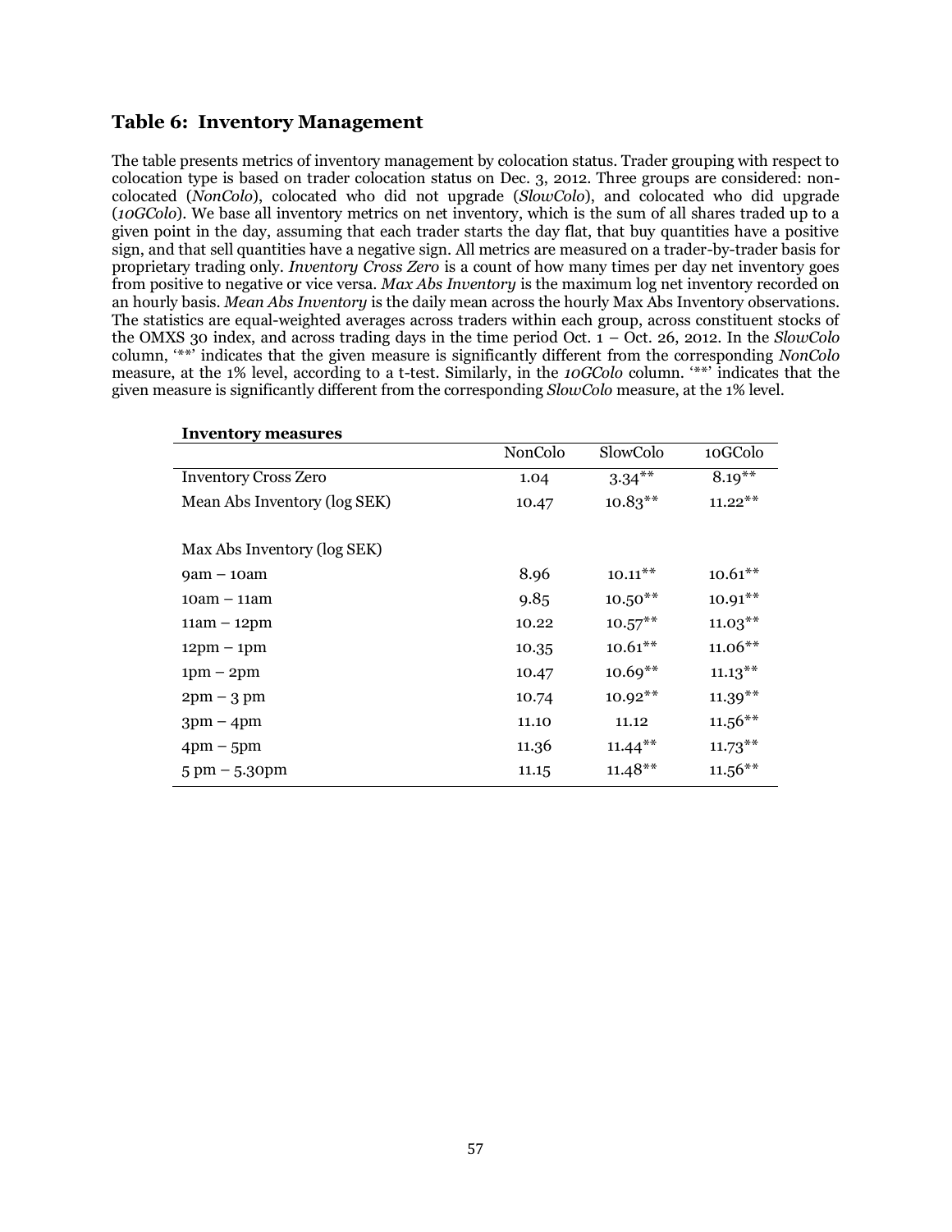## Table 6: Inventory Management

The table presents metrics of inventory management by colocation status. Trader grouping with respect to colocation type is based on trader colocation status on Dec. 3, 2012. Three groups are considered: non-colocated (*NonColo*), colocated who did not upgrade (*SlowColo*), and colocated who did upgrade (*10GColo*). We base all inventory metrics on net inventory, which is the sum of all shares traded up to a given point in the day, assuming that each trader starts the day flat, that buy quantities have a positive sign, and that sell quantities have a negative sign. All metrics are measured on a trader-by-trader basis for proprietary trading only. *Inventory Cross Zero* is a count of how many times per day net inventory goes from positive to negative or vice versa. *Max Abs Inventory* is the maximum log net inventory recorded on an hourly basis. *Mean Abs Inventory* is the daily mean across the hourly Max Abs Inventory observations. The statistics are equal-weighted averages across traders within each group, across constituent stocks of the OMXS 30 index, and across trading days in the time period Oct. 1 – Oct. 26, 2012. In the *SlowColo* column, '**' indicates that the given measure is significantly different from the corresponding *NonColo* measure, at the 1% level, according to a t-test. Similarly, in the *10GColo* column. '**' indicates that the given measure is significantly different from the corresponding *SlowColo* measure, at the 1% level.

**Inventory measures**

| | NonColo | SlowColo | 10GColo |
|---|---|---|---|
| Inventory Cross Zero | 1.04 | 3.34** | 8.19** |
| Mean Abs Inventory (log SEK) | 10.47 | 10.83** | 11.22** |
| | | | |
| Max Abs Inventory (log SEK) | | | |
| 9am – 10am | 8.96 | 10.11** | 10.61** |
| 10am – 11am | 9.85 | 10.50** | 10.91** |
| 11am – 12pm | 10.22 | 10.57** | 11.03** |
| 12pm – 1pm | 10.35 | 10.61** | 11.06** |
| 1pm – 2pm | 10.47 | 10.69** | 11.13** |
| 2pm – 3 pm | 10.74 | 10.92** | 11.39** |
| 3pm – 4pm | 11.10 | 11.12 | 11.56** |
| 4pm – 5pm | 11.36 | 11.44** | 11.73** |
| 5 pm – 5.30pm | 11.15 | 11.48** | 11.56** |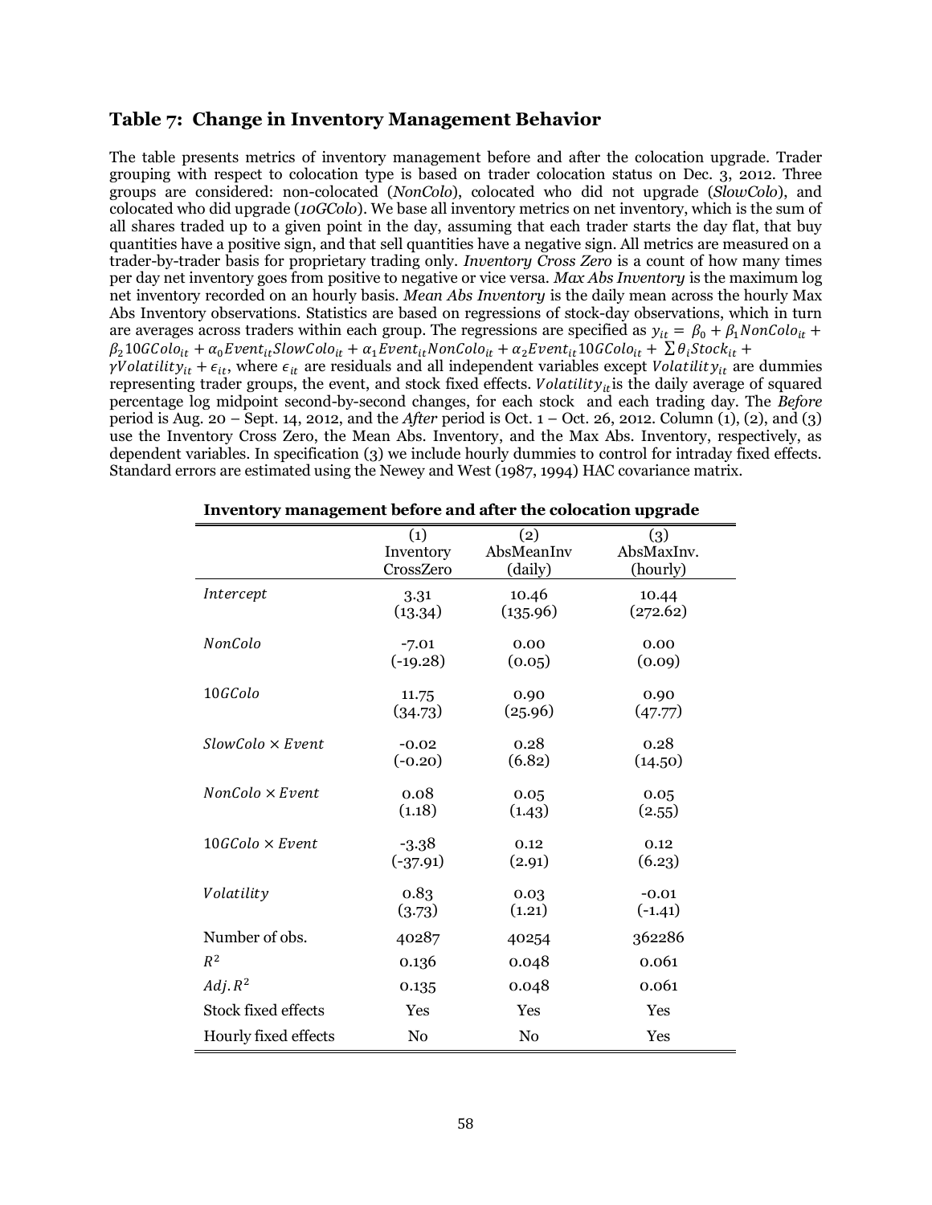## Table 7: Change in Inventory Management Behavior

The table presents metrics of inventory management before and after the colocation upgrade. Trader grouping with respect to colocation type is based on trader colocation status on Dec. 3, 2012. Three groups are considered: non-colocated (*NonColo*), colocated who did not upgrade (*SlowColo*), and colocated who did upgrade (*10GColo*). We base all inventory metrics on net inventory, which is the sum of all shares traded up to a given point in the day, assuming that each trader starts the day flat, that buy quantities have a positive sign, and that sell quantities have a negative sign. All metrics are measured on a trader-by-trader basis for proprietary trading only. *Inventory Cross Zero* is a count of how many times per day net inventory goes from positive to negative or vice versa. *Max Abs Inventory* is the maximum log net inventory recorded on an hourly basis. *Mean Abs Inventory* is the daily mean across the hourly Max Abs Inventory observations. Statistics are based on regressions of stock-day observations, which in turn are averages across traders within each group. The regressions are specified as $y_{it} = \beta_0 + \beta_1 NonColo_{it} + \beta_2 10GColo_{it} + \alpha_0 Event_{it} SlowColo_{it} + \alpha_1 Event_{it} NonColo_{it} + \alpha_2 Event_{it} 10GColo_{it} + \sum \theta_i Stock_{it} + \gamma Volatility_{it} + \epsilon_{it}$, where $\epsilon_{it}$ are residuals and all independent variables except $Volatility_{it}$ are dummies representing trader groups, the event, and stock fixed effects. $Volatility_{it}$ is the daily average of squared percentage log midpoint second-by-second changes, for each stock and each trading day. The *Before* period is Aug. 20 – Sept. 14, 2012, and the *After* period is Oct. 1 – Oct. 26, 2012. Column (1), (2), and (3) use the Inventory Cross Zero, the Mean Abs. Inventory, and the Max Abs. Inventory, respectively, as dependent variables. In specification (3) we include hourly dummies to control for intraday fixed effects. Standard errors are estimated using the Newey and West (1987, 1994) HAC covariance matrix.

**Inventory management before and after the colocation upgrade**

| | (1) Inventory CrossZero | (2) AbsMeanInv (daily) | (3) AbsMaxInv. (hourly) |
|---|---|---|---|
| *Intercept* | 3.31 | 10.46 | 10.44 |
| | (13.34) | (135.96) | (272.62) |
| *NonColo* | -7.01 | 0.00 | 0.00 |
| | (-19.28) | (0.05) | (0.09) |
| *10GColo* | 11.75 | 0.90 | 0.90 |
| | (34.73) | (25.96) | (47.77) |
| $SlowColo \times Event$ | -0.02 | 0.28 | 0.28 |
| | (-0.20) | (6.82) | (14.50) |
| $NonColo \times Event$ | 0.08 | 0.05 | 0.05 |
| | (1.18) | (1.43) | (2.55) |
| $10GColo \times Event$ | -3.38 | 0.12 | 0.12 |
| | (-37.91) | (2.91) | (6.23) |
| *Volatility* | 0.83 | 0.03 | -0.01 |
| | (3.73) | (1.21) | (-1.41) |
| Number of obs. | 40287 | 40254 | 362286 |
| $R^2$ | 0.136 | 0.048 | 0.061 |
| $Adj. R^2$ | 0.135 | 0.048 | 0.061 |
| Stock fixed effects | Yes | Yes | Yes |
| Hourly fixed effects | No | No | Yes |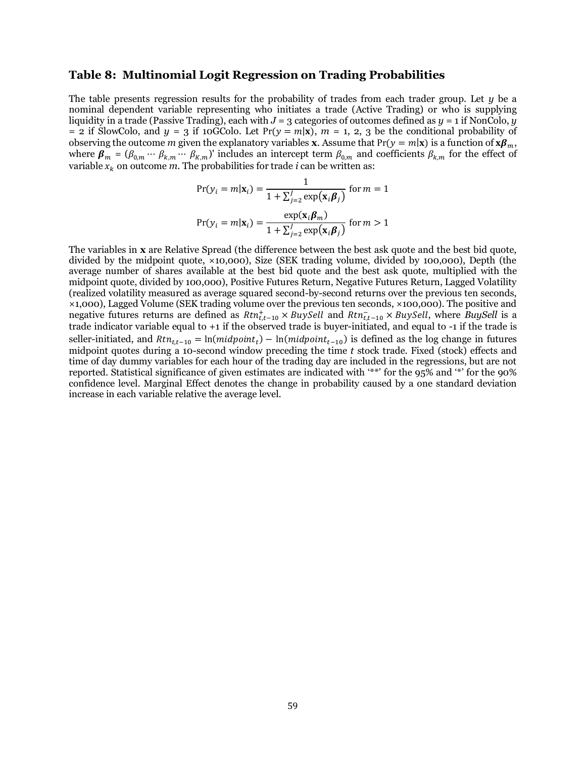## Table 8: Multinomial Logit Regression on Trading Probabilities

The table presents regression results for the probability of trades from each trader group. Let $y$ be a nominal dependent variable representing who initiates a trade (Active Trading) or who is supplying liquidity in a trade (Passive Trading), each with $J$ = 3 categories of outcomes defined as $y$ = 1 if NonColo, $y$ = 2 if SlowColo, and $y$ = 3 if 10GColo. Let $\Pr(y = m|\mathbf{x})$, $m$ = 1, 2, 3 be the conditional probability of observing the outcome $m$ given the explanatory variables $\mathbf{x}$. Assume that $\Pr(y = m|\mathbf{x})$ is a function of $\mathbf{x}\boldsymbol{\beta}_m$, where $\boldsymbol{\beta}_m = (\beta_{0,m} \cdots \beta_{k,m} \cdots \beta_{K,m})'$ includes an intercept term $\beta_{0,m}$ and coefficients $\beta_{k,m}$ for the effect of variable $x_k$ on outcome $m$. The probabilities for trade $i$ can be written as:

$$\Pr(y_i = m|\mathbf{x}_i) = \frac{1}{1 + \sum_{j=2}^{J} \exp(\mathbf{x}_i \boldsymbol{\beta}_j)} \text{ for } m = 1$$

$$\Pr(y_i = m|\mathbf{x}_i) = \frac{\exp(\mathbf{x}_i \boldsymbol{\beta}_m)}{1 + \sum_{j=2}^{J} \exp(\mathbf{x}_i \boldsymbol{\beta}_j)} \text{ for } m > 1$$

The variables in $\mathbf{x}$ are Relative Spread (the difference between the best ask quote and the best bid quote, divided by the midpoint quote, ×10,000), Size (SEK trading volume, divided by 100,000), Depth (the average number of shares available at the best bid quote and the best ask quote, multiplied with the midpoint quote, divided by 100,000), Positive Futures Return, Negative Futures Return, Lagged Volatility (realized volatility measured as average squared second-by-second returns over the previous ten seconds, ×1,000), Lagged Volume (SEK trading volume over the previous ten seconds, ×100,000). The positive and negative futures returns are defined as $Rtn^{+}_{t,t-10} \times BuySell$ and $Rtn^{-}_{t,t-10} \times BuySell$, where $BuySell$ is a trade indicator variable equal to +1 if the observed trade is buyer-initiated, and equal to -1 if the trade is seller-initiated, and $Rtn_{t,t-10} = \ln(midpoint_t) - \ln(midpoint_{t-10})$ is defined as the log change in futures midpoint quotes during a 10-second window preceding the time $t$ stock trade. Fixed (stock) effects and time of day dummy variables for each hour of the trading day are included in the regressions, but are not reported. Statistical significance of given estimates are indicated with '**' for the 95% and '*' for the 90% confidence level. Marginal Effect denotes the change in probability caused by a one standard deviation increase in each variable relative the average level.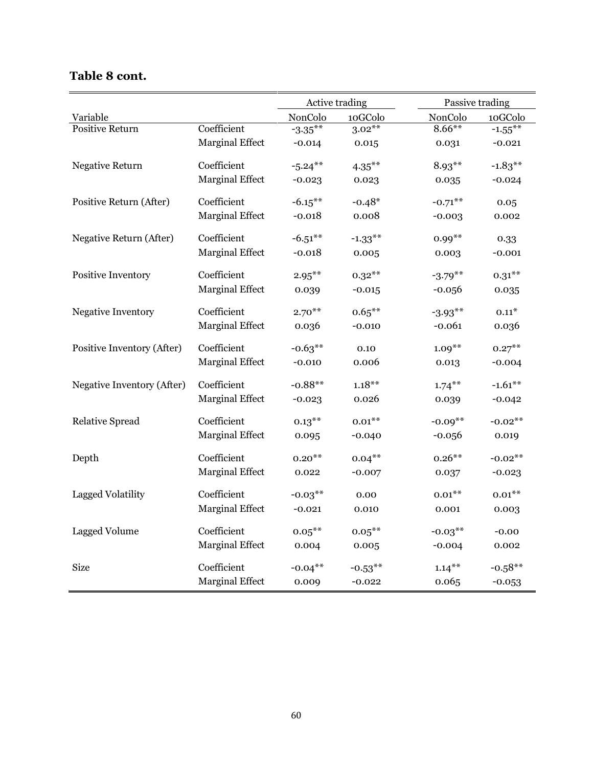## Table 8 cont.

| Variable | | Active trading | | Passive trading | |
|---|---|---|---|---|---|
| | | NonColo | 10GColo | NonColo | 10GColo |
| Positive Return | Coefficient | -3.35** | 3.02** | 8.66** | -1.55** |
| | Marginal Effect | -0.014 | 0.015 | 0.031 | -0.021 |
| Negative Return | Coefficient | -5.24** | 4.35** | 8.93** | -1.83** |
| | Marginal Effect | -0.023 | 0.023 | 0.035 | -0.024 |
| Positive Return (After) | Coefficient | -6.15** | -0.48* | -0.71** | 0.05 |
| | Marginal Effect | -0.018 | 0.008 | -0.003 | 0.002 |
| Negative Return (After) | Coefficient | -6.51** | -1.33** | 0.99** | 0.33 |
| | Marginal Effect | -0.018 | 0.005 | 0.003 | -0.001 |
| Positive Inventory | Coefficient | 2.95** | 0.32** | -3.79** | 0.31** |
| | Marginal Effect | 0.039 | -0.015 | -0.056 | 0.035 |
| Negative Inventory | Coefficient | 2.70** | 0.65** | -3.93** | 0.11* |
| | Marginal Effect | 0.036 | -0.010 | -0.061 | 0.036 |
| Positive Inventory (After) | Coefficient | -0.63** | 0.10 | 1.09** | 0.27** |
| | Marginal Effect | -0.010 | 0.006 | 0.013 | -0.004 |
| Negative Inventory (After) | Coefficient | -0.88** | 1.18** | 1.74** | -1.61** |
| | Marginal Effect | -0.023 | 0.026 | 0.039 | -0.042 |
| Relative Spread | Coefficient | 0.13** | 0.01** | -0.09** | -0.02** |
| | Marginal Effect | 0.095 | -0.040 | -0.056 | 0.019 |
| Depth | Coefficient | 0.20** | 0.04** | 0.26** | -0.02** |
| | Marginal Effect | 0.022 | -0.007 | 0.037 | -0.023 |
| Lagged Volatility | Coefficient | -0.03** | 0.00 | 0.01** | 0.01** |
| | Marginal Effect | -0.021 | 0.010 | 0.001 | 0.003 |
| Lagged Volume | Coefficient | 0.05** | 0.05** | -0.03** | -0.00 |
| | Marginal Effect | 0.004 | 0.005 | -0.004 | 0.002 |
| Size | Coefficient | -0.04** | -0.53** | 1.14** | -0.58** |
| | Marginal Effect | 0.009 | -0.022 | 0.065 | -0.053 |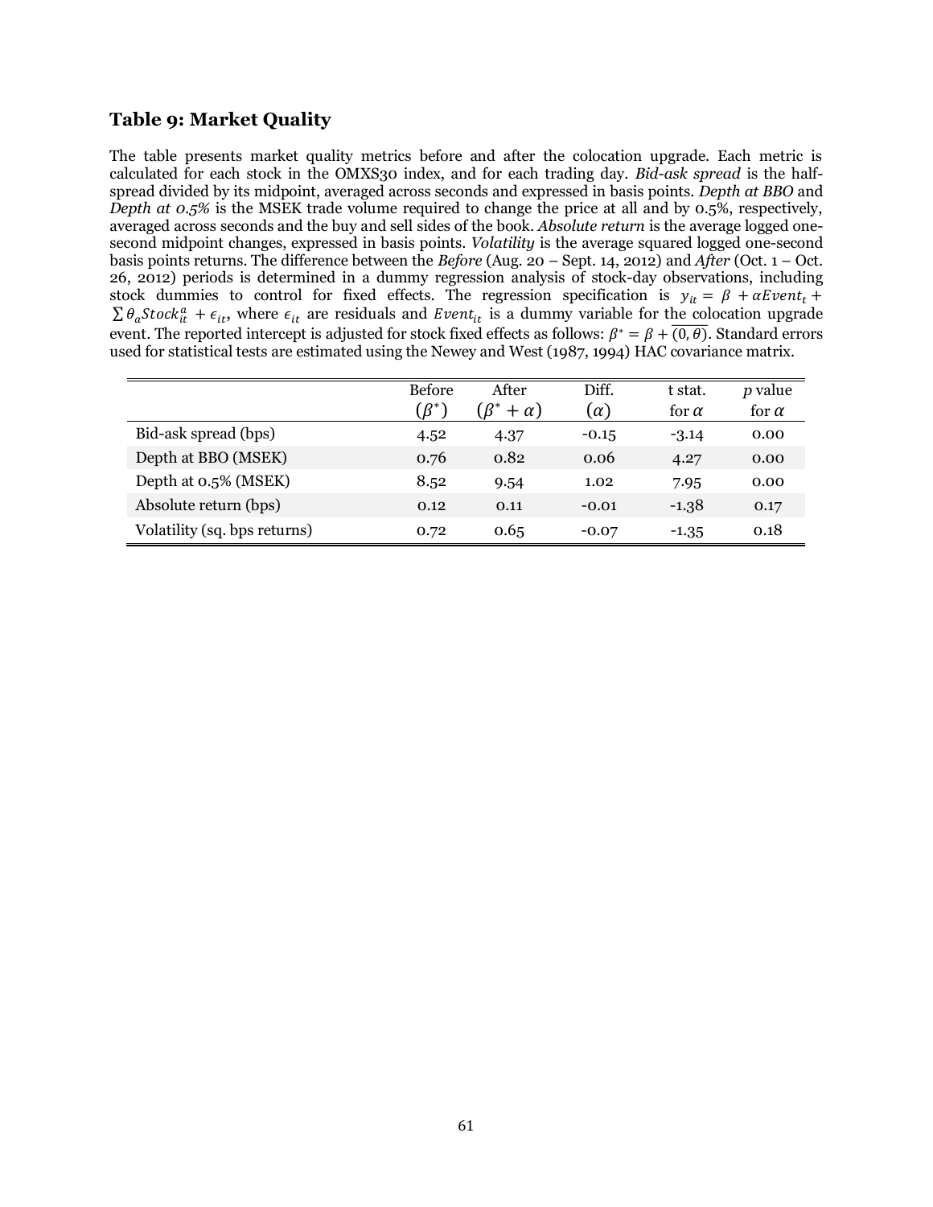## Table 9: Market Quality

The table presents market quality metrics before and after the colocation upgrade. Each metric is calculated for each stock in the OMXS30 index, and for each trading day. *Bid-ask spread* is the half-spread divided by its midpoint, averaged across seconds and expressed in basis points. *Depth at BBO* and *Depth at 0.5%* is the MSEK trade volume required to change the price at all and by 0.5%, respectively, averaged across seconds and the buy and sell sides of the book. *Absolute return* is the average logged one-second midpoint changes, expressed in basis points. *Volatility* is the average squared logged one-second basis points returns. The difference between the *Before* (Aug. 20 – Sept. 14, 2012) and *After* (Oct. 1 – Oct. 26, 2012) periods is determined in a dummy regression analysis of stock-day observations, including stock dummies to control for fixed effects. The regression specification is $y_{it} = \beta + \alpha Event_t + \sum \theta_a Stock_{it}^a + \epsilon_{it}$, where $\epsilon_{it}$ are residuals and $Event_{it}$ is a dummy variable for the colocation upgrade event. The reported intercept is adjusted for stock fixed effects as follows: $\beta^* = \beta + \overline{(0, \theta)}$. Standard errors used for statistical tests are estimated using the Newey and West (1987, 1994) HAC covariance matrix.

| | Before ($\beta^*$) | After ($\beta^* + \alpha$) | Diff. ($\alpha$) | t stat. for $\alpha$ | *p* value for $\alpha$ |
|---|---|---|---|---|---|
| Bid-ask spread (bps) | 4.52 | 4.37 | -0.15 | -3.14 | 0.00 |
| Depth at BBO (MSEK) | 0.76 | 0.82 | 0.06 | 4.27 | 0.00 |
| Depth at 0.5% (MSEK) | 8.52 | 9.54 | 1.02 | 7.95 | 0.00 |
| Absolute return (bps) | 0.12 | 0.11 | -0.01 | -1.38 | 0.17 |
| Volatility (sq. bps returns) | 0.72 | 0.65 | -0.07 | -1.35 | 0.18 |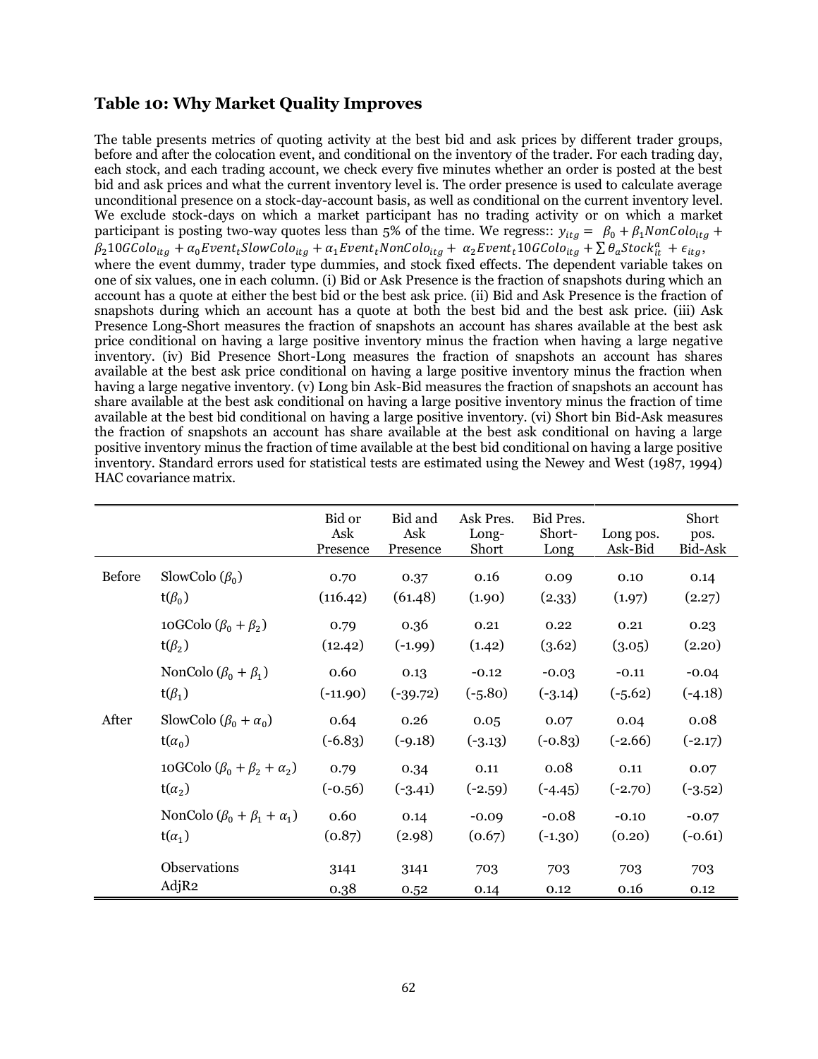## Table 10: Why Market Quality Improves

The table presents metrics of quoting activity at the best bid and ask prices by different trader groups, before and after the colocation event, and conditional on the inventory of the trader. For each trading day, each stock, and each trading account, we check every five minutes whether an order is posted at the best bid and ask prices and what the current inventory level is. The order presence is used to calculate average unconditional presence on a stock-day-account basis, as well as conditional on the current inventory level. We exclude stock-days on which a market participant has no trading activity or on which a market participant is posting two-way quotes less than 5% of the time. We regress:: $y_{itg} = \beta_0 + \beta_1 NonColo_{itg} + \beta_2 10GColo_{itg} + \alpha_0 Event_t SlowColo_{itg} + \alpha_1 Event_t NonColo_{itg} + \alpha_2 Event_t 10GColo_{itg} + \sum \theta_a Stock_{it}^a + \epsilon_{itg}$, where the event dummy, trader type dummies, and stock fixed effects. The dependent variable takes on one of six values, one in each column. (i) Bid or Ask Presence is the fraction of snapshots during which an account has a quote at either the best bid or the best ask price. (ii) Bid and Ask Presence is the fraction of snapshots during which an account has a quote at both the best bid and the best ask price. (iii) Ask Presence Long-Short measures the fraction of snapshots an account has shares available at the best ask price conditional on having a large positive inventory minus the fraction when having a large negative inventory. (iv) Bid Presence Short-Long measures the fraction of snapshots an account has shares available at the best ask price conditional on having a large positive inventory minus the fraction when having a large negative inventory. (v) Long bin Ask-Bid measures the fraction of snapshots an account has share available at the best ask conditional on having a large positive inventory minus the fraction of time available at the best bid conditional on having a large positive inventory. (vi) Short bin Bid-Ask measures the fraction of snapshots an account has share available at the best ask conditional on having a large positive inventory minus the fraction of time available at the best bid conditional on having a large positive inventory. Standard errors used for statistical tests are estimated using the Newey and West (1987, 1994) HAC covariance matrix.

| | | Bid or Ask Presence | Bid and Ask Presence | Ask Pres. Long-Short | Bid Pres. Short-Long | Long pos. Ask-Bid | Short pos. Bid-Ask |
|---|---|---|---|---|---|---|---|
| Before | SlowColo ($\beta_0$) | 0.70 | 0.37 | 0.16 | 0.09 | 0.10 | 0.14 |
| | t($\beta_0$) | (116.42) | (61.48) | (1.90) | (2.33) | (1.97) | (2.27) |
| | 10GColo ($\beta_0 + \beta_2$) | 0.79 | 0.36 | 0.21 | 0.22 | 0.21 | 0.23 |
| | t($\beta_2$) | (12.42) | (-1.99) | (1.42) | (3.62) | (3.05) | (2.20) |
| | NonColo ($\beta_0 + \beta_1$) | 0.60 | 0.13 | -0.12 | -0.03 | -0.11 | -0.04 |
| | t($\beta_1$) | (-11.90) | (-39.72) | (-5.80) | (-3.14) | (-5.62) | (-4.18) |
| After | SlowColo ($\beta_0 + \alpha_0$) | 0.64 | 0.26 | 0.05 | 0.07 | 0.04 | 0.08 |
| | t($\alpha_0$) | (-6.83) | (-9.18) | (-3.13) | (-0.83) | (-2.66) | (-2.17) |
| | 10GColo ($\beta_0 + \beta_2 + \alpha_2$) | 0.79 | 0.34 | 0.11 | 0.08 | 0.11 | 0.07 |
| | t($\alpha_2$) | (-0.56) | (-3.41) | (-2.59) | (-4.45) | (-2.70) | (-3.52) |
| | NonColo ($\beta_0 + \beta_1 + \alpha_1$) | 0.60 | 0.14 | -0.09 | -0.08 | -0.10 | -0.07 |
| | t($\alpha_1$) | (0.87) | (2.98) | (0.67) | (-1.30) | (0.20) | (-0.61) |
| | Observations | 3141 | 3141 | 703 | 703 | 703 | 703 |
| | AdjR2 | 0.38 | 0.52 | 0.14 | 0.12 | 0.16 | 0.12 |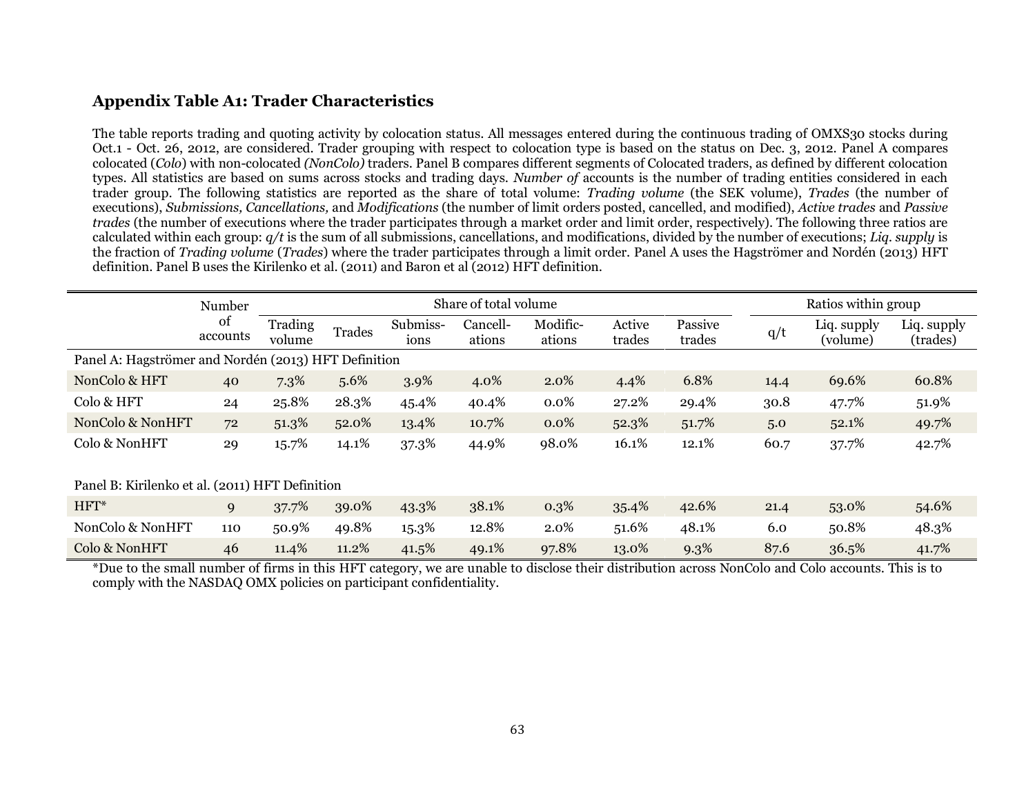## Appendix Table A1: Trader Characteristics

The table reports trading and quoting activity by colocation status. All messages entered during the continuous trading of OMXS30 stocks during Oct.1 - Oct. 26, 2012, are considered. Trader grouping with respect to colocation type is based on the status on Dec. 3, 2012. Panel A compares colocated (*Colo*) with non-colocated *(NonColo)* traders. Panel B compares different segments of Colocated traders, as defined by different colocation types. All statistics are based on sums across stocks and trading days. *Number of* accounts is the number of trading entities considered in each trader group. The following statistics are reported as the share of total volume: *Trading volume* (the SEK volume), *Trades* (the number of executions), *Submissions, Cancellations,* and *Modifications* (the number of limit orders posted, cancelled, and modified), *Active trades* and *Passive trades* (the number of executions where the trader participates through a market order and limit order, respectively). The following three ratios are calculated within each group: *q/t* is the sum of all submissions, cancellations, and modifications, divided by the number of executions; *Liq. supply* is the fraction of *Trading volume* (*Trades*) where the trader participates through a limit order. Panel A uses the Hagströmer and Nordén (2013) HFT definition. Panel B uses the Kirilenko et al. (2011) and Baron et al (2012) HFT definition.

| | Number of accounts | Share of total volume | | | | | | | Ratios within group | | |
|---|---|---|---|---|---|---|---|---|---|---|---|
| | | Trading volume | Trades | Submissions | Cancellations | Modifications | Active trades | Passive trades | q/t | Liq. supply (volume) | Liq. supply (trades) |
| Panel A: Hagströmer and Nordén (2013) HFT Definition | | | | | | | | | | | |
| NonColo & HFT | 40 | 7.3% | 5.6% | 3.9% | 4.0% | 2.0% | 4.4% | 6.8% | 14.4 | 69.6% | 60.8% |
| Colo & HFT | 24 | 25.8% | 28.3% | 45.4% | 40.4% | 0.0% | 27.2% | 29.4% | 30.8 | 47.7% | 51.9% |
| NonColo & NonHFT | 72 | 51.3% | 52.0% | 13.4% | 10.7% | 0.0% | 52.3% | 51.7% | 5.0 | 52.1% | 49.7% |
| Colo & NonHFT | 29 | 15.7% | 14.1% | 37.3% | 44.9% | 98.0% | 16.1% | 12.1% | 60.7 | 37.7% | 42.7% |
| Panel B: Kirilenko et al. (2011) HFT Definition | | | | | | | | | | | |
| HFT* | 9 | 37.7% | 39.0% | 43.3% | 38.1% | 0.3% | 35.4% | 42.6% | 21.4 | 53.0% | 54.6% |
| NonColo & NonHFT | 110 | 50.9% | 49.8% | 15.3% | 12.8% | 2.0% | 51.6% | 48.1% | 6.0 | 50.8% | 48.3% |
| Colo & NonHFT | 46 | 11.4% | 11.2% | 41.5% | 49.1% | 97.8% | 13.0% | 9.3% | 87.6 | 36.5% | 41.7% |

*Due to the small number of firms in this HFT category, we are unable to disclose their distribution across NonColo and Colo accounts. This is to comply with the NASDAQ OMX policies on participant confidentiality.